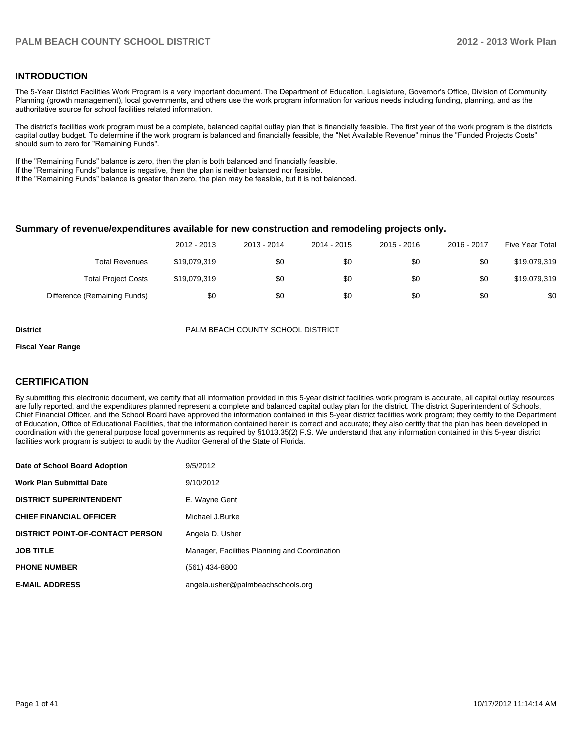## INTRODUCTION

The 5-Year District Facilities Work Program is a very important document. The Department of Education, Legislature, Governor's Office, Division of Community Planning (growth management), local governments, and others use the work program information for various needs including funding, planning, and as the authoritative source for school facilities related information.

The district's facilities work program must be a complete, balanced capital outlay plan that is financially feasible. The first year of the work program is the districts capital outlay budget. To determine if the work program is balanced and financially feasible, the "Net Available Revenue" minus the "Funded Projects Costs" should sum to zero for "Remaining Funds".

If the "Remaining Funds" balance is zero, then the plan is both balanced and financially feasible.
If the "Remaining Funds" balance is negative, then the plan is neither balanced nor feasible.
If the "Remaining Funds" balance is greater than zero, the plan may be feasible, but it is not balanced.

### Summary of revenue/expenditures available for new construction and remodeling projects only.

| | 2012 - 2013 | 2013 - 2014 | 2014 - 2015 | 2015 - 2016 | 2016 - 2017 | Five Year Total |
|---|---|---|---|---|---|---|
| Total Revenues | $19,079,319 | $0 | $0 | $0 | $0 | $19,079,319 |
| Total Project Costs | $19,079,319 | $0 | $0 | $0 | $0 | $19,079,319 |
| Difference (Remaining Funds) | $0 | $0 | $0 | $0 | $0 | $0 |

**District** PALM BEACH COUNTY SCHOOL DISTRICT

**Fiscal Year Range**

## CERTIFICATION

By submitting this electronic document, we certify that all information provided in this 5-year district facilities work program is accurate, all capital outlay resources are fully reported, and the expenditures planned represent a complete and balanced capital outlay plan for the district. The district Superintendent of Schools, Chief Financial Officer, and the School Board have approved the information contained in this 5-year district facilities work program; they certify to the Department of Education, Office of Educational Facilities, that the information contained herein is correct and accurate; they also certify that the plan has been developed in coordination with the general purpose local governments as required by §1013.35(2) F.S. We understand that any information contained in this 5-year district facilities work program is subject to audit by the Auditor General of the State of Florida.

| | |
|---|---|
| **Date of School Board Adoption** | 9/5/2012 |
| **Work Plan Submittal Date** | 9/10/2012 |
| **DISTRICT SUPERINTENDENT** | E. Wayne Gent |
| **CHIEF FINANCIAL OFFICER** | Michael J.Burke |
| **DISTRICT POINT-OF-CONTACT PERSON** | Angela D. Usher |
| **JOB TITLE** | Manager, Facilities Planning and Coordination |
| **PHONE NUMBER** | (561) 434-8800 |
| **E-MAIL ADDRESS** | angela.usher@palmbeachschools.org |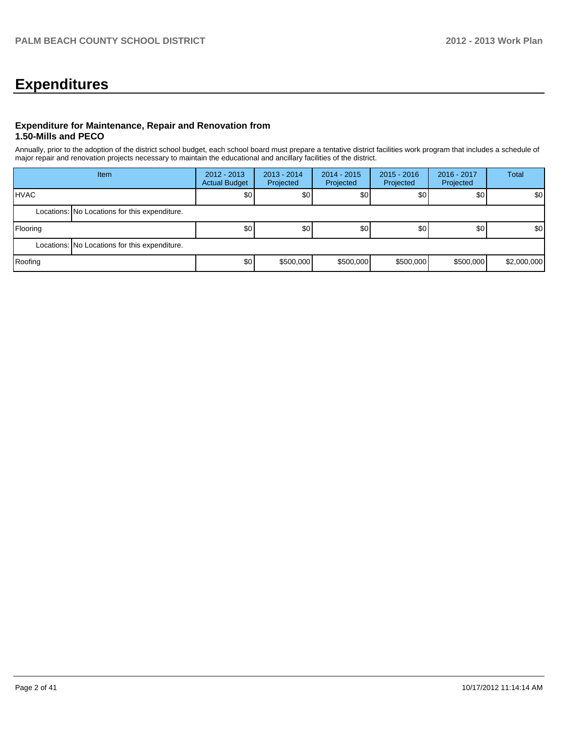# Expenditures

### Expenditure for Maintenance, Repair and Renovation from 1.50-Mills and PECO

Annually, prior to the adoption of the district school budget, each school board must prepare a tentative district facilities work program that includes a schedule of major repair and renovation projects necessary to maintain the educational and ancillary facilities of the district.

| Item | | 2012 - 2013 Actual Budget | 2013 - 2014 Projected | 2014 - 2015 Projected | 2015 - 2016 Projected | 2016 - 2017 Projected | Total |
|---|---|---|---|---|---|---|---|
| HVAC | | $0 | $0 | $0 | $0 | $0 | $0 |
| Locations: | No Locations for this expenditure. | | | | | | |
| Flooring | | $0 | $0 | $0 | $0 | $0 | $0 |
| Locations: | No Locations for this expenditure. | | | | | | |
| Roofing | | $0 | $500,000 | $500,000 | $500,000 | $500,000 | $2,000,000 |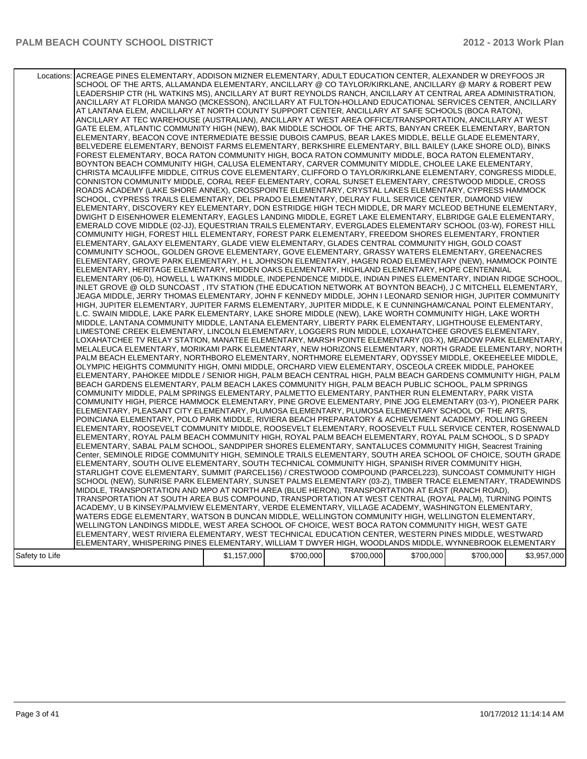| | | | | | | |
|---|---|---|---|---|---|---|
| Locations: | ACREAGE PINES ELEMENTARY, ADDISON MIZNER ELEMENTARY, ADULT EDUCATION CENTER, ALEXANDER W DREYFOOS JR SCHOOL OF THE ARTS, ALLAMANDA ELEMENTARY, ANCILLARY @ CO TAYLOR/KIRKLANE, ANCILLARY @ MARY & ROBERT PEW LEADERSHIP CTR (HL WATKINS MS), ANCILLARY AT BURT REYNOLDS RANCH, ANCILLARY AT CENTRAL AREA ADMINISTRATION, ANCILLARY AT FLORIDA MANGO (MCKESSON), ANCILLARY AT FULTON-HOLLAND EDUCATIONAL SERVICES CENTER, ANCILLARY AT LANTANA ELEM, ANCILLARY AT NORTH COUNTY SUPPORT CENTER, ANCILLARY AT SAFE SCHOOLS (BOCA RATON), ANCILLARY AT TEC WAREHOUSE (AUSTRALIAN), ANCILLARY AT WEST AREA OFFICE/TRANSPORTATION, ANCILLARY AT WEST GATE ELEM, ATLANTIC COMMUNITY HIGH (NEW), BAK MIDDLE SCHOOL OF THE ARTS, BANYAN CREEK ELEMENTARY, BARTON ELEMENTARY, BEACON COVE INTERMEDIATE BESSIE DUBOIS CAMPUS, BEAR LAKES MIDDLE, BELLE GLADE ELEMENTARY, BELVEDERE ELEMENTARY, BENOIST FARMS ELEMENTARY, BERKSHIRE ELEMENTARY, BILL BAILEY (LAKE SHORE OLD), BINKS FOREST ELEMENTARY, BOCA RATON COMMUNITY HIGH, BOCA RATON COMMUNITY MIDDLE, BOCA RATON ELEMENTARY, BOYNTON BEACH COMMUNITY HIGH, CALUSA ELEMENTARY, CARVER COMMUNITY MIDDLE, CHOLEE LAKE ELEMENTARY, CHRISTA MCAULIFFE MIDDLE, CITRUS COVE ELEMENTARY, CLIFFORD O TAYLOR/KIRKLANE ELEMENTARY, CONGRESS MIDDLE, CONNISTON COMMUNITY MIDDLE, CORAL REEF ELEMENTARY, CORAL SUNSET ELEMENTARY, CRESTWOOD MIDDLE, CROSS ROADS ACADEMY (LAKE SHORE ANNEX), CROSSPOINTE ELEMENTARY, CRYSTAL LAKES ELEMENTARY, CYPRESS HAMMOCK SCHOOL, CYPRESS TRAILS ELEMENTARY, DEL PRADO ELEMENTARY, DELRAY FULL SERVICE CENTER, DIAMOND VIEW ELEMENTARY, DISCOVERY KEY ELEMENTARY, DON ESTRIDGE HIGH TECH MIDDLE, DR MARY MCLEOD BETHUNE ELEMENTARY, DWIGHT D EISENHOWER ELEMENTARY, EAGLES LANDING MIDDLE, EGRET LAKE ELEMENTARY, ELBRIDGE GALE ELEMENTARY, EMERALD COVE MIDDLE (02-JJ), EQUESTRIAN TRAILS ELEMENTARY, EVERGLADES ELEMENTARY SCHOOL (03-W), FOREST HILL COMMUNITY HIGH, FOREST HILL ELEMENTARY, FOREST PARK ELEMENTARY, FREEDOM SHORES ELEMENTARY, FRONTIER ELEMENTARY, GALAXY ELEMENTARY, GLADE VIEW ELEMENTARY, GLADES CENTRAL COMMUNITY HIGH, GOLD COAST COMMUNITY SCHOOL, GOLDEN GROVE ELEMENTARY, GOVE ELEMENTARY, GRASSY WATERS ELEMENTARY, GREENACRES ELEMENTARY, GROVE PARK ELEMENTARY, H L JOHNSON ELEMENTARY, HAGEN ROAD ELEMENTARY (NEW), HAMMOCK POINTE ELEMENTARY, HERITAGE ELEMENTARY, HIDDEN OAKS ELEMENTARY, HIGHLAND ELEMENTARY, HOPE CENTENNIAL ELEMENTARY (06-D), HOWELL L WATKINS MIDDLE, INDEPENDENCE MIDDLE, INDIAN PINES ELEMENTARY, INDIAN RIDGE SCHOOL, INLET GROVE @ OLD SUNCOAST , ITV STATION (THE EDUCATION NETWORK AT BOYNTON BEACH), J C MITCHELL ELEMENTARY, JEAGA MIDDLE, JERRY THOMAS ELEMENTARY, JOHN F KENNEDY MIDDLE, JOHN I LEONARD SENIOR HIGH, JUPITER COMMUNITY HIGH, JUPITER ELEMENTARY, JUPITER FARMS ELEMENTARY, JUPITER MIDDLE, K E CUNNINGHAM/CANAL POINT ELEMENTARY, L.C. SWAIN MIDDLE, LAKE PARK ELEMENTARY, LAKE SHORE MIDDLE (NEW), LAKE WORTH COMMUNITY HIGH, LAKE WORTH MIDDLE, LANTANA COMMUNITY MIDDLE, LANTANA ELEMENTARY, LIBERTY PARK ELEMENTARY, LIGHTHOUSE ELEMENTARY, LIMESTONE CREEK ELEMENTARY, LINCOLN ELEMENTARY, LOGGERS RUN MIDDLE, LOXAHATCHEE GROVES ELEMENTARY, LOXAHATCHEE TV RELAY STATION, MANATEE ELEMENTARY, MARSH POINTE ELEMENTARY (03-X), MEADOW PARK ELEMENTARY, MELALEUCA ELEMENTARY, MORIKAMI PARK ELEMENTARY, NEW HORIZONS ELEMENTARY, NORTH GRADE ELEMENTARY, NORTH PALM BEACH ELEMENTARY, NORTHBORO ELEMENTARY, NORTHMORE ELEMENTARY, ODYSSEY MIDDLE, OKEEHEELEE MIDDLE, OLYMPIC HEIGHTS COMMUNITY HIGH, OMNI MIDDLE, ORCHARD VIEW ELEMENTARY, OSCEOLA CREEK MIDDLE, PAHOKEE ELEMENTARY, PAHOKEE MIDDLE / SENIOR HIGH, PALM BEACH CENTRAL HIGH, PALM BEACH GARDENS COMMUNITY HIGH, PALM BEACH GARDENS ELEMENTARY, PALM BEACH LAKES COMMUNITY HIGH, PALM BEACH PUBLIC SCHOOL, PALM SPRINGS COMMUNITY MIDDLE, PALM SPRINGS ELEMENTARY, PALMETTO ELEMENTARY, PANTHER RUN ELEMENTARY, PARK VISTA COMMUNITY HIGH, PIERCE HAMMOCK ELEMENTARY, PINE GROVE ELEMENTARY, PINE JOG ELEMENTARY (03-Y), PIONEER PARK ELEMENTARY, PLEASANT CITY ELEMENTARY, PLUMOSA ELEMENTARY, PLUMOSA ELEMENTARY SCHOOL OF THE ARTS, POINCIANA ELEMENTARY, POLO PARK MIDDLE, RIVIERA BEACH PREPARATORY & ACHIEVEMENT ACADEMY, ROLLING GREEN ELEMENTARY, ROOSEVELT COMMUNITY MIDDLE, ROOSEVELT ELEMENTARY, ROOSEVELT FULL SERVICE CENTER, ROSENWALD ELEMENTARY, ROYAL PALM BEACH COMMUNITY HIGH, ROYAL PALM BEACH ELEMENTARY, ROYAL PALM SCHOOL, S D SPADY ELEMENTARY, SABAL PALM SCHOOL, SANDPIPER SHORES ELEMENTARY, SANTALUCES COMMUNITY HIGH, Seacrest Training Center, SEMINOLE RIDGE COMMUNITY HIGH, SEMINOLE TRAILS ELEMENTARY, SOUTH AREA SCHOOL OF CHOICE, SOUTH GRADE ELEMENTARY, SOUTH OLIVE ELEMENTARY, SOUTH TECHNICAL COMMUNITY HIGH, SPANISH RIVER COMMUNITY HIGH, STARLIGHT COVE ELEMENTARY, SUMMIT (PARCEL156) / CRESTWOOD COMPOUND (PARCEL223), SUNCOAST COMMUNITY HIGH SCHOOL (NEW), SUNRISE PARK ELEMENTARY, SUNSET PALMS ELEMENTARY (03-Z), TIMBER TRACE ELEMENTARY, TRADEWINDS MIDDLE, TRANSPORTATION AND MPO AT NORTH AREA (BLUE HERON), TRANSPORTATION AT EAST (RANCH ROAD), TRANSPORTATION AT SOUTH AREA BUS COMPOUND, TRANSPORTATION AT WEST CENTRAL (ROYAL PALM), TURNING POINTS ACADEMY, U B KINSEY/PALMVIEW ELEMENTARY, VERDE ELEMENTARY, VILLAGE ACADEMY, WASHINGTON ELEMENTARY, WATERS EDGE ELEMENTARY, WATSON B DUNCAN MIDDLE, WELLINGTON COMMUNITY HIGH, WELLINGTON ELEMENTARY, WELLINGTON LANDINGS MIDDLE, WEST AREA SCHOOL OF CHOICE, WEST BOCA RATON COMMUNITY HIGH, WEST GATE ELEMENTARY, WEST RIVIERA ELEMENTARY, WEST TECHNICAL EDUCATION CENTER, WESTERN PINES MIDDLE, WESTWARD ELEMENTARY, WHISPERING PINES ELEMENTARY, WILLIAM T DWYER HIGH, WOODLANDS MIDDLE, WYNNEBROOK ELEMENTARY | | | | | |
| Safety to Life | $1,157,000 | $700,000 | $700,000 | $700,000 | $700,000 | $3,957,000 |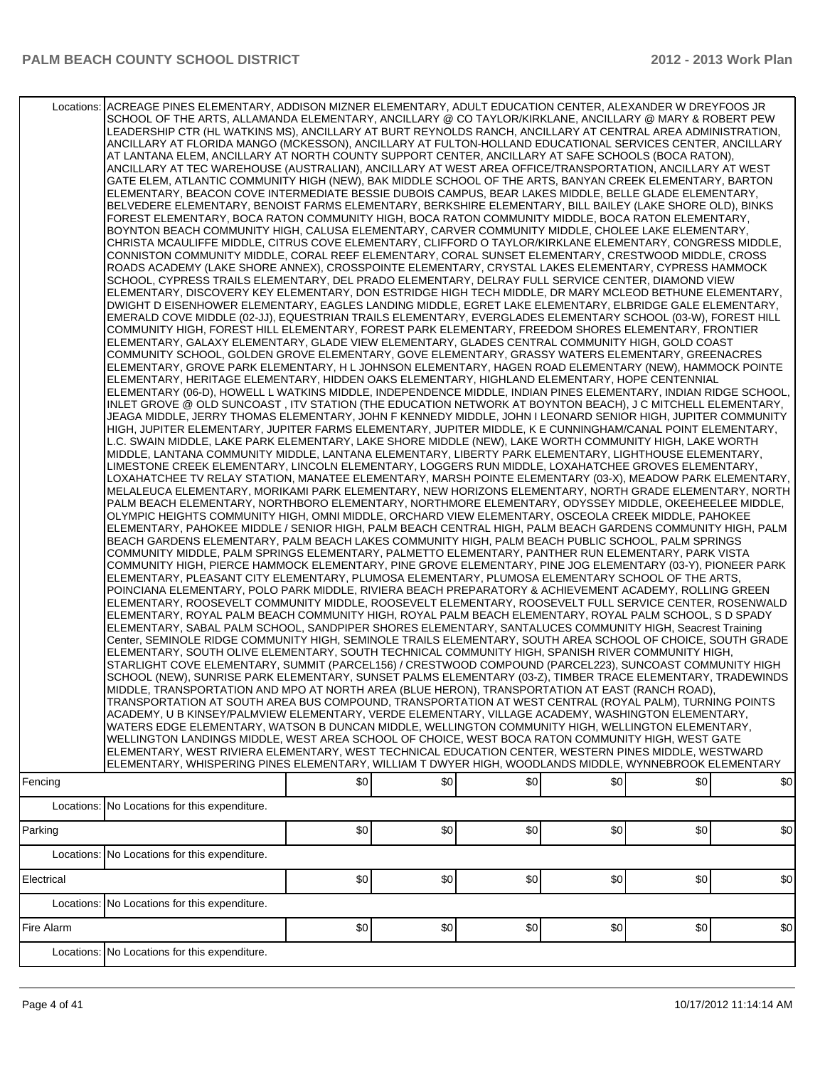| | | | | | | | |
|---|---|---|---|---|---|---|---|
| Locations: | ACREAGE PINES ELEMENTARY, ADDISON MIZNER ELEMENTARY, ADULT EDUCATION CENTER, ALEXANDER W DREYFOOS JR SCHOOL OF THE ARTS, ALLAMANDA ELEMENTARY, ANCILLARY @ CO TAYLOR/KIRKLANE, ANCILLARY @ MARY & ROBERT PEW LEADERSHIP CTR (HL WATKINS MS), ANCILLARY AT BURT REYNOLDS RANCH, ANCILLARY AT CENTRAL AREA ADMINISTRATION, ANCILLARY AT FLORIDA MANGO (MCKESSON), ANCILLARY AT FULTON-HOLLAND EDUCATIONAL SERVICES CENTER, ANCILLARY AT LANTANA ELEM, ANCILLARY AT NORTH COUNTY SUPPORT CENTER, ANCILLARY AT SAFE SCHOOLS (BOCA RATON), ANCILLARY AT TEC WAREHOUSE (AUSTRALIAN), ANCILLARY AT WEST AREA OFFICE/TRANSPORTATION, ANCILLARY AT WEST GATE ELEM, ATLANTIC COMMUNITY HIGH (NEW), BAK MIDDLE SCHOOL OF THE ARTS, BANYAN CREEK ELEMENTARY, BARTON ELEMENTARY, BEACON COVE INTERMEDIATE BESSIE DUBOIS CAMPUS, BEAR LAKES MIDDLE, BELLE GLADE ELEMENTARY, BELVEDERE ELEMENTARY, BENOIST FARMS ELEMENTARY, BERKSHIRE ELEMENTARY, BILL BAILEY (LAKE SHORE OLD), BINKS FOREST ELEMENTARY, BOCA RATON COMMUNITY HIGH, BOCA RATON COMMUNITY MIDDLE, BOCA RATON ELEMENTARY, BOYNTON BEACH COMMUNITY HIGH, CALUSA ELEMENTARY, CARVER COMMUNITY MIDDLE, CHOLEE LAKE ELEMENTARY, CHRISTA MCAULIFFE MIDDLE, CITRUS COVE ELEMENTARY, CLIFFORD O TAYLOR/KIRKLANE ELEMENTARY, CONGRESS MIDDLE, CONNISTON COMMUNITY MIDDLE, CORAL REEF ELEMENTARY, CORAL SUNSET ELEMENTARY, CRESTWOOD MIDDLE, CROSS ROADS ACADEMY (LAKE SHORE ANNEX), CROSSPOINTE ELEMENTARY, CRYSTAL LAKES ELEMENTARY, CYPRESS HAMMOCK SCHOOL, CYPRESS TRAILS ELEMENTARY, DEL PRADO ELEMENTARY, DELRAY FULL SERVICE CENTER, DIAMOND VIEW ELEMENTARY, DISCOVERY KEY ELEMENTARY, DON ESTRIDGE HIGH TECH MIDDLE, DR MARY MCLEOD BETHUNE ELEMENTARY, DWIGHT D EISENHOWER ELEMENTARY, EAGLES LANDING MIDDLE, EGRET LAKE ELEMENTARY, ELBRIDGE GALE ELEMENTARY, EMERALD COVE MIDDLE (02-JJ), EQUESTRIAN TRAILS ELEMENTARY, EVERGLADES ELEMENTARY SCHOOL (03-W), FOREST HILL COMMUNITY HIGH, FOREST HILL ELEMENTARY, FOREST PARK ELEMENTARY, FREEDOM SHORES ELEMENTARY, FRONTIER ELEMENTARY, GALAXY ELEMENTARY, GLADE VIEW ELEMENTARY, GLADES CENTRAL COMMUNITY HIGH, GOLD COAST COMMUNITY SCHOOL, GOLDEN GROVE ELEMENTARY, GOVE ELEMENTARY, GRASSY WATERS ELEMENTARY, GREENACRES ELEMENTARY, GROVE PARK ELEMENTARY, H L JOHNSON ELEMENTARY, HAGEN ROAD ELEMENTARY (NEW), HAMMOCK POINTE ELEMENTARY, HERITAGE ELEMENTARY, HIDDEN OAKS ELEMENTARY, HIGHLAND ELEMENTARY, HOPE CENTENNIAL ELEMENTARY (06-D), HOWELL L WATKINS MIDDLE, INDEPENDENCE MIDDLE, INDIAN PINES ELEMENTARY, INDIAN RIDGE SCHOOL, INLET GROVE @ OLD SUNCOAST , ITV STATION (THE EDUCATION NETWORK AT BOYNTON BEACH), J C MITCHELL ELEMENTARY, JEAGA MIDDLE, JERRY THOMAS ELEMENTARY, JOHN F KENNEDY MIDDLE, JOHN I LEONARD SENIOR HIGH, JUPITER COMMUNITY HIGH, JUPITER ELEMENTARY, JUPITER FARMS ELEMENTARY, JUPITER MIDDLE, K E CUNNINGHAM/CANAL POINT ELEMENTARY, L.C. SWAIN MIDDLE, LAKE PARK ELEMENTARY, LAKE SHORE MIDDLE (NEW), LAKE WORTH COMMUNITY HIGH, LAKE WORTH MIDDLE, LANTANA COMMUNITY MIDDLE, LANTANA ELEMENTARY, LIBERTY PARK ELEMENTARY, LIGHTHOUSE ELEMENTARY, LIMESTONE CREEK ELEMENTARY, LINCOLN ELEMENTARY, LOGGERS RUN MIDDLE, LOXAHATCHEE GROVES ELEMENTARY, LOXAHATCHEE TV RELAY STATION, MANATEE ELEMENTARY, MARSH POINTE ELEMENTARY (03-X), MEADOW PARK ELEMENTARY, MELALEUCA ELEMENTARY, MORIKAMI PARK ELEMENTARY, NEW HORIZONS ELEMENTARY, NORTH GRADE ELEMENTARY, NORTH PALM BEACH ELEMENTARY, NORTHBORO ELEMENTARY, NORTHMORE ELEMENTARY, ODYSSEY MIDDLE, OKEEHEELEE MIDDLE, OLYMPIC HEIGHTS COMMUNITY HIGH, OMNI MIDDLE, ORCHARD VIEW ELEMENTARY, OSCEOLA CREEK MIDDLE, PAHOKEE ELEMENTARY, PAHOKEE MIDDLE / SENIOR HIGH, PALM BEACH CENTRAL HIGH, PALM BEACH GARDENS COMMUNITY HIGH, PALM BEACH GARDENS ELEMENTARY, PALM BEACH LAKES COMMUNITY HIGH, PALM BEACH PUBLIC SCHOOL, PALM SPRINGS COMMUNITY MIDDLE, PALM SPRINGS ELEMENTARY, PALMETTO ELEMENTARY, PANTHER RUN ELEMENTARY, PARK VISTA COMMUNITY HIGH, PIERCE HAMMOCK ELEMENTARY, PINE GROVE ELEMENTARY, PINE JOG ELEMENTARY (03-Y), PIONEER PARK ELEMENTARY, PLEASANT CITY ELEMENTARY, PLUMOSA ELEMENTARY, PLUMOSA ELEMENTARY SCHOOL OF THE ARTS, POINCIANA ELEMENTARY, POLO PARK MIDDLE, RIVIERA BEACH PREPARATORY & ACHIEVEMENT ACADEMY, ROLLING GREEN ELEMENTARY, ROOSEVELT COMMUNITY MIDDLE, ROOSEVELT ELEMENTARY, ROOSEVELT FULL SERVICE CENTER, ROSENWALD ELEMENTARY, ROYAL PALM BEACH COMMUNITY HIGH, ROYAL PALM BEACH ELEMENTARY, ROYAL PALM SCHOOL, S D SPADY ELEMENTARY, SABAL PALM SCHOOL, SANDPIPER SHORES ELEMENTARY, SANTALUCES COMMUNITY HIGH, Seacrest Training Center, SEMINOLE RIDGE COMMUNITY HIGH, SEMINOLE TRAILS ELEMENTARY, SOUTH AREA SCHOOL OF CHOICE, SOUTH GRADE ELEMENTARY, SOUTH OLIVE ELEMENTARY, SOUTH TECHNICAL COMMUNITY HIGH, SPANISH RIVER COMMUNITY HIGH, STARLIGHT COVE ELEMENTARY, SUMMIT (PARCEL156) / CRESTWOOD COMPOUND (PARCEL223), SUNCOAST COMMUNITY HIGH SCHOOL (NEW), SUNRISE PARK ELEMENTARY, SUNSET PALMS ELEMENTARY (03-Z), TIMBER TRACE ELEMENTARY, TRADEWINDS MIDDLE, TRANSPORTATION AND MPO AT NORTH AREA (BLUE HERON), TRANSPORTATION AT EAST (RANCH ROAD), TRANSPORTATION AT SOUTH AREA BUS COMPOUND, TRANSPORTATION AT WEST CENTRAL (ROYAL PALM), TURNING POINTS ACADEMY, U B KINSEY/PALMVIEW ELEMENTARY, VERDE ELEMENTARY, VILLAGE ACADEMY, WASHINGTON ELEMENTARY, WATERS EDGE ELEMENTARY, WATSON B DUNCAN MIDDLE, WELLINGTON COMMUNITY HIGH, WELLINGTON ELEMENTARY, WELLINGTON LANDINGS MIDDLE, WEST AREA SCHOOL OF CHOICE, WEST BOCA RATON COMMUNITY HIGH, WEST GATE ELEMENTARY, WEST RIVIERA ELEMENTARY, WEST TECHNICAL EDUCATION CENTER, WESTERN PINES MIDDLE, WESTWARD ELEMENTARY, WHISPERING PINES ELEMENTARY, WILLIAM T DWYER HIGH, WOODLANDS MIDDLE, WYNNEBROOK ELEMENTARY | | | | | | |
| Fencing | | $0 | $0 | $0 | $0 | $0 | $0 |
| Locations: | No Locations for this expenditure. | | | | | | |
| Parking | | $0 | $0 | $0 | $0 | $0 | $0 |
| Locations: | No Locations for this expenditure. | | | | | | |
| Electrical | | $0 | $0 | $0 | $0 | $0 | $0 |
| Locations: | No Locations for this expenditure. | | | | | | |
| Fire Alarm | | $0 | $0 | $0 | $0 | $0 | $0 |
| Locations: | No Locations for this expenditure. | | | | | | |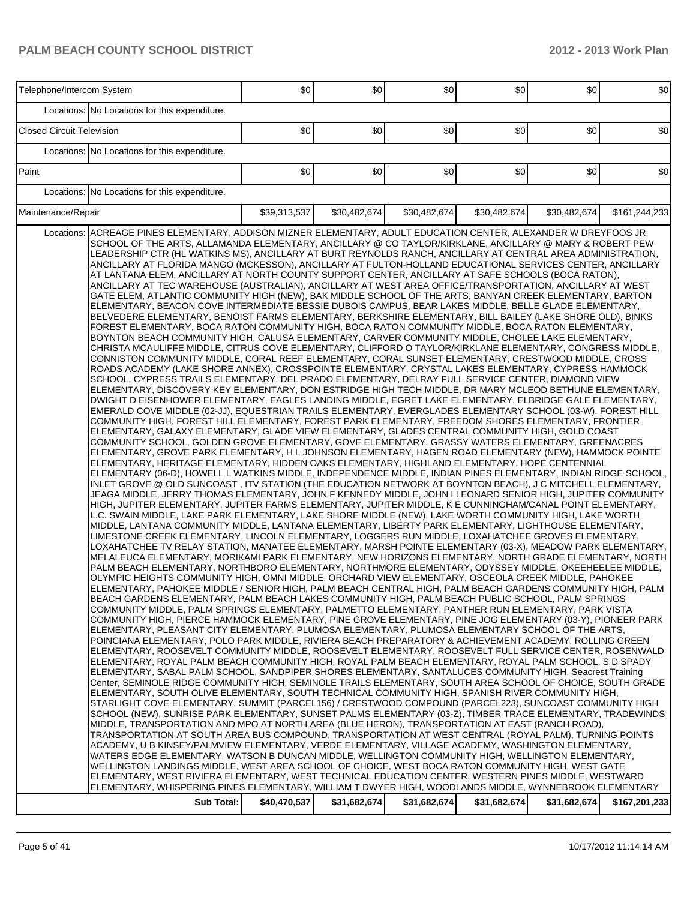| | | | | | | | |
|---|---|---|---|---|---|---|---|
| Telephone/Intercom System | | $0 | $0 | $0 | $0 | $0 | $0 |
| | Locations: | No Locations for this expenditure. | | | | | |
| Closed Circuit Television | | $0 | $0 | $0 | $0 | $0 | $0 |
| | Locations: | No Locations for this expenditure. | | | | | |
| Paint | | $0 | $0 | $0 | $0 | $0 | $0 |
| | Locations: | No Locations for this expenditure. | | | | | |
| Maintenance/Repair | | $39,313,537 | $30,482,674 | $30,482,674 | $30,482,674 | $30,482,674 | $161,244,233 |
| | Locations: | ACREAGE PINES ELEMENTARY, ADDISON MIZNER ELEMENTARY, ADULT EDUCATION CENTER, ALEXANDER W DREYFOOS JR SCHOOL OF THE ARTS, ALLAMANDA ELEMENTARY, ANCILLARY @ CO TAYLOR/KIRKLANE, ANCILLARY @ MARY & ROBERT PEW LEADERSHIP CTR (HL WATKINS MS), ANCILLARY AT BURT REYNOLDS RANCH, ANCILLARY AT CENTRAL AREA ADMINISTRATION, ANCILLARY AT FLORIDA MANGO (MCKESSON), ANCILLARY AT FULTON-HOLLAND EDUCATIONAL SERVICES CENTER, ANCILLARY AT LANTANA ELEM, ANCILLARY AT NORTH COUNTY SUPPORT CENTER, ANCILLARY AT SAFE SCHOOLS (BOCA RATON), ANCILLARY AT TEC WAREHOUSE (AUSTRALIAN), ANCILLARY AT WEST AREA OFFICE/TRANSPORTATION, ANCILLARY AT WEST GATE ELEM, ATLANTIC COMMUNITY HIGH (NEW), BAK MIDDLE SCHOOL OF THE ARTS, BANYAN CREEK ELEMENTARY, BARTON ELEMENTARY, BEACON COVE INTERMEDIATE BESSIE DUBOIS CAMPUS, BEAR LAKES MIDDLE, BELLE GLADE ELEMENTARY, BELVEDERE ELEMENTARY, BENOIST FARMS ELEMENTARY, BERKSHIRE ELEMENTARY, BILL BAILEY (LAKE SHORE OLD), BINKS FOREST ELEMENTARY, BOCA RATON COMMUNITY HIGH, BOCA RATON COMMUNITY MIDDLE, BOCA RATON ELEMENTARY, BOYNTON BEACH COMMUNITY HIGH, CALUSA ELEMENTARY, CARVER COMMUNITY MIDDLE, CHOLEE LAKE ELEMENTARY, CHRISTA MCAULIFFE MIDDLE, CITRUS COVE ELEMENTARY, CLIFFORD O TAYLOR/KIRKLANE ELEMENTARY, CONGRESS MIDDLE, CONNISTON COMMUNITY MIDDLE, CORAL REEF ELEMENTARY, CORAL SUNSET ELEMENTARY, CRESTWOOD MIDDLE, CROSS ROADS ACADEMY (LAKE SHORE ANNEX), CROSSPOINTE ELEMENTARY, CRYSTAL LAKES ELEMENTARY, CYPRESS HAMMOCK SCHOOL, CYPRESS TRAILS ELEMENTARY, DEL PRADO ELEMENTARY, DELRAY FULL SERVICE CENTER, DIAMOND VIEW ELEMENTARY, DISCOVERY KEY ELEMENTARY, DON ESTRIDGE HIGH TECH MIDDLE, DR MARY MCLEOD BETHUNE ELEMENTARY, DWIGHT D EISENHOWER ELEMENTARY, EAGLES LANDING MIDDLE, EGRET LAKE ELEMENTARY, ELBRIDGE GALE ELEMENTARY, EMERALD COVE MIDDLE (02-JJ), EQUESTRIAN TRAILS ELEMENTARY, EVERGLADES ELEMENTARY SCHOOL (03-W), FOREST HILL COMMUNITY HIGH, FOREST HILL ELEMENTARY, FOREST PARK ELEMENTARY, FREEDOM SHORES ELEMENTARY, FRONTIER ELEMENTARY, GALAXY ELEMENTARY, GLADE VIEW ELEMENTARY, GLADES CENTRAL COMMUNITY HIGH, GOLD COAST COMMUNITY SCHOOL, GOLDEN GROVE ELEMENTARY, GOVE ELEMENTARY, GRASSY WATERS ELEMENTARY, GREENACRES ELEMENTARY, GROVE PARK ELEMENTARY, H L JOHNSON ELEMENTARY, HAGEN ROAD ELEMENTARY (NEW), HAMMOCK POINTE ELEMENTARY, HERITAGE ELEMENTARY, HIDDEN OAKS ELEMENTARY, HIGHLAND ELEMENTARY, HOPE CENTENNIAL ELEMENTARY (06-D), HOWELL L WATKINS MIDDLE, INDEPENDENCE MIDDLE, INDIAN PINES ELEMENTARY, INDIAN RIDGE SCHOOL, INLET GROVE @ OLD SUNCOAST , ITV STATION (THE EDUCATION NETWORK AT BOYNTON BEACH), J C MITCHELL ELEMENTARY, JEAGA MIDDLE, JERRY THOMAS ELEMENTARY, JOHN F KENNEDY MIDDLE, JOHN I LEONARD SENIOR HIGH, JUPITER COMMUNITY HIGH, JUPITER ELEMENTARY, JUPITER FARMS ELEMENTARY, JUPITER MIDDLE, K E CUNNINGHAM/CANAL POINT ELEMENTARY, L.C. SWAIN MIDDLE, LAKE PARK ELEMENTARY, LAKE SHORE MIDDLE (NEW), LAKE WORTH COMMUNITY HIGH, LAKE WORTH MIDDLE, LANTANA COMMUNITY MIDDLE, LANTANA ELEMENTARY, LIBERTY PARK ELEMENTARY, LIGHTHOUSE ELEMENTARY, LIMESTONE CREEK ELEMENTARY, LINCOLN ELEMENTARY, LOGGERS RUN MIDDLE, LOXAHATCHEE GROVES ELEMENTARY, LOXAHATCHEE TV RELAY STATION, MANATEE ELEMENTARY, MARSH POINTE ELEMENTARY (03-X), MEADOW PARK ELEMENTARY, MELALEUCA ELEMENTARY, MORIKAMI PARK ELEMENTARY, NEW HORIZONS ELEMENTARY, NORTH GRADE ELEMENTARY, NORTH PALM BEACH ELEMENTARY, NORTHBORO ELEMENTARY, NORTHMORE ELEMENTARY, ODYSSEY MIDDLE, OKEEHEELEE MIDDLE, OLYMPIC HEIGHTS COMMUNITY HIGH, OMNI MIDDLE, ORCHARD VIEW ELEMENTARY, OSCEOLA CREEK MIDDLE, PAHOKEE ELEMENTARY, PAHOKEE MIDDLE / SENIOR HIGH, PALM BEACH CENTRAL HIGH, PALM BEACH GARDENS COMMUNITY HIGH, PALM BEACH GARDENS ELEMENTARY, PALM BEACH LAKES COMMUNITY HIGH, PALM BEACH PUBLIC SCHOOL, PALM SPRINGS COMMUNITY MIDDLE, PALM SPRINGS ELEMENTARY, PALMETTO ELEMENTARY, PANTHER RUN ELEMENTARY, PARK VISTA COMMUNITY HIGH, PIERCE HAMMOCK ELEMENTARY, PINE GROVE ELEMENTARY, PINE JOG ELEMENTARY (03-Y), PIONEER PARK ELEMENTARY, PLEASANT CITY ELEMENTARY, PLUMOSA ELEMENTARY, PLUMOSA ELEMENTARY SCHOOL OF THE ARTS, POINCIANA ELEMENTARY, POLO PARK MIDDLE, RIVIERA BEACH PREPARATORY & ACHIEVEMENT ACADEMY, ROLLING GREEN ELEMENTARY, ROOSEVELT COMMUNITY MIDDLE, ROOSEVELT ELEMENTARY, ROOSEVELT FULL SERVICE CENTER, ROSENWALD ELEMENTARY, ROYAL PALM BEACH COMMUNITY HIGH, ROYAL PALM BEACH ELEMENTARY, ROYAL PALM SCHOOL, S D SPADY ELEMENTARY, SABAL PALM SCHOOL, SANDPIPER SHORES ELEMENTARY, SANTALUCES COMMUNITY HIGH, Seacrest Training Center, SEMINOLE RIDGE COMMUNITY HIGH, SEMINOLE TRAILS ELEMENTARY, SOUTH AREA SCHOOL OF CHOICE, SOUTH GRADE ELEMENTARY, SOUTH OLIVE ELEMENTARY, SOUTH TECHNICAL COMMUNITY HIGH, SPANISH RIVER COMMUNITY HIGH, STARLIGHT COVE ELEMENTARY, SUMMIT (PARCEL156) / CRESTWOOD COMPOUND (PARCEL223), SUNCOAST COMMUNITY HIGH SCHOOL (NEW), SUNRISE PARK ELEMENTARY, SUNSET PALMS ELEMENTARY (03-Z), TIMBER TRACE ELEMENTARY, TRADEWINDS MIDDLE, TRANSPORTATION AND MPO AT NORTH AREA (BLUE HERON), TRANSPORTATION AT EAST (RANCH ROAD), TRANSPORTATION AT SOUTH AREA BUS COMPOUND, TRANSPORTATION AT WEST CENTRAL (ROYAL PALM), TURNING POINTS ACADEMY, U B KINSEY/PALMVIEW ELEMENTARY, VERDE ELEMENTARY, VILLAGE ACADEMY, WASHINGTON ELEMENTARY, WATERS EDGE ELEMENTARY, WATSON B DUNCAN MIDDLE, WELLINGTON COMMUNITY HIGH, WELLINGTON ELEMENTARY, WELLINGTON LANDINGS MIDDLE, WEST AREA SCHOOL OF CHOICE, WEST BOCA RATON COMMUNITY HIGH, WEST GATE ELEMENTARY, WEST RIVIERA ELEMENTARY, WEST TECHNICAL EDUCATION CENTER, WESTERN PINES MIDDLE, WESTWARD ELEMENTARY, WHISPERING PINES ELEMENTARY, WILLIAM T DWYER HIGH, WOODLANDS MIDDLE, WYNNEBROOK ELEMENTARY | | | | | |
| | **Sub Total:** | **$40,470,537** | **$31,682,674** | **$31,682,674** | **$31,682,674** | **$31,682,674** | **$167,201,233** |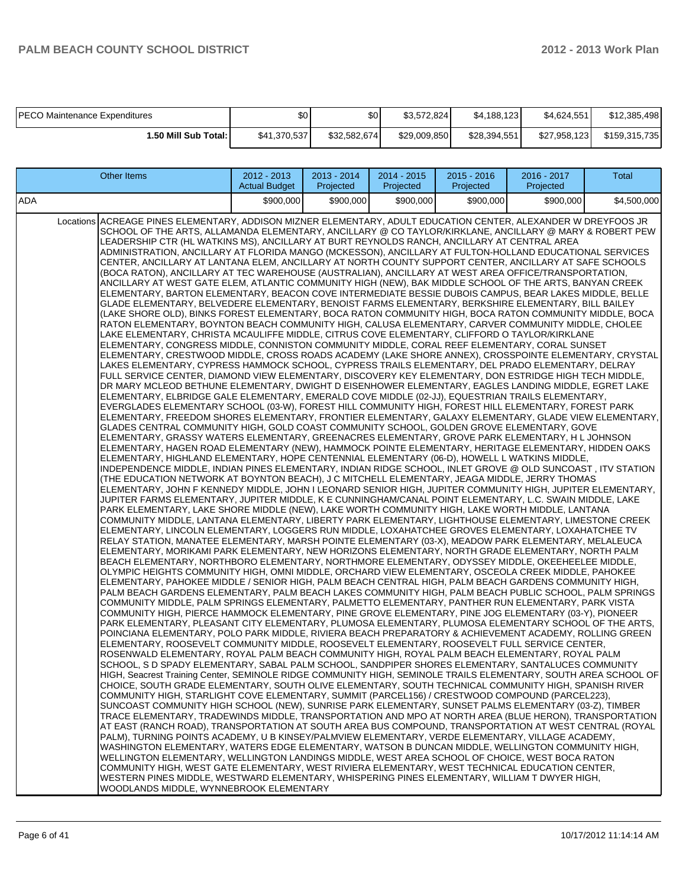| | | | | | | |
|---|---|---|---|---|---|---|
| PECO Maintenance Expenditures | $0 | $0 | $3,572,824 | $4,188,123 | $4,624,551 | $12,385,498 |
| **1.50 Mill Sub Total:** | $41,370,537 | $32,582,674 | $29,009,850 | $28,394,551 | $27,958,123 | $159,315,735 |

| Other Items | | 2012 - 2013 Actual Budget | 2013 - 2014 Projected | 2014 - 2015 Projected | 2015 - 2016 Projected | 2016 - 2017 Projected | Total |
|---|---|---|---|---|---|---|---|
| ADA | | $900,000 | $900,000 | $900,000 | $900,000 | $900,000 | $4,500,000 |
| | Locations | ACREAGE PINES ELEMENTARY, ADDISON MIZNER ELEMENTARY, ADULT EDUCATION CENTER, ALEXANDER W DREYFOOS JR SCHOOL OF THE ARTS, ALLAMANDA ELEMENTARY, ANCILLARY @ CO TAYLOR/KIRKLANE, ANCILLARY @ MARY & ROBERT PEW LEADERSHIP CTR (HL WATKINS MS), ANCILLARY AT BURT REYNOLDS RANCH, ANCILLARY AT CENTRAL AREA ADMINISTRATION, ANCILLARY AT FLORIDA MANGO (MCKESSON), ANCILLARY AT FULTON-HOLLAND EDUCATIONAL SERVICES CENTER, ANCILLARY AT LANTANA ELEM, ANCILLARY AT NORTH COUNTY SUPPORT CENTER, ANCILLARY AT SAFE SCHOOLS (BOCA RATON), ANCILLARY AT TEC WAREHOUSE (AUSTRALIAN), ANCILLARY AT WEST AREA OFFICE/TRANSPORTATION, ANCILLARY AT WEST GATE ELEM, ATLANTIC COMMUNITY HIGH (NEW), BAK MIDDLE SCHOOL OF THE ARTS, BANYAN CREEK ELEMENTARY, BARTON ELEMENTARY, BEACON COVE INTERMEDIATE BESSIE DUBOIS CAMPUS, BEAR LAKES MIDDLE, BELLE GLADE ELEMENTARY, BELVEDERE ELEMENTARY, BENOIST FARMS ELEMENTARY, BERKSHIRE ELEMENTARY, BILL BAILEY (LAKE SHORE OLD), BINKS FOREST ELEMENTARY, BOCA RATON COMMUNITY HIGH, BOCA RATON COMMUNITY MIDDLE, BOCA RATON ELEMENTARY, BOYNTON BEACH COMMUNITY HIGH, CALUSA ELEMENTARY, CARVER COMMUNITY MIDDLE, CHOLEE LAKE ELEMENTARY, CHRISTA MCAULIFFE MIDDLE, CITRUS COVE ELEMENTARY, CLIFFORD O TAYLOR/KIRKLANE ELEMENTARY, CONGRESS MIDDLE, CONNISTON COMMUNITY MIDDLE, CORAL REEF ELEMENTARY, CORAL SUNSET ELEMENTARY, CRESTWOOD MIDDLE, CROSS ROADS ACADEMY (LAKE SHORE ANNEX), CROSSPOINTE ELEMENTARY, CRYSTAL LAKES ELEMENTARY, CYPRESS HAMMOCK SCHOOL, CYPRESS TRAILS ELEMENTARY, DEL PRADO ELEMENTARY, DELRAY FULL SERVICE CENTER, DIAMOND VIEW ELEMENTARY, DISCOVERY KEY ELEMENTARY, DON ESTRIDGE HIGH TECH MIDDLE, DR MARY MCLEOD BETHUNE ELEMENTARY, DWIGHT D EISENHOWER ELEMENTARY, EAGLES LANDING MIDDLE, EGRET LAKE ELEMENTARY, ELBRIDGE GALE ELEMENTARY, EMERALD COVE MIDDLE (02-JJ), EQUESTRIAN TRAILS ELEMENTARY, EVERGLADES ELEMENTARY SCHOOL (03-W), FOREST HILL COMMUNITY HIGH, FOREST HILL ELEMENTARY, FOREST PARK ELEMENTARY, FREEDOM SHORES ELEMENTARY, FRONTIER ELEMENTARY, GALAXY ELEMENTARY, GLADE VIEW ELEMENTARY, GLADES CENTRAL COMMUNITY HIGH, GOLD COAST COMMUNITY SCHOOL, GOLDEN GROVE ELEMENTARY, GOVE ELEMENTARY, GRASSY WATERS ELEMENTARY, GREENACRES ELEMENTARY, GROVE PARK ELEMENTARY, H L JOHNSON ELEMENTARY, HAGEN ROAD ELEMENTARY (NEW), HAMMOCK POINTE ELEMENTARY, HERITAGE ELEMENTARY, HIDDEN OAKS ELEMENTARY, HIGHLAND ELEMENTARY, HOPE CENTENNIAL ELEMENTARY (06-D), HOWELL L WATKINS MIDDLE, INDEPENDENCE MIDDLE, INDIAN PINES ELEMENTARY, INDIAN RIDGE SCHOOL, INLET GROVE @ OLD SUNCOAST , ITV STATION (THE EDUCATION NETWORK AT BOYNTON BEACH), J C MITCHELL ELEMENTARY, JEAGA MIDDLE, JERRY THOMAS ELEMENTARY, JOHN F KENNEDY MIDDLE, JOHN I LEONARD SENIOR HIGH, JUPITER COMMUNITY HIGH, JUPITER ELEMENTARY, JUPITER FARMS ELEMENTARY, JUPITER MIDDLE, K E CUNNINGHAM/CANAL POINT ELEMENTARY, L.C. SWAIN MIDDLE, LAKE PARK ELEMENTARY, LAKE SHORE MIDDLE (NEW), LAKE WORTH COMMUNITY HIGH, LAKE WORTH MIDDLE, LANTANA COMMUNITY MIDDLE, LANTANA ELEMENTARY, LIBERTY PARK ELEMENTARY, LIGHTHOUSE ELEMENTARY, LIMESTONE CREEK ELEMENTARY, LINCOLN ELEMENTARY, LOGGERS RUN MIDDLE, LOXAHATCHEE GROVES ELEMENTARY, LOXAHATCHEE TV RELAY STATION, MANATEE ELEMENTARY, MARSH POINTE ELEMENTARY (03-X), MEADOW PARK ELEMENTARY, MELALEUCA ELEMENTARY, MORIKAMI PARK ELEMENTARY, NEW HORIZONS ELEMENTARY, NORTH GRADE ELEMENTARY, NORTH PALM BEACH ELEMENTARY, NORTHBORO ELEMENTARY, NORTHMORE ELEMENTARY, ODYSSEY MIDDLE, OKEEHEELEE MIDDLE, OLYMPIC HEIGHTS COMMUNITY HIGH, OMNI MIDDLE, ORCHARD VIEW ELEMENTARY, OSCEOLA CREEK MIDDLE, PAHOKEE ELEMENTARY, PAHOKEE MIDDLE / SENIOR HIGH, PALM BEACH CENTRAL HIGH, PALM BEACH GARDENS COMMUNITY HIGH, PALM BEACH GARDENS ELEMENTARY, PALM BEACH LAKES COMMUNITY HIGH, PALM BEACH PUBLIC SCHOOL, PALM SPRINGS COMMUNITY MIDDLE, PALM SPRINGS ELEMENTARY, PALMETTO ELEMENTARY, PANTHER RUN ELEMENTARY, PARK VISTA COMMUNITY HIGH, PIERCE HAMMOCK ELEMENTARY, PINE GROVE ELEMENTARY, PINE JOG ELEMENTARY (03-Y), PIONEER PARK ELEMENTARY, PLEASANT CITY ELEMENTARY, PLUMOSA ELEMENTARY, PLUMOSA ELEMENTARY SCHOOL OF THE ARTS, POINCIANA ELEMENTARY, POLO PARK MIDDLE, RIVIERA BEACH PREPARATORY & ACHIEVEMENT ACADEMY, ROLLING GREEN ELEMENTARY, ROOSEVELT COMMUNITY MIDDLE, ROOSEVELT ELEMENTARY, ROOSEVELT FULL SERVICE CENTER, ROSENWALD ELEMENTARY, ROYAL PALM BEACH COMMUNITY HIGH, ROYAL PALM BEACH ELEMENTARY, ROYAL PALM SCHOOL, S D SPADY ELEMENTARY, SABAL PALM SCHOOL, SANDPIPER SHORES ELEMENTARY, SANTALUCES COMMUNITY HIGH, Seacrest Training Center, SEMINOLE RIDGE COMMUNITY HIGH, SEMINOLE TRAILS ELEMENTARY, SOUTH AREA SCHOOL OF CHOICE, SOUTH GRADE ELEMENTARY, SOUTH OLIVE ELEMENTARY, SOUTH TECHNICAL COMMUNITY HIGH, SPANISH RIVER COMMUNITY HIGH, STARLIGHT COVE ELEMENTARY, SUMMIT (PARCEL156) / CRESTWOOD COMPOUND (PARCEL223), SUNCOAST COMMUNITY HIGH SCHOOL (NEW), SUNRISE PARK ELEMENTARY, SUNSET PALMS ELEMENTARY (03-Z), TIMBER TRACE ELEMENTARY, TRADEWINDS MIDDLE, TRANSPORTATION AND MPO AT NORTH AREA (BLUE HERON), TRANSPORTATION AT EAST (RANCH ROAD), TRANSPORTATION AT SOUTH AREA BUS COMPOUND, TRANSPORTATION AT WEST CENTRAL (ROYAL PALM), TURNING POINTS ACADEMY, U B KINSEY/PALMVIEW ELEMENTARY, VERDE ELEMENTARY, VILLAGE ACADEMY, WASHINGTON ELEMENTARY, WATERS EDGE ELEMENTARY, WATSON B DUNCAN MIDDLE, WELLINGTON COMMUNITY HIGH, WELLINGTON ELEMENTARY, WELLINGTON LANDINGS MIDDLE, WEST AREA SCHOOL OF CHOICE, WEST BOCA RATON COMMUNITY HIGH, WEST GATE ELEMENTARY, WEST RIVIERA ELEMENTARY, WEST TECHNICAL EDUCATION CENTER, WESTERN PINES MIDDLE, WESTWARD ELEMENTARY, WHISPERING PINES ELEMENTARY, WILLIAM T DWYER HIGH, WOODLANDS MIDDLE, WYNNEBROOK ELEMENTARY | | | | | | |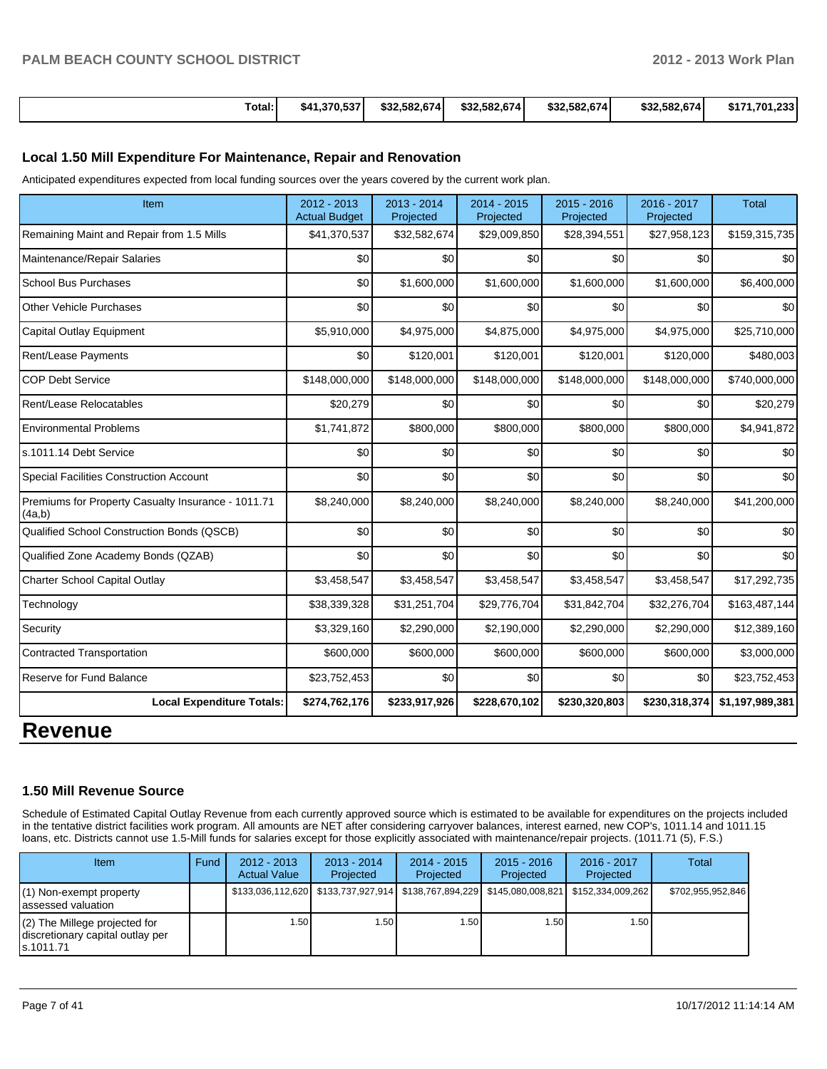| | | | | | | |
|---|---|---|---|---|---|---|
| Total: | $41,370,537 | $32,582,674 | $32,582,674 | $32,582,674 | $32,582,674 | $171,701,233 |

### Local 1.50 Mill Expenditure For Maintenance, Repair and Renovation

Anticipated expenditures expected from local funding sources over the years covered by the current work plan.

| Item | 2012 - 2013 Actual Budget | 2013 - 2014 Projected | 2014 - 2015 Projected | 2015 - 2016 Projected | 2016 - 2017 Projected | Total |
|---|---|---|---|---|---|---|
| Remaining Maint and Repair from 1.5 Mills | $41,370,537 | $32,582,674 | $29,009,850 | $28,394,551 | $27,958,123 | $159,315,735 |
| Maintenance/Repair Salaries | $0 | $0 | $0 | $0 | $0 | $0 |
| School Bus Purchases | $0 | $1,600,000 | $1,600,000 | $1,600,000 | $1,600,000 | $6,400,000 |
| Other Vehicle Purchases | $0 | $0 | $0 | $0 | $0 | $0 |
| Capital Outlay Equipment | $5,910,000 | $4,975,000 | $4,875,000 | $4,975,000 | $4,975,000 | $25,710,000 |
| Rent/Lease Payments | $0 | $120,001 | $120,001 | $120,001 | $120,000 | $480,003 |
| COP Debt Service | $148,000,000 | $148,000,000 | $148,000,000 | $148,000,000 | $148,000,000 | $740,000,000 |
| Rent/Lease Relocatables | $20,279 | $0 | $0 | $0 | $0 | $20,279 |
| Environmental Problems | $1,741,872 | $800,000 | $800,000 | $800,000 | $800,000 | $4,941,872 |
| s.1011.14 Debt Service | $0 | $0 | $0 | $0 | $0 | $0 |
| Special Facilities Construction Account | $0 | $0 | $0 | $0 | $0 | $0 |
| Premiums for Property Casualty Insurance - 1011.71 (4a,b) | $8,240,000 | $8,240,000 | $8,240,000 | $8,240,000 | $8,240,000 | $41,200,000 |
| Qualified School Construction Bonds (QSCB) | $0 | $0 | $0 | $0 | $0 | $0 |
| Qualified Zone Academy Bonds (QZAB) | $0 | $0 | $0 | $0 | $0 | $0 |
| Charter School Capital Outlay | $3,458,547 | $3,458,547 | $3,458,547 | $3,458,547 | $3,458,547 | $17,292,735 |
| Technology | $38,339,328 | $31,251,704 | $29,776,704 | $31,842,704 | $32,276,704 | $163,487,144 |
| Security | $3,329,160 | $2,290,000 | $2,190,000 | $2,290,000 | $2,290,000 | $12,389,160 |
| Contracted Transportation | $600,000 | $600,000 | $600,000 | $600,000 | $600,000 | $3,000,000 |
| Reserve for Fund Balance | $23,752,453 | $0 | $0 | $0 | $0 | $23,752,453 |
| **Local Expenditure Totals:** | **$274,762,176** | **$233,917,926** | **$228,670,102** | **$230,320,803** | **$230,318,374** | **$1,197,989,381** |

# Revenue

### 1.50 Mill Revenue Source

Schedule of Estimated Capital Outlay Revenue from each currently approved source which is estimated to be available for expenditures on the projects included in the tentative district facilities work program. All amounts are NET after considering carryover balances, interest earned, new COP's, 1011.14 and 1011.15 loans, etc. Districts cannot use 1.5-Mill funds for salaries except for those explicitly associated with maintenance/repair projects. (1011.71 (5), F.S.)

| Item | Fund | 2012 - 2013 Actual Value | 2013 - 2014 Projected | 2014 - 2015 Projected | 2015 - 2016 Projected | 2016 - 2017 Projected | Total |
|---|---|---|---|---|---|---|---|
| (1) Non-exempt property assessed valuation | | $133,036,112,620 | $133,737,927,914 | $138,767,894,229 | $145,080,008,821 | $152,334,009,262 | $702,955,952,846 |
| (2) The Millege projected for discretionary capital outlay per s.1011.71 | | 1.50 | 1.50 | 1.50 | 1.50 | 1.50 | |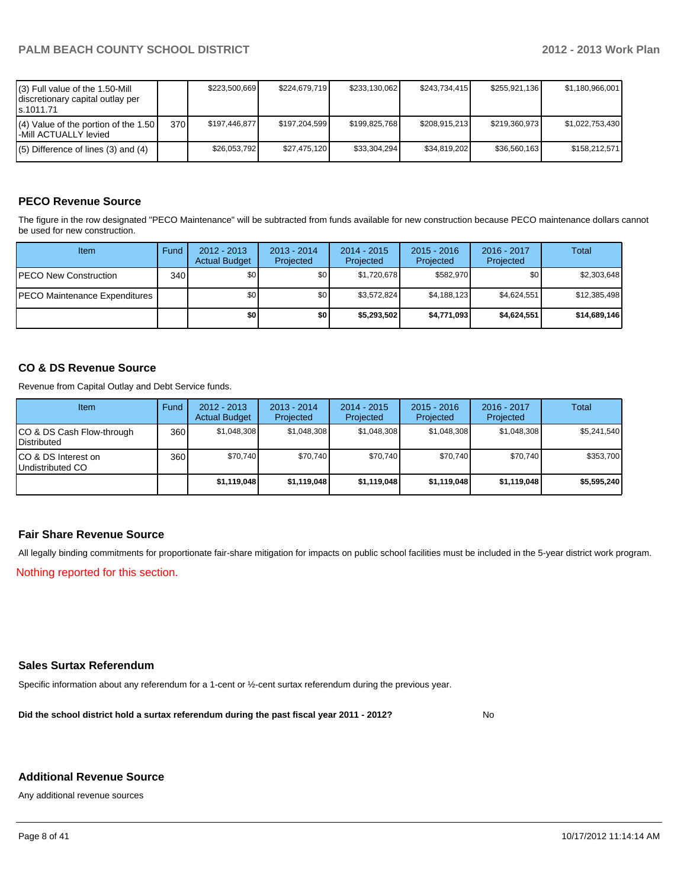| | | | | | | | |
|---|---|---|---|---|---|---|---|
| (3) Full value of the 1.50-Mill discretionary capital outlay per s.1011.71 | | $223,500,669 | $224,679,719 | $233,130,062 | $243,734,415 | $255,921,136 | $1,180,966,001 |
| (4) Value of the portion of the 1.50 -Mill ACTUALLY levied | 370 | $197,446,877 | $197,204,599 | $199,825,768 | $208,915,213 | $219,360,973 | $1,022,753,430 |
| (5) Difference of lines (3) and (4) | | $26,053,792 | $27,475,120 | $33,304,294 | $34,819,202 | $36,560,163 | $158,212,571 |

## PECO Revenue Source

The figure in the row designated "PECO Maintenance" will be subtracted from funds available for new construction because PECO maintenance dollars cannot be used for new construction.

| Item | Fund | 2012 - 2013 Actual Budget | 2013 - 2014 Projected | 2014 - 2015 Projected | 2015 - 2016 Projected | 2016 - 2017 Projected | Total |
|---|---|---|---|---|---|---|---|
| PECO New Construction | 340 | $0 | $0 | $1,720,678 | $582,970 | $0 | $2,303,648 |
| PECO Maintenance Expenditures | | $0 | $0 | $3,572,824 | $4,188,123 | $4,624,551 | $12,385,498 |
| | | **$0** | **$0** | **$5,293,502** | **$4,771,093** | **$4,624,551** | **$14,689,146** |

## CO & DS Revenue Source

Revenue from Capital Outlay and Debt Service funds.

| Item | Fund | 2012 - 2013 Actual Budget | 2013 - 2014 Projected | 2014 - 2015 Projected | 2015 - 2016 Projected | 2016 - 2017 Projected | Total |
|---|---|---|---|---|---|---|---|
| CO & DS Cash Flow-through Distributed | 360 | $1,048,308 | $1,048,308 | $1,048,308 | $1,048,308 | $1,048,308 | $5,241,540 |
| CO & DS Interest on Undistributed CO | 360 | $70,740 | $70,740 | $70,740 | $70,740 | $70,740 | $353,700 |
| | | **$1,119,048** | **$1,119,048** | **$1,119,048** | **$1,119,048** | **$1,119,048** | **$5,595,240** |

## Fair Share Revenue Source

All legally binding commitments for proportionate fair-share mitigation for impacts on public school facilities must be included in the 5-year district work program.

Nothing reported for this section.

## Sales Surtax Referendum

Specific information about any referendum for a 1-cent or ½-cent surtax referendum during the previous year.

**Did the school district hold a surtax referendum during the past fiscal year 2011 - 2012?** No

## Additional Revenue Source

Any additional revenue sources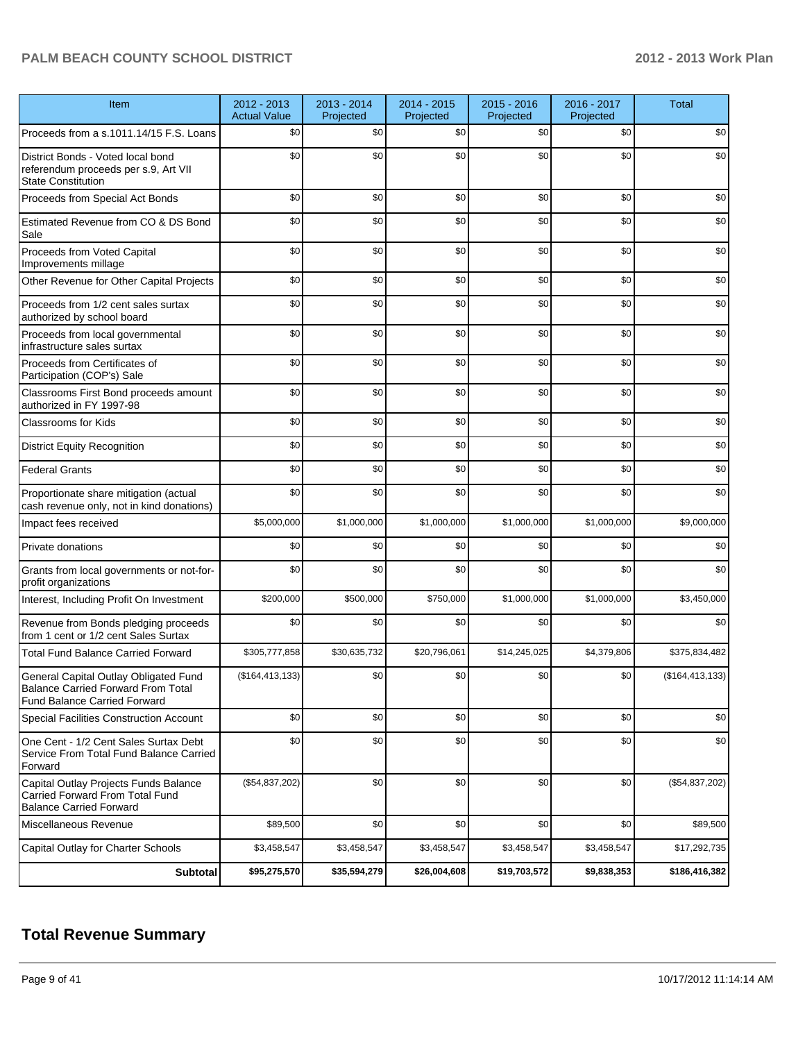| Item | 2012 - 2013 Actual Value | 2013 - 2014 Projected | 2014 - 2015 Projected | 2015 - 2016 Projected | 2016 - 2017 Projected | Total |
|---|---|---|---|---|---|---|
| Proceeds from a s.1011.14/15 F.S. Loans | $0 | $0 | $0 | $0 | $0 | $0 |
| District Bonds - Voted local bond referendum proceeds per s.9, Art VII State Constitution | $0 | $0 | $0 | $0 | $0 | $0 |
| Proceeds from Special Act Bonds | $0 | $0 | $0 | $0 | $0 | $0 |
| Estimated Revenue from CO & DS Bond Sale | $0 | $0 | $0 | $0 | $0 | $0 |
| Proceeds from Voted Capital Improvements millage | $0 | $0 | $0 | $0 | $0 | $0 |
| Other Revenue for Other Capital Projects | $0 | $0 | $0 | $0 | $0 | $0 |
| Proceeds from 1/2 cent sales surtax authorized by school board | $0 | $0 | $0 | $0 | $0 | $0 |
| Proceeds from local governmental infrastructure sales surtax | $0 | $0 | $0 | $0 | $0 | $0 |
| Proceeds from Certificates of Participation (COP's) Sale | $0 | $0 | $0 | $0 | $0 | $0 |
| Classrooms First Bond proceeds amount authorized in FY 1997-98 | $0 | $0 | $0 | $0 | $0 | $0 |
| Classrooms for Kids | $0 | $0 | $0 | $0 | $0 | $0 |
| District Equity Recognition | $0 | $0 | $0 | $0 | $0 | $0 |
| Federal Grants | $0 | $0 | $0 | $0 | $0 | $0 |
| Proportionate share mitigation (actual cash revenue only, not in kind donations) | $0 | $0 | $0 | $0 | $0 | $0 |
| Impact fees received | $5,000,000 | $1,000,000 | $1,000,000 | $1,000,000 | $1,000,000 | $9,000,000 |
| Private donations | $0 | $0 | $0 | $0 | $0 | $0 |
| Grants from local governments or not-for-profit organizations | $0 | $0 | $0 | $0 | $0 | $0 |
| Interest, Including Profit On Investment | $200,000 | $500,000 | $750,000 | $1,000,000 | $1,000,000 | $3,450,000 |
| Revenue from Bonds pledging proceeds from 1 cent or 1/2 cent Sales Surtax | $0 | $0 | $0 | $0 | $0 | $0 |
| Total Fund Balance Carried Forward | $305,777,858 | $30,635,732 | $20,796,061 | $14,245,025 | $4,379,806 | $375,834,482 |
| General Capital Outlay Obligated Fund Balance Carried Forward From Total Fund Balance Carried Forward | ($164,413,133) | $0 | $0 | $0 | $0 | ($164,413,133) |
| Special Facilities Construction Account | $0 | $0 | $0 | $0 | $0 | $0 |
| One Cent - 1/2 Cent Sales Surtax Debt Service From Total Fund Balance Carried Forward | $0 | $0 | $0 | $0 | $0 | $0 |
| Capital Outlay Projects Funds Balance Carried Forward From Total Fund Balance Carried Forward | ($54,837,202) | $0 | $0 | $0 | $0 | ($54,837,202) |
| Miscellaneous Revenue | $89,500 | $0 | $0 | $0 | $0 | $89,500 |
| Capital Outlay for Charter Schools | $3,458,547 | $3,458,547 | $3,458,547 | $3,458,547 | $3,458,547 | $17,292,735 |
| **Subtotal** | **$95,275,570** | **$35,594,279** | **$26,004,608** | **$19,703,572** | **$9,838,353** | **$186,416,382** |

## Total Revenue Summary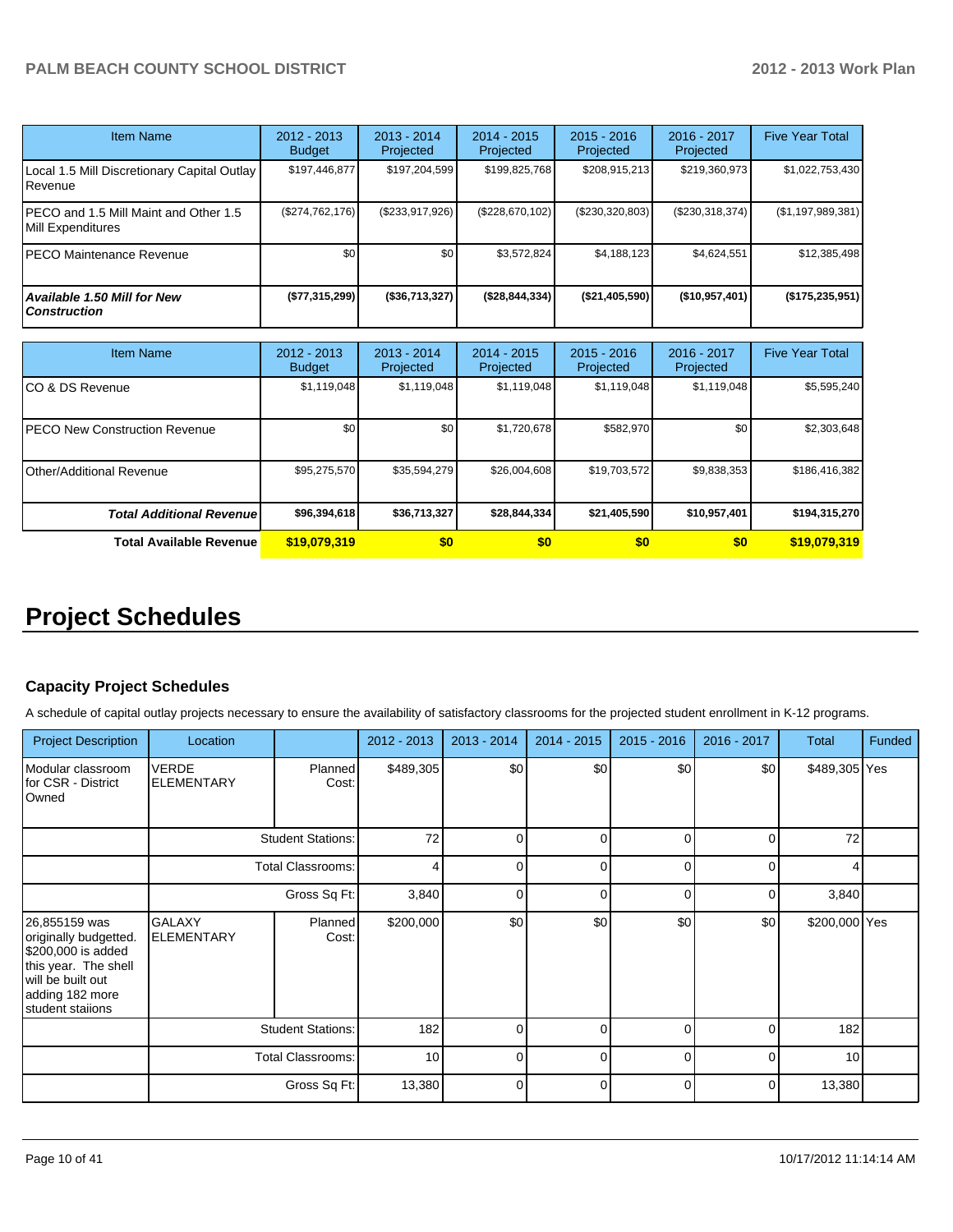| Item Name | 2012 - 2013 Budget | 2013 - 2014 Projected | 2014 - 2015 Projected | 2015 - 2016 Projected | 2016 - 2017 Projected | Five Year Total |
|---|---|---|---|---|---|---|
| Local 1.5 Mill Discretionary Capital Outlay Revenue | $197,446,877 | $197,204,599 | $199,825,768 | $208,915,213 | $219,360,973 | $1,022,753,430 |
| PECO and 1.5 Mill Maint and Other 1.5 Mill Expenditures | ($274,762,176) | ($233,917,926) | ($228,670,102) | ($230,320,803) | ($230,318,374) | ($1,197,989,381) |
| PECO Maintenance Revenue | $0 | $0 | $3,572,824 | $4,188,123 | $4,624,551 | $12,385,498 |
| ***Available 1.50 Mill for New Construction*** | **($77,315,299)** | **($36,713,327)** | **($28,844,334)** | **($21,405,590)** | **($10,957,401)** | **($175,235,951)** |

| Item Name | 2012 - 2013 Budget | 2013 - 2014 Projected | 2014 - 2015 Projected | 2015 - 2016 Projected | 2016 - 2017 Projected | Five Year Total |
|---|---|---|---|---|---|---|
| CO & DS Revenue | $1,119,048 | $1,119,048 | $1,119,048 | $1,119,048 | $1,119,048 | $5,595,240 |
| PECO New Construction Revenue | $0 | $0 | $1,720,678 | $582,970 | $0 | $2,303,648 |
| Other/Additional Revenue | $95,275,570 | $35,594,279 | $26,004,608 | $19,703,572 | $9,838,353 | $186,416,382 |
| ***Total Additional Revenue*** | **$96,394,618** | **$36,713,327** | **$28,844,334** | **$21,405,590** | **$10,957,401** | **$194,315,270** |
| **Total Available Revenue** | **$19,079,319** | **$0** | **$0** | **$0** | **$0** | **$19,079,319** |

# Project Schedules

### Capacity Project Schedules

A schedule of capital outlay projects necessary to ensure the availability of satisfactory classrooms for the projected student enrollment in K-12 programs.

| Project Description | Location | | 2012 - 2013 | 2013 - 2014 | 2014 - 2015 | 2015 - 2016 | 2016 - 2017 | Total | Funded |
|---|---|---|---|---|---|---|---|---|---|
| Modular classroom for CSR - District Owned | VERDE ELEMENTARY | Planned Cost: | $489,305 | $0 | $0 | $0 | $0 | $489,305 | Yes |
| | | Student Stations: | 72 | 0 | 0 | 0 | 0 | 72 | |
| | | Total Classrooms: | 4 | 0 | 0 | 0 | 0 | 4 | |
| | | Gross Sq Ft: | 3,840 | 0 | 0 | 0 | 0 | 3,840 | |
| 26,855159 was originally budgetted. $200,000 is added this year. The shell will be built out adding 182 more student staiions | GALAXY ELEMENTARY | Planned Cost: | $200,000 | $0 | $0 | $0 | $0 | $200,000 | Yes |
| | | Student Stations: | 182 | 0 | 0 | 0 | 0 | 182 | |
| | | Total Classrooms: | 10 | 0 | 0 | 0 | 0 | 10 | |
| | | Gross Sq Ft: | 13,380 | 0 | 0 | 0 | 0 | 13,380 | |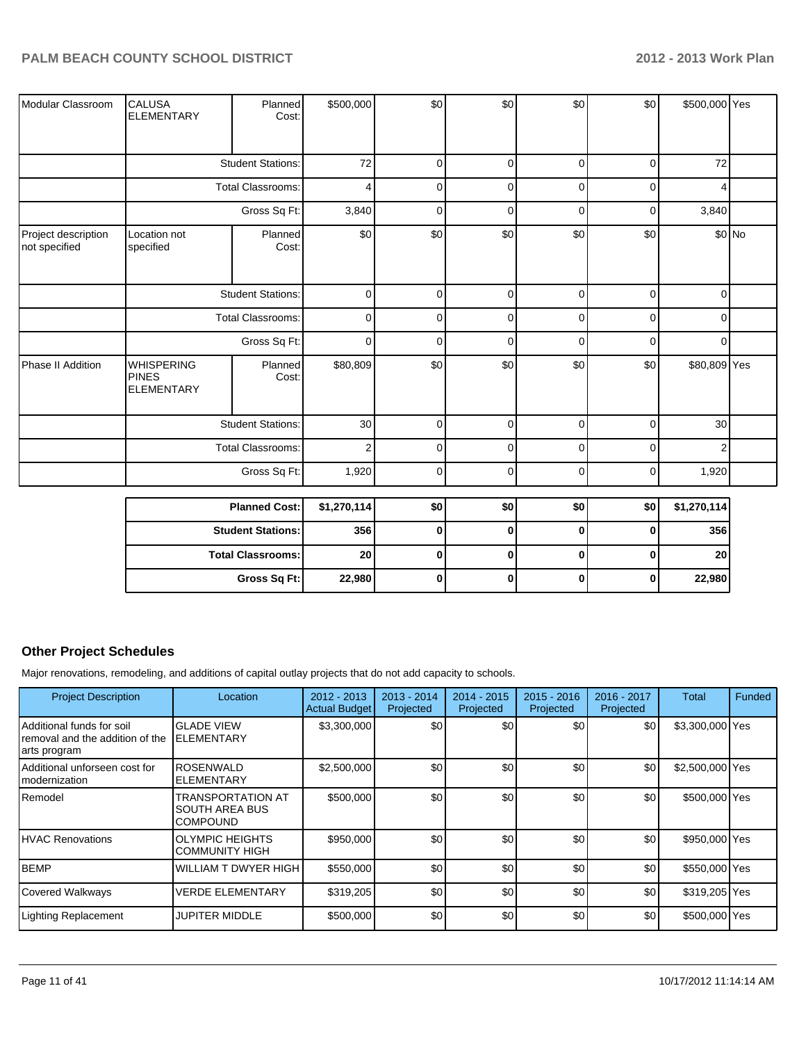| | | | | | | | | | |
|---|---|---|---|---|---|---|---|---|---|
| Modular Classroom | CALUSA ELEMENTARY | Planned Cost: | $500,000 | $0 | $0 | $0 | $0 | $500,000 | Yes |
| | Student Stations: | | 72 | 0 | 0 | 0 | 0 | 72 | |
| | Total Classrooms: | | 4 | 0 | 0 | 0 | 0 | 4 | |
| | Gross Sq Ft: | | 3,840 | 0 | 0 | 0 | 0 | 3,840 | |
| Project description not specified | Location not specified | Planned Cost: | $0 | $0 | $0 | $0 | $0 | $0 | No |
| | Student Stations: | | 0 | 0 | 0 | 0 | 0 | 0 | |
| | Total Classrooms: | | 0 | 0 | 0 | 0 | 0 | 0 | |
| | Gross Sq Ft: | | 0 | 0 | 0 | 0 | 0 | 0 | |
| Phase II Addition | WHISPERING PINES ELEMENTARY | Planned Cost: | $80,809 | $0 | $0 | $0 | $0 | $80,809 | Yes |
| | Student Stations: | | 30 | 0 | 0 | 0 | 0 | 30 | |
| | Total Classrooms: | | 2 | 0 | 0 | 0 | 0 | 2 | |
| | Gross Sq Ft: | | 1,920 | 0 | 0 | 0 | 0 | 1,920 | |

| | | | | | | |
|---|---|---|---|---|---|---|
| **Planned Cost:** | **$1,270,114** | **$0** | **$0** | **$0** | **$0** | **$1,270,114** |
| **Student Stations:** | **356** | **0** | **0** | **0** | **0** | **356** |
| **Total Classrooms:** | **20** | **0** | **0** | **0** | **0** | **20** |
| **Gross Sq Ft:** | **22,980** | **0** | **0** | **0** | **0** | **22,980** |

## Other Project Schedules

Major renovations, remodeling, and additions of capital outlay projects that do not add capacity to schools.

| Project Description | Location | 2012 - 2013 Actual Budget | 2013 - 2014 Projected | 2014 - 2015 Projected | 2015 - 2016 Projected | 2016 - 2017 Projected | Total | Funded |
|---|---|---|---|---|---|---|---|---|
| Additional funds for soil removal and the addition of the arts program | GLADE VIEW ELEMENTARY | $3,300,000 | $0 | $0 | $0 | $0 | $3,300,000 | Yes |
| Additional unforseen cost for modernization | ROSENWALD ELEMENTARY | $2,500,000 | $0 | $0 | $0 | $0 | $2,500,000 | Yes |
| Remodel | TRANSPORTATION AT SOUTH AREA BUS COMPOUND | $500,000 | $0 | $0 | $0 | $0 | $500,000 | Yes |
| HVAC Renovations | OLYMPIC HEIGHTS COMMUNITY HIGH | $950,000 | $0 | $0 | $0 | $0 | $950,000 | Yes |
| BEMP | WILLIAM T DWYER HIGH | $550,000 | $0 | $0 | $0 | $0 | $550,000 | Yes |
| Covered Walkways | VERDE ELEMENTARY | $319,205 | $0 | $0 | $0 | $0 | $319,205 | Yes |
| Lighting Replacement | JUPITER MIDDLE | $500,000 | $0 | $0 | $0 | $0 | $500,000 | Yes |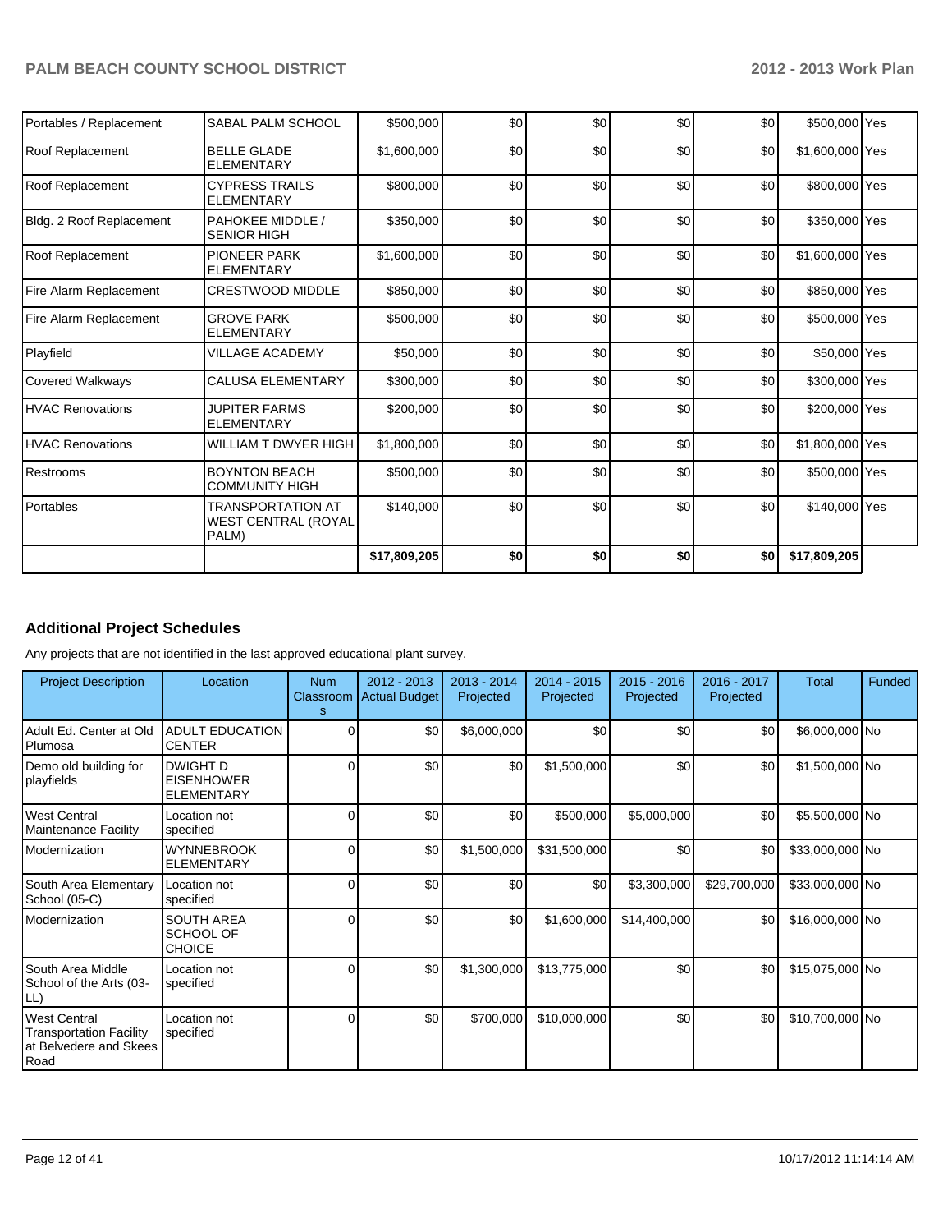| | | | | | | | | |
|---|---|---|---|---|---|---|---|---|
| Portables / Replacement | SABAL PALM SCHOOL | $500,000 | $0 | $0 | $0 | $0 | $500,000 | Yes |
| Roof Replacement | BELLE GLADE ELEMENTARY | $1,600,000 | $0 | $0 | $0 | $0 | $1,600,000 | Yes |
| Roof Replacement | CYPRESS TRAILS ELEMENTARY | $800,000 | $0 | $0 | $0 | $0 | $800,000 | Yes |
| Bldg. 2 Roof Replacement | PAHOKEE MIDDLE / SENIOR HIGH | $350,000 | $0 | $0 | $0 | $0 | $350,000 | Yes |
| Roof Replacement | PIONEER PARK ELEMENTARY | $1,600,000 | $0 | $0 | $0 | $0 | $1,600,000 | Yes |
| Fire Alarm Replacement | CRESTWOOD MIDDLE | $850,000 | $0 | $0 | $0 | $0 | $850,000 | Yes |
| Fire Alarm Replacement | GROVE PARK ELEMENTARY | $500,000 | $0 | $0 | $0 | $0 | $500,000 | Yes |
| Playfield | VILLAGE ACADEMY | $50,000 | $0 | $0 | $0 | $0 | $50,000 | Yes |
| Covered Walkways | CALUSA ELEMENTARY | $300,000 | $0 | $0 | $0 | $0 | $300,000 | Yes |
| HVAC Renovations | JUPITER FARMS ELEMENTARY | $200,000 | $0 | $0 | $0 | $0 | $200,000 | Yes |
| HVAC Renovations | WILLIAM T DWYER HIGH | $1,800,000 | $0 | $0 | $0 | $0 | $1,800,000 | Yes |
| Restrooms | BOYNTON BEACH COMMUNITY HIGH | $500,000 | $0 | $0 | $0 | $0 | $500,000 | Yes |
| Portables | TRANSPORTATION AT WEST CENTRAL (ROYAL PALM) | $140,000 | $0 | $0 | $0 | $0 | $140,000 | Yes |
| | | **$17,809,205** | **$0** | **$0** | **$0** | **$0** | **$17,809,205** | |

## Additional Project Schedules

Any projects that are not identified in the last approved educational plant survey.

| Project Description | Location | Num Classrooms | 2012 - 2013 Actual Budget | 2013 - 2014 Projected | 2014 - 2015 Projected | 2015 - 2016 Projected | 2016 - 2017 Projected | Total | Funded |
|---|---|---|---|---|---|---|---|---|---|
| Adult Ed. Center at Old Plumosa | ADULT EDUCATION CENTER | 0 | $0 | $6,000,000 | $0 | $0 | $0 | $6,000,000 | No |
| Demo old building for playfields | DWIGHT D EISENHOWER ELEMENTARY | 0 | $0 | $0 | $1,500,000 | $0 | $0 | $1,500,000 | No |
| West Central Maintenance Facility | Location not specified | 0 | $0 | $0 | $500,000 | $5,000,000 | $0 | $5,500,000 | No |
| Modernization | WYNNEBROOK ELEMENTARY | 0 | $0 | $1,500,000 | $31,500,000 | $0 | $0 | $33,000,000 | No |
| South Area Elementary School (05-C) | Location not specified | 0 | $0 | $0 | $0 | $3,300,000 | $29,700,000 | $33,000,000 | No |
| Modernization | SOUTH AREA SCHOOL OF CHOICE | 0 | $0 | $0 | $1,600,000 | $14,400,000 | $0 | $16,000,000 | No |
| South Area Middle School of the Arts (03-LL) | Location not specified | 0 | $0 | $1,300,000 | $13,775,000 | $0 | $0 | $15,075,000 | No |
| West Central Transportation Facility at Belvedere and Skees Road | Location not specified | 0 | $0 | $700,000 | $10,000,000 | $0 | $0 | $10,700,000 | No |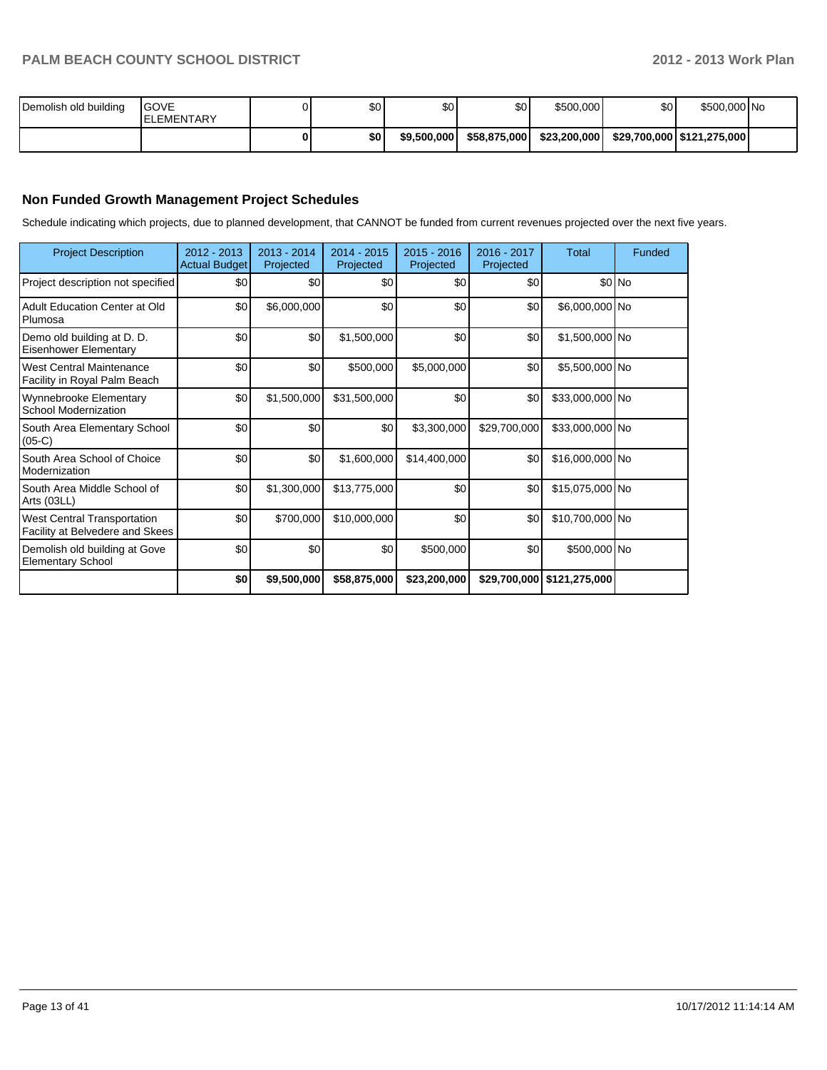| Demolish old building | GOVE ELEMENTARY | 0 | $0 | $0 | $0 | $500,000 | $0 | $500,000 | No |
|---|---|---|---|---|---|---|---|---|---|
| | | **0** | **$0** | **$9,500,000** | **$58,875,000** | **$23,200,000** | **$29,700,000** | **$121,275,000** | |

## Non Funded Growth Management Project Schedules

Schedule indicating which projects, due to planned development, that CANNOT be funded from current revenues projected over the next five years.

| Project Description | 2012 - 2013 Actual Budget | 2013 - 2014 Projected | 2014 - 2015 Projected | 2015 - 2016 Projected | 2016 - 2017 Projected | Total | Funded |
|---|---|---|---|---|---|---|---|
| Project description not specified | $0 | $0 | $0 | $0 | $0 | $0 | No |
| Adult Education Center at Old Plumosa | $0 | $6,000,000 | $0 | $0 | $0 | $6,000,000 | No |
| Demo old building at D. D. Eisenhower Elementary | $0 | $0 | $1,500,000 | $0 | $0 | $1,500,000 | No |
| West Central Maintenance Facility in Royal Palm Beach | $0 | $0 | $500,000 | $5,000,000 | $0 | $5,500,000 | No |
| Wynnebrooke Elementary School Modernization | $0 | $1,500,000 | $31,500,000 | $0 | $0 | $33,000,000 | No |
| South Area Elementary School (05-C) | $0 | $0 | $0 | $3,300,000 | $29,700,000 | $33,000,000 | No |
| South Area School of Choice Modernization | $0 | $0 | $1,600,000 | $14,400,000 | $0 | $16,000,000 | No |
| South Area Middle School of Arts (03LL) | $0 | $1,300,000 | $13,775,000 | $0 | $0 | $15,075,000 | No |
| West Central Transportation Facility at Belvedere and Skees | $0 | $700,000 | $10,000,000 | $0 | $0 | $10,700,000 | No |
| Demolish old building at Gove Elementary School | $0 | $0 | $0 | $500,000 | $0 | $500,000 | No |
| | **$0** | **$9,500,000** | **$58,875,000** | **$23,200,000** | **$29,700,000** | **$121,275,000** | |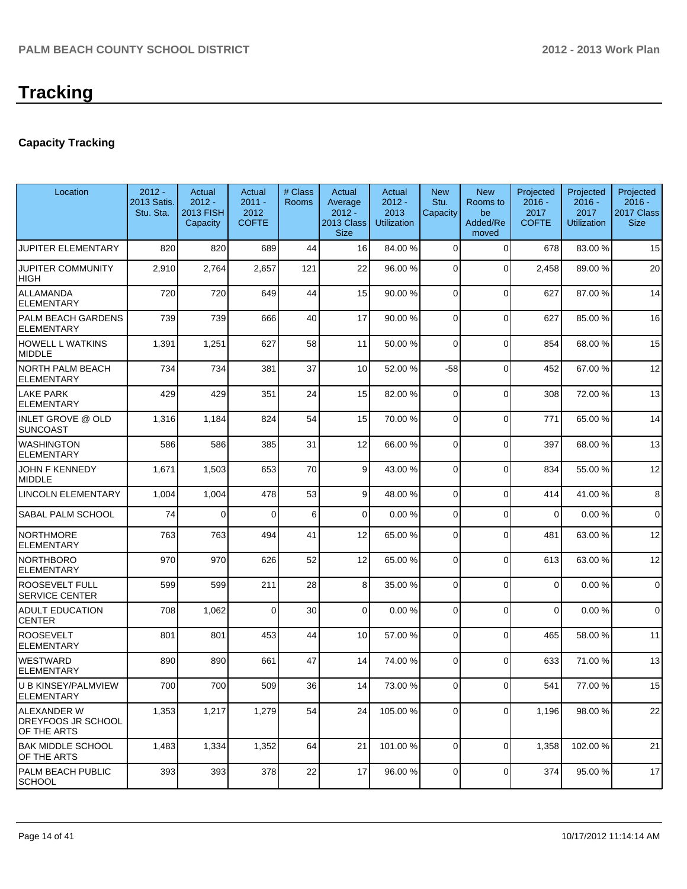# Tracking

## Capacity Tracking

| Location | 2012 - 2013 Satis. Stu. Sta. | Actual 2012 - 2013 FISH Capacity | Actual 2011 - 2012 COFTE | # Class Rooms | Actual Average 2012 - 2013 Class Size | Actual 2012 - 2013 Utilization | New Stu. Capacity | New Rooms to be Added/Removed | Projected 2016 - 2017 COFTE | Projected 2016 - 2017 Utilization | Projected 2016 - 2017 Class Size |
|---|---|---|---|---|---|---|---|---|---|---|---|
| JUPITER ELEMENTARY | 820 | 820 | 689 | 44 | 16 | 84.00 % | 0 | 0 | 678 | 83.00 % | 15 |
| JUPITER COMMUNITY HIGH | 2,910 | 2,764 | 2,657 | 121 | 22 | 96.00 % | 0 | 0 | 2,458 | 89.00 % | 20 |
| ALLAMANDA ELEMENTARY | 720 | 720 | 649 | 44 | 15 | 90.00 % | 0 | 0 | 627 | 87.00 % | 14 |
| PALM BEACH GARDENS ELEMENTARY | 739 | 739 | 666 | 40 | 17 | 90.00 % | 0 | 0 | 627 | 85.00 % | 16 |
| HOWELL L WATKINS MIDDLE | 1,391 | 1,251 | 627 | 58 | 11 | 50.00 % | 0 | 0 | 854 | 68.00 % | 15 |
| NORTH PALM BEACH ELEMENTARY | 734 | 734 | 381 | 37 | 10 | 52.00 % | -58 | 0 | 452 | 67.00 % | 12 |
| LAKE PARK ELEMENTARY | 429 | 429 | 351 | 24 | 15 | 82.00 % | 0 | 0 | 308 | 72.00 % | 13 |
| INLET GROVE @ OLD SUNCOAST | 1,316 | 1,184 | 824 | 54 | 15 | 70.00 % | 0 | 0 | 771 | 65.00 % | 14 |
| WASHINGTON ELEMENTARY | 586 | 586 | 385 | 31 | 12 | 66.00 % | 0 | 0 | 397 | 68.00 % | 13 |
| JOHN F KENNEDY MIDDLE | 1,671 | 1,503 | 653 | 70 | 9 | 43.00 % | 0 | 0 | 834 | 55.00 % | 12 |
| LINCOLN ELEMENTARY | 1,004 | 1,004 | 478 | 53 | 9 | 48.00 % | 0 | 0 | 414 | 41.00 % | 8 |
| SABAL PALM SCHOOL | 74 | 0 | 0 | 6 | 0 | 0.00 % | 0 | 0 | 0 | 0.00 % | 0 |
| NORTHMORE ELEMENTARY | 763 | 763 | 494 | 41 | 12 | 65.00 % | 0 | 0 | 481 | 63.00 % | 12 |
| NORTHBORO ELEMENTARY | 970 | 970 | 626 | 52 | 12 | 65.00 % | 0 | 0 | 613 | 63.00 % | 12 |
| ROOSEVELT FULL SERVICE CENTER | 599 | 599 | 211 | 28 | 8 | 35.00 % | 0 | 0 | 0 | 0.00 % | 0 |
| ADULT EDUCATION CENTER | 708 | 1,062 | 0 | 30 | 0 | 0.00 % | 0 | 0 | 0 | 0.00 % | 0 |
| ROOSEVELT ELEMENTARY | 801 | 801 | 453 | 44 | 10 | 57.00 % | 0 | 0 | 465 | 58.00 % | 11 |
| WESTWARD ELEMENTARY | 890 | 890 | 661 | 47 | 14 | 74.00 % | 0 | 0 | 633 | 71.00 % | 13 |
| U B KINSEY/PALMVIEW ELEMENTARY | 700 | 700 | 509 | 36 | 14 | 73.00 % | 0 | 0 | 541 | 77.00 % | 15 |
| ALEXANDER W DREYFOOS JR SCHOOL OF THE ARTS | 1,353 | 1,217 | 1,279 | 54 | 24 | 105.00 % | 0 | 0 | 1,196 | 98.00 % | 22 |
| BAK MIDDLE SCHOOL OF THE ARTS | 1,483 | 1,334 | 1,352 | 64 | 21 | 101.00 % | 0 | 0 | 1,358 | 102.00 % | 21 |
| PALM BEACH PUBLIC SCHOOL | 393 | 393 | 378 | 22 | 17 | 96.00 % | 0 | 0 | 374 | 95.00 % | 17 |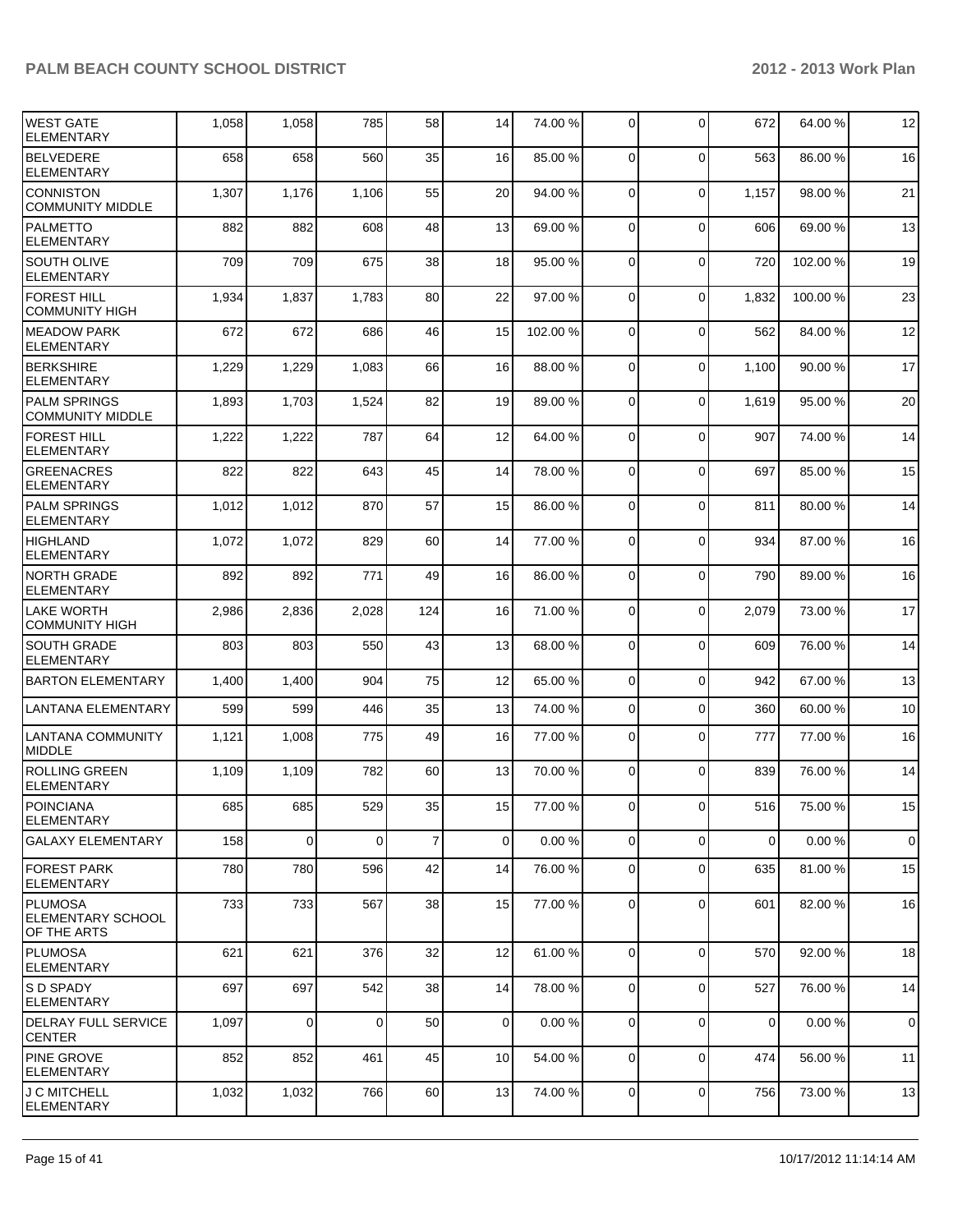| | | | | | | | | | | | |
|---|---|---|---|---|---|---|---|---|---|---|---|
| WEST GATE ELEMENTARY | 1,058 | 1,058 | 785 | 58 | 14 | 74.00 % | 0 | 0 | 672 | 64.00 % | 12 |
| BELVEDERE ELEMENTARY | 658 | 658 | 560 | 35 | 16 | 85.00 % | 0 | 0 | 563 | 86.00 % | 16 |
| CONNISTON COMMUNITY MIDDLE | 1,307 | 1,176 | 1,106 | 55 | 20 | 94.00 % | 0 | 0 | 1,157 | 98.00 % | 21 |
| PALMETTO ELEMENTARY | 882 | 882 | 608 | 48 | 13 | 69.00 % | 0 | 0 | 606 | 69.00 % | 13 |
| SOUTH OLIVE ELEMENTARY | 709 | 709 | 675 | 38 | 18 | 95.00 % | 0 | 0 | 720 | 102.00 % | 19 |
| FOREST HILL COMMUNITY HIGH | 1,934 | 1,837 | 1,783 | 80 | 22 | 97.00 % | 0 | 0 | 1,832 | 100.00 % | 23 |
| MEADOW PARK ELEMENTARY | 672 | 672 | 686 | 46 | 15 | 102.00 % | 0 | 0 | 562 | 84.00 % | 12 |
| BERKSHIRE ELEMENTARY | 1,229 | 1,229 | 1,083 | 66 | 16 | 88.00 % | 0 | 0 | 1,100 | 90.00 % | 17 |
| PALM SPRINGS COMMUNITY MIDDLE | 1,893 | 1,703 | 1,524 | 82 | 19 | 89.00 % | 0 | 0 | 1,619 | 95.00 % | 20 |
| FOREST HILL ELEMENTARY | 1,222 | 1,222 | 787 | 64 | 12 | 64.00 % | 0 | 0 | 907 | 74.00 % | 14 |
| GREENACRES ELEMENTARY | 822 | 822 | 643 | 45 | 14 | 78.00 % | 0 | 0 | 697 | 85.00 % | 15 |
| PALM SPRINGS ELEMENTARY | 1,012 | 1,012 | 870 | 57 | 15 | 86.00 % | 0 | 0 | 811 | 80.00 % | 14 |
| HIGHLAND ELEMENTARY | 1,072 | 1,072 | 829 | 60 | 14 | 77.00 % | 0 | 0 | 934 | 87.00 % | 16 |
| NORTH GRADE ELEMENTARY | 892 | 892 | 771 | 49 | 16 | 86.00 % | 0 | 0 | 790 | 89.00 % | 16 |
| LAKE WORTH COMMUNITY HIGH | 2,986 | 2,836 | 2,028 | 124 | 16 | 71.00 % | 0 | 0 | 2,079 | 73.00 % | 17 |
| SOUTH GRADE ELEMENTARY | 803 | 803 | 550 | 43 | 13 | 68.00 % | 0 | 0 | 609 | 76.00 % | 14 |
| BARTON ELEMENTARY | 1,400 | 1,400 | 904 | 75 | 12 | 65.00 % | 0 | 0 | 942 | 67.00 % | 13 |
| LANTANA ELEMENTARY | 599 | 599 | 446 | 35 | 13 | 74.00 % | 0 | 0 | 360 | 60.00 % | 10 |
| LANTANA COMMUNITY MIDDLE | 1,121 | 1,008 | 775 | 49 | 16 | 77.00 % | 0 | 0 | 777 | 77.00 % | 16 |
| ROLLING GREEN ELEMENTARY | 1,109 | 1,109 | 782 | 60 | 13 | 70.00 % | 0 | 0 | 839 | 76.00 % | 14 |
| POINCIANA ELEMENTARY | 685 | 685 | 529 | 35 | 15 | 77.00 % | 0 | 0 | 516 | 75.00 % | 15 |
| GALAXY ELEMENTARY | 158 | 0 | 0 | 7 | 0 | 0.00 % | 0 | 0 | 0 | 0.00 % | 0 |
| FOREST PARK ELEMENTARY | 780 | 780 | 596 | 42 | 14 | 76.00 % | 0 | 0 | 635 | 81.00 % | 15 |
| PLUMOSA ELEMENTARY SCHOOL OF THE ARTS | 733 | 733 | 567 | 38 | 15 | 77.00 % | 0 | 0 | 601 | 82.00 % | 16 |
| PLUMOSA ELEMENTARY | 621 | 621 | 376 | 32 | 12 | 61.00 % | 0 | 0 | 570 | 92.00 % | 18 |
| S D SPADY ELEMENTARY | 697 | 697 | 542 | 38 | 14 | 78.00 % | 0 | 0 | 527 | 76.00 % | 14 |
| DELRAY FULL SERVICE CENTER | 1,097 | 0 | 0 | 50 | 0 | 0.00 % | 0 | 0 | 0 | 0.00 % | 0 |
| PINE GROVE ELEMENTARY | 852 | 852 | 461 | 45 | 10 | 54.00 % | 0 | 0 | 474 | 56.00 % | 11 |
| J C MITCHELL ELEMENTARY | 1,032 | 1,032 | 766 | 60 | 13 | 74.00 % | 0 | 0 | 756 | 73.00 % | 13 |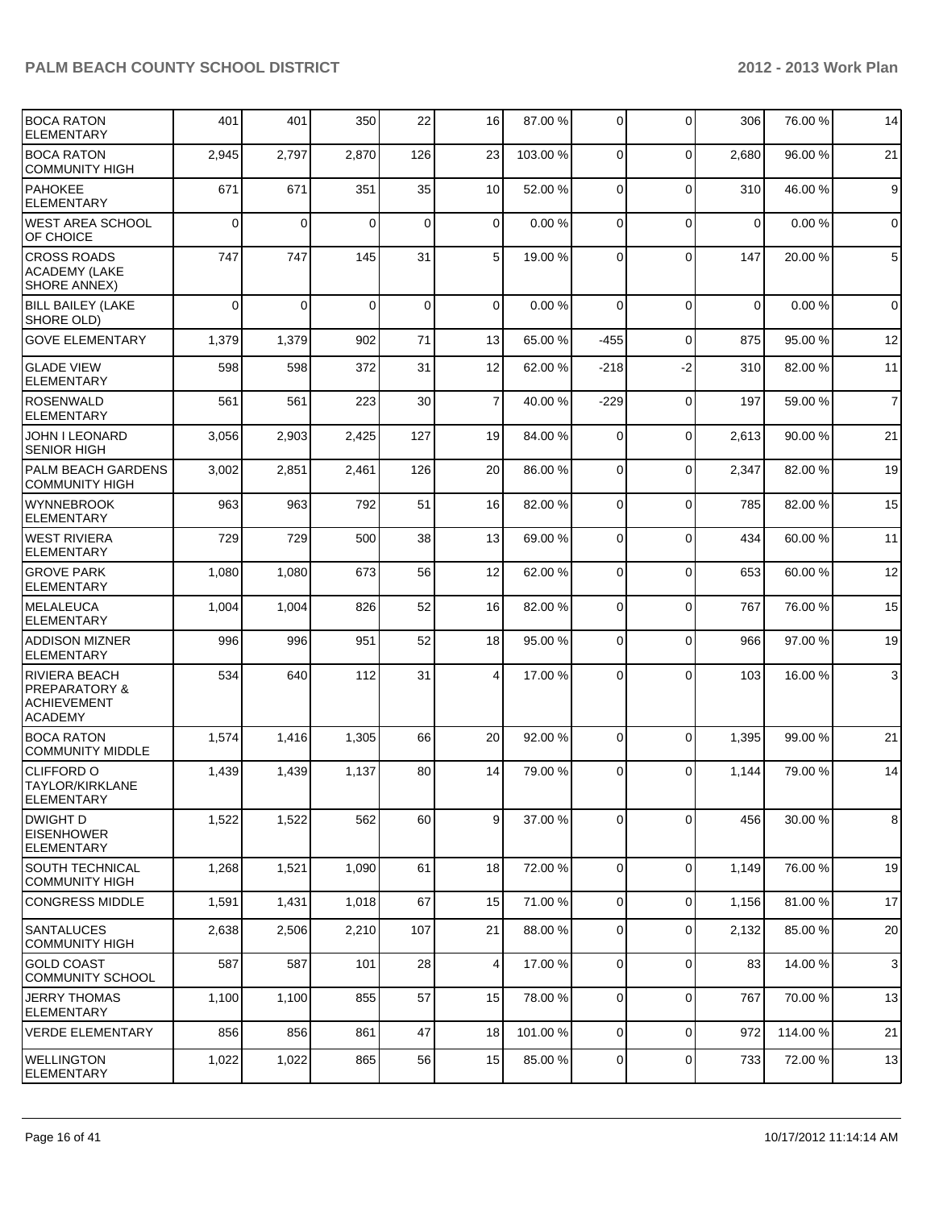| | | | | | | | | | | | |
|---|---|---|---|---|---|---|---|---|---|---|---|
| BOCA RATON ELEMENTARY | 401 | 401 | 350 | 22 | 16 | 87.00 % | 0 | 0 | 306 | 76.00 % | 14 |
| BOCA RATON COMMUNITY HIGH | 2,945 | 2,797 | 2,870 | 126 | 23 | 103.00 % | 0 | 0 | 2,680 | 96.00 % | 21 |
| PAHOKEE ELEMENTARY | 671 | 671 | 351 | 35 | 10 | 52.00 % | 0 | 0 | 310 | 46.00 % | 9 |
| WEST AREA SCHOOL OF CHOICE | 0 | 0 | 0 | 0 | 0 | 0.00 % | 0 | 0 | 0 | 0.00 % | 0 |
| CROSS ROADS ACADEMY (LAKE SHORE ANNEX) | 747 | 747 | 145 | 31 | 5 | 19.00 % | 0 | 0 | 147 | 20.00 % | 5 |
| BILL BAILEY (LAKE SHORE OLD) | 0 | 0 | 0 | 0 | 0 | 0.00 % | 0 | 0 | 0 | 0.00 % | 0 |
| GOVE ELEMENTARY | 1,379 | 1,379 | 902 | 71 | 13 | 65.00 % | -455 | 0 | 875 | 95.00 % | 12 |
| GLADE VIEW ELEMENTARY | 598 | 598 | 372 | 31 | 12 | 62.00 % | -218 | -2 | 310 | 82.00 % | 11 |
| ROSENWALD ELEMENTARY | 561 | 561 | 223 | 30 | 7 | 40.00 % | -229 | 0 | 197 | 59.00 % | 7 |
| JOHN I LEONARD SENIOR HIGH | 3,056 | 2,903 | 2,425 | 127 | 19 | 84.00 % | 0 | 0 | 2,613 | 90.00 % | 21 |
| PALM BEACH GARDENS COMMUNITY HIGH | 3,002 | 2,851 | 2,461 | 126 | 20 | 86.00 % | 0 | 0 | 2,347 | 82.00 % | 19 |
| WYNNEBROOK ELEMENTARY | 963 | 963 | 792 | 51 | 16 | 82.00 % | 0 | 0 | 785 | 82.00 % | 15 |
| WEST RIVIERA ELEMENTARY | 729 | 729 | 500 | 38 | 13 | 69.00 % | 0 | 0 | 434 | 60.00 % | 11 |
| GROVE PARK ELEMENTARY | 1,080 | 1,080 | 673 | 56 | 12 | 62.00 % | 0 | 0 | 653 | 60.00 % | 12 |
| MELALEUCA ELEMENTARY | 1,004 | 1,004 | 826 | 52 | 16 | 82.00 % | 0 | 0 | 767 | 76.00 % | 15 |
| ADDISON MIZNER ELEMENTARY | 996 | 996 | 951 | 52 | 18 | 95.00 % | 0 | 0 | 966 | 97.00 % | 19 |
| RIVIERA BEACH PREPARATORY & ACHIEVEMENT ACADEMY | 534 | 640 | 112 | 31 | 4 | 17.00 % | 0 | 0 | 103 | 16.00 % | 3 |
| BOCA RATON COMMUNITY MIDDLE | 1,574 | 1,416 | 1,305 | 66 | 20 | 92.00 % | 0 | 0 | 1,395 | 99.00 % | 21 |
| CLIFFORD O TAYLOR/KIRKLANE ELEMENTARY | 1,439 | 1,439 | 1,137 | 80 | 14 | 79.00 % | 0 | 0 | 1,144 | 79.00 % | 14 |
| DWIGHT D EISENHOWER ELEMENTARY | 1,522 | 1,522 | 562 | 60 | 9 | 37.00 % | 0 | 0 | 456 | 30.00 % | 8 |
| SOUTH TECHNICAL COMMUNITY HIGH | 1,268 | 1,521 | 1,090 | 61 | 18 | 72.00 % | 0 | 0 | 1,149 | 76.00 % | 19 |
| CONGRESS MIDDLE | 1,591 | 1,431 | 1,018 | 67 | 15 | 71.00 % | 0 | 0 | 1,156 | 81.00 % | 17 |
| SANTALUCES COMMUNITY HIGH | 2,638 | 2,506 | 2,210 | 107 | 21 | 88.00 % | 0 | 0 | 2,132 | 85.00 % | 20 |
| GOLD COAST COMMUNITY SCHOOL | 587 | 587 | 101 | 28 | 4 | 17.00 % | 0 | 0 | 83 | 14.00 % | 3 |
| JERRY THOMAS ELEMENTARY | 1,100 | 1,100 | 855 | 57 | 15 | 78.00 % | 0 | 0 | 767 | 70.00 % | 13 |
| VERDE ELEMENTARY | 856 | 856 | 861 | 47 | 18 | 101.00 % | 0 | 0 | 972 | 114.00 % | 21 |
| WELLINGTON ELEMENTARY | 1,022 | 1,022 | 865 | 56 | 15 | 85.00 % | 0 | 0 | 733 | 72.00 % | 13 |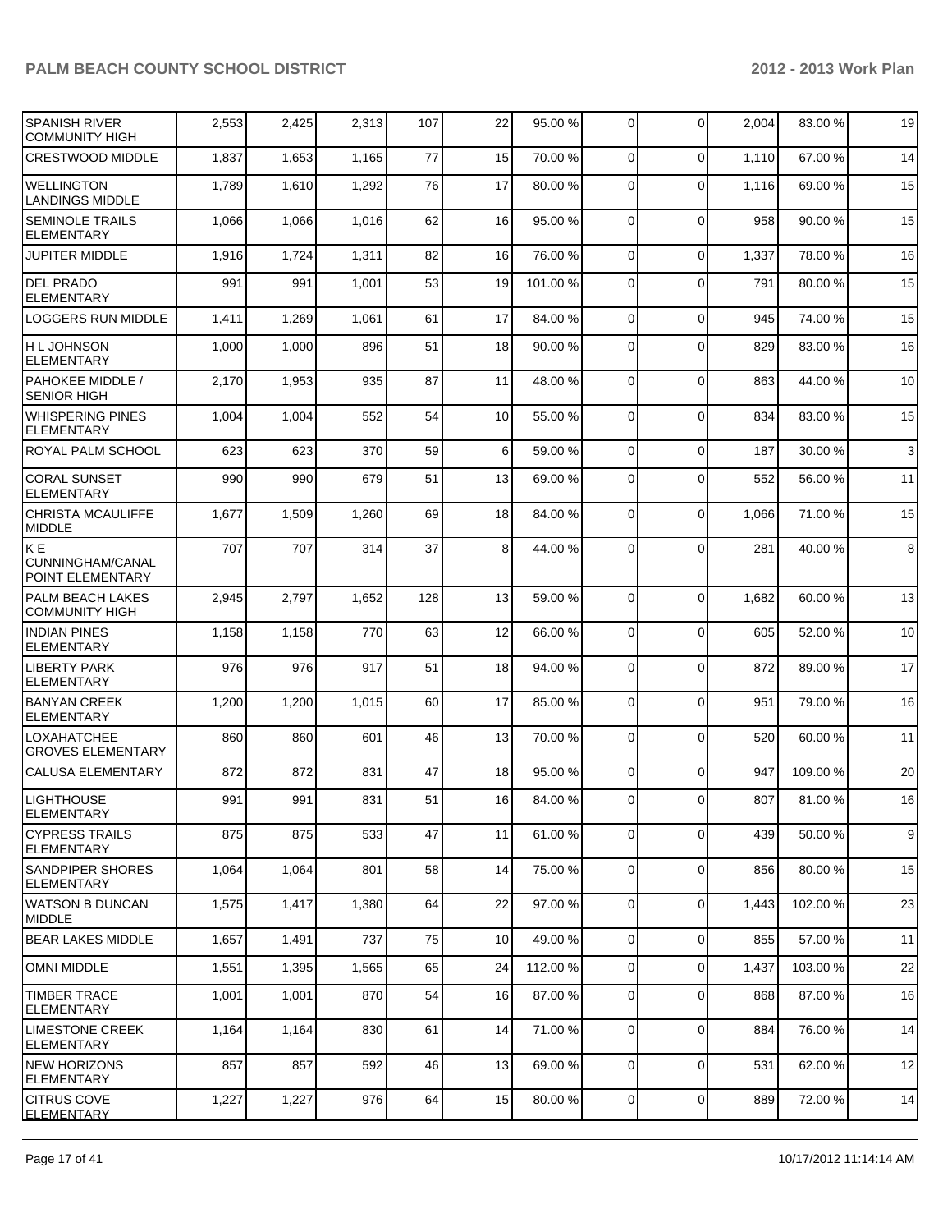| | | | | | | | | | | | |
|---|---|---|---|---|---|---|---|---|---|---|---|
| SPANISH RIVER COMMUNITY HIGH | 2,553 | 2,425 | 2,313 | 107 | 22 | 95.00 % | 0 | 0 | 2,004 | 83.00 % | 19 |
| CRESTWOOD MIDDLE | 1,837 | 1,653 | 1,165 | 77 | 15 | 70.00 % | 0 | 0 | 1,110 | 67.00 % | 14 |
| WELLINGTON LANDINGS MIDDLE | 1,789 | 1,610 | 1,292 | 76 | 17 | 80.00 % | 0 | 0 | 1,116 | 69.00 % | 15 |
| SEMINOLE TRAILS ELEMENTARY | 1,066 | 1,066 | 1,016 | 62 | 16 | 95.00 % | 0 | 0 | 958 | 90.00 % | 15 |
| JUPITER MIDDLE | 1,916 | 1,724 | 1,311 | 82 | 16 | 76.00 % | 0 | 0 | 1,337 | 78.00 % | 16 |
| DEL PRADO ELEMENTARY | 991 | 991 | 1,001 | 53 | 19 | 101.00 % | 0 | 0 | 791 | 80.00 % | 15 |
| LOGGERS RUN MIDDLE | 1,411 | 1,269 | 1,061 | 61 | 17 | 84.00 % | 0 | 0 | 945 | 74.00 % | 15 |
| H L JOHNSON ELEMENTARY | 1,000 | 1,000 | 896 | 51 | 18 | 90.00 % | 0 | 0 | 829 | 83.00 % | 16 |
| PAHOKEE MIDDLE / SENIOR HIGH | 2,170 | 1,953 | 935 | 87 | 11 | 48.00 % | 0 | 0 | 863 | 44.00 % | 10 |
| WHISPERING PINES ELEMENTARY | 1,004 | 1,004 | 552 | 54 | 10 | 55.00 % | 0 | 0 | 834 | 83.00 % | 15 |
| ROYAL PALM SCHOOL | 623 | 623 | 370 | 59 | 6 | 59.00 % | 0 | 0 | 187 | 30.00 % | 3 |
| CORAL SUNSET ELEMENTARY | 990 | 990 | 679 | 51 | 13 | 69.00 % | 0 | 0 | 552 | 56.00 % | 11 |
| CHRISTA MCAULIFFE MIDDLE | 1,677 | 1,509 | 1,260 | 69 | 18 | 84.00 % | 0 | 0 | 1,066 | 71.00 % | 15 |
| K E CUNNINGHAM/CANAL POINT ELEMENTARY | 707 | 707 | 314 | 37 | 8 | 44.00 % | 0 | 0 | 281 | 40.00 % | 8 |
| PALM BEACH LAKES COMMUNITY HIGH | 2,945 | 2,797 | 1,652 | 128 | 13 | 59.00 % | 0 | 0 | 1,682 | 60.00 % | 13 |
| INDIAN PINES ELEMENTARY | 1,158 | 1,158 | 770 | 63 | 12 | 66.00 % | 0 | 0 | 605 | 52.00 % | 10 |
| LIBERTY PARK ELEMENTARY | 976 | 976 | 917 | 51 | 18 | 94.00 % | 0 | 0 | 872 | 89.00 % | 17 |
| BANYAN CREEK ELEMENTARY | 1,200 | 1,200 | 1,015 | 60 | 17 | 85.00 % | 0 | 0 | 951 | 79.00 % | 16 |
| LOXAHATCHEE GROVES ELEMENTARY | 860 | 860 | 601 | 46 | 13 | 70.00 % | 0 | 0 | 520 | 60.00 % | 11 |
| CALUSA ELEMENTARY | 872 | 872 | 831 | 47 | 18 | 95.00 % | 0 | 0 | 947 | 109.00 % | 20 |
| LIGHTHOUSE ELEMENTARY | 991 | 991 | 831 | 51 | 16 | 84.00 % | 0 | 0 | 807 | 81.00 % | 16 |
| CYPRESS TRAILS ELEMENTARY | 875 | 875 | 533 | 47 | 11 | 61.00 % | 0 | 0 | 439 | 50.00 % | 9 |
| SANDPIPER SHORES ELEMENTARY | 1,064 | 1,064 | 801 | 58 | 14 | 75.00 % | 0 | 0 | 856 | 80.00 % | 15 |
| WATSON B DUNCAN MIDDLE | 1,575 | 1,417 | 1,380 | 64 | 22 | 97.00 % | 0 | 0 | 1,443 | 102.00 % | 23 |
| BEAR LAKES MIDDLE | 1,657 | 1,491 | 737 | 75 | 10 | 49.00 % | 0 | 0 | 855 | 57.00 % | 11 |
| OMNI MIDDLE | 1,551 | 1,395 | 1,565 | 65 | 24 | 112.00 % | 0 | 0 | 1,437 | 103.00 % | 22 |
| TIMBER TRACE ELEMENTARY | 1,001 | 1,001 | 870 | 54 | 16 | 87.00 % | 0 | 0 | 868 | 87.00 % | 16 |
| LIMESTONE CREEK ELEMENTARY | 1,164 | 1,164 | 830 | 61 | 14 | 71.00 % | 0 | 0 | 884 | 76.00 % | 14 |
| NEW HORIZONS ELEMENTARY | 857 | 857 | 592 | 46 | 13 | 69.00 % | 0 | 0 | 531 | 62.00 % | 12 |
| CITRUS COVE ELEMENTARY | 1,227 | 1,227 | 976 | 64 | 15 | 80.00 % | 0 | 0 | 889 | 72.00 % | 14 |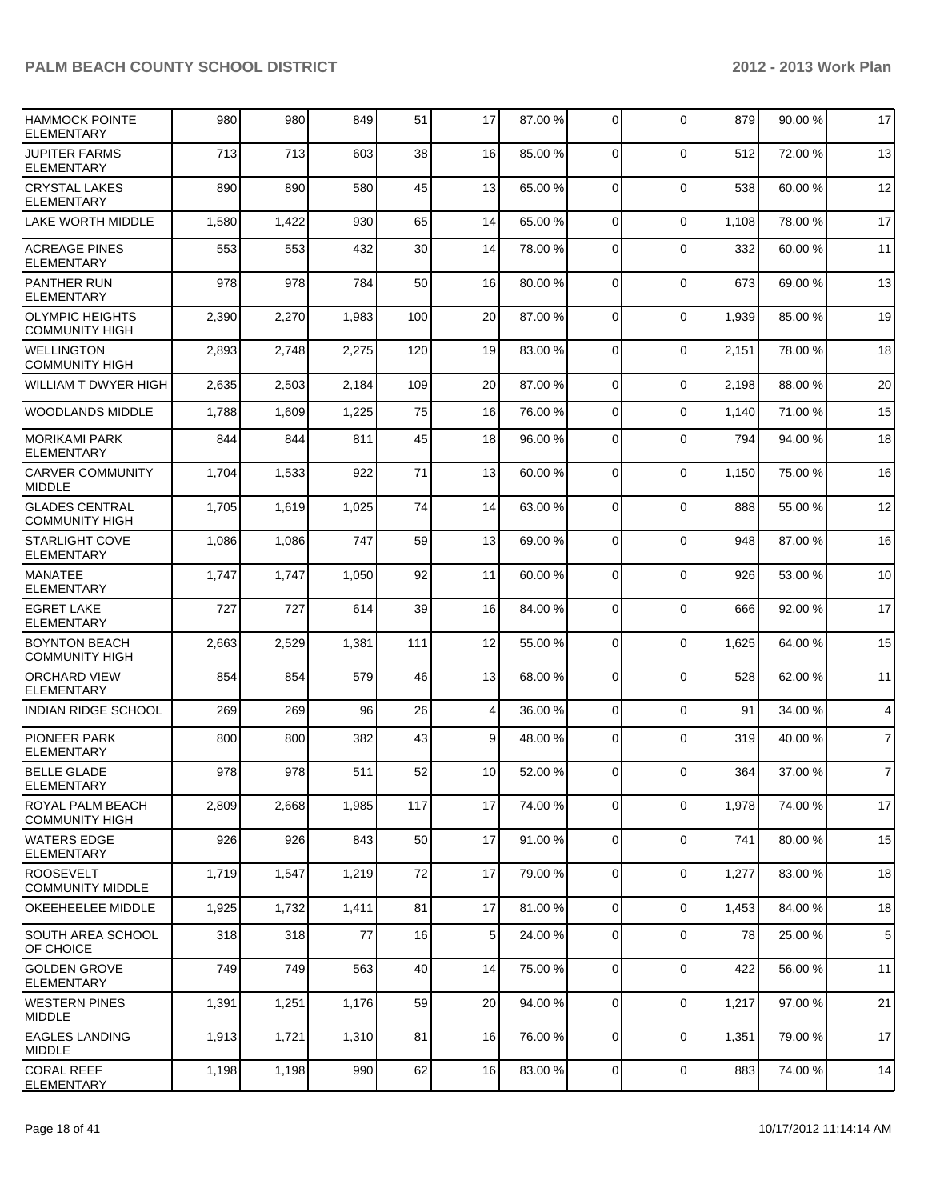| | | | | | | | | | | |
|---|---|---|---|---|---|---|---|---|---|---|
| HAMMOCK POINTE ELEMENTARY | 980 | 980 | 849 | 51 | 17 | 87.00 % | 0 | 0 | 879 | 90.00 % | 17 |
| JUPITER FARMS ELEMENTARY | 713 | 713 | 603 | 38 | 16 | 85.00 % | 0 | 0 | 512 | 72.00 % | 13 |
| CRYSTAL LAKES ELEMENTARY | 890 | 890 | 580 | 45 | 13 | 65.00 % | 0 | 0 | 538 | 60.00 % | 12 |
| LAKE WORTH MIDDLE | 1,580 | 1,422 | 930 | 65 | 14 | 65.00 % | 0 | 0 | 1,108 | 78.00 % | 17 |
| ACREAGE PINES ELEMENTARY | 553 | 553 | 432 | 30 | 14 | 78.00 % | 0 | 0 | 332 | 60.00 % | 11 |
| PANTHER RUN ELEMENTARY | 978 | 978 | 784 | 50 | 16 | 80.00 % | 0 | 0 | 673 | 69.00 % | 13 |
| OLYMPIC HEIGHTS COMMUNITY HIGH | 2,390 | 2,270 | 1,983 | 100 | 20 | 87.00 % | 0 | 0 | 1,939 | 85.00 % | 19 |
| WELLINGTON COMMUNITY HIGH | 2,893 | 2,748 | 2,275 | 120 | 19 | 83.00 % | 0 | 0 | 2,151 | 78.00 % | 18 |
| WILLIAM T DWYER HIGH | 2,635 | 2,503 | 2,184 | 109 | 20 | 87.00 % | 0 | 0 | 2,198 | 88.00 % | 20 |
| WOODLANDS MIDDLE | 1,788 | 1,609 | 1,225 | 75 | 16 | 76.00 % | 0 | 0 | 1,140 | 71.00 % | 15 |
| MORIKAMI PARK ELEMENTARY | 844 | 844 | 811 | 45 | 18 | 96.00 % | 0 | 0 | 794 | 94.00 % | 18 |
| CARVER COMMUNITY MIDDLE | 1,704 | 1,533 | 922 | 71 | 13 | 60.00 % | 0 | 0 | 1,150 | 75.00 % | 16 |
| GLADES CENTRAL COMMUNITY HIGH | 1,705 | 1,619 | 1,025 | 74 | 14 | 63.00 % | 0 | 0 | 888 | 55.00 % | 12 |
| STARLIGHT COVE ELEMENTARY | 1,086 | 1,086 | 747 | 59 | 13 | 69.00 % | 0 | 0 | 948 | 87.00 % | 16 |
| MANATEE ELEMENTARY | 1,747 | 1,747 | 1,050 | 92 | 11 | 60.00 % | 0 | 0 | 926 | 53.00 % | 10 |
| EGRET LAKE ELEMENTARY | 727 | 727 | 614 | 39 | 16 | 84.00 % | 0 | 0 | 666 | 92.00 % | 17 |
| BOYNTON BEACH COMMUNITY HIGH | 2,663 | 2,529 | 1,381 | 111 | 12 | 55.00 % | 0 | 0 | 1,625 | 64.00 % | 15 |
| ORCHARD VIEW ELEMENTARY | 854 | 854 | 579 | 46 | 13 | 68.00 % | 0 | 0 | 528 | 62.00 % | 11 |
| INDIAN RIDGE SCHOOL | 269 | 269 | 96 | 26 | 4 | 36.00 % | 0 | 0 | 91 | 34.00 % | 4 |
| PIONEER PARK ELEMENTARY | 800 | 800 | 382 | 43 | 9 | 48.00 % | 0 | 0 | 319 | 40.00 % | 7 |
| BELLE GLADE ELEMENTARY | 978 | 978 | 511 | 52 | 10 | 52.00 % | 0 | 0 | 364 | 37.00 % | 7 |
| ROYAL PALM BEACH COMMUNITY HIGH | 2,809 | 2,668 | 1,985 | 117 | 17 | 74.00 % | 0 | 0 | 1,978 | 74.00 % | 17 |
| WATERS EDGE ELEMENTARY | 926 | 926 | 843 | 50 | 17 | 91.00 % | 0 | 0 | 741 | 80.00 % | 15 |
| ROOSEVELT COMMUNITY MIDDLE | 1,719 | 1,547 | 1,219 | 72 | 17 | 79.00 % | 0 | 0 | 1,277 | 83.00 % | 18 |
| OKEEHEELEE MIDDLE | 1,925 | 1,732 | 1,411 | 81 | 17 | 81.00 % | 0 | 0 | 1,453 | 84.00 % | 18 |
| SOUTH AREA SCHOOL OF CHOICE | 318 | 318 | 77 | 16 | 5 | 24.00 % | 0 | 0 | 78 | 25.00 % | 5 |
| GOLDEN GROVE ELEMENTARY | 749 | 749 | 563 | 40 | 14 | 75.00 % | 0 | 0 | 422 | 56.00 % | 11 |
| WESTERN PINES MIDDLE | 1,391 | 1,251 | 1,176 | 59 | 20 | 94.00 % | 0 | 0 | 1,217 | 97.00 % | 21 |
| EAGLES LANDING MIDDLE | 1,913 | 1,721 | 1,310 | 81 | 16 | 76.00 % | 0 | 0 | 1,351 | 79.00 % | 17 |
| CORAL REEF ELEMENTARY | 1,198 | 1,198 | 990 | 62 | 16 | 83.00 % | 0 | 0 | 883 | 74.00 % | 14 |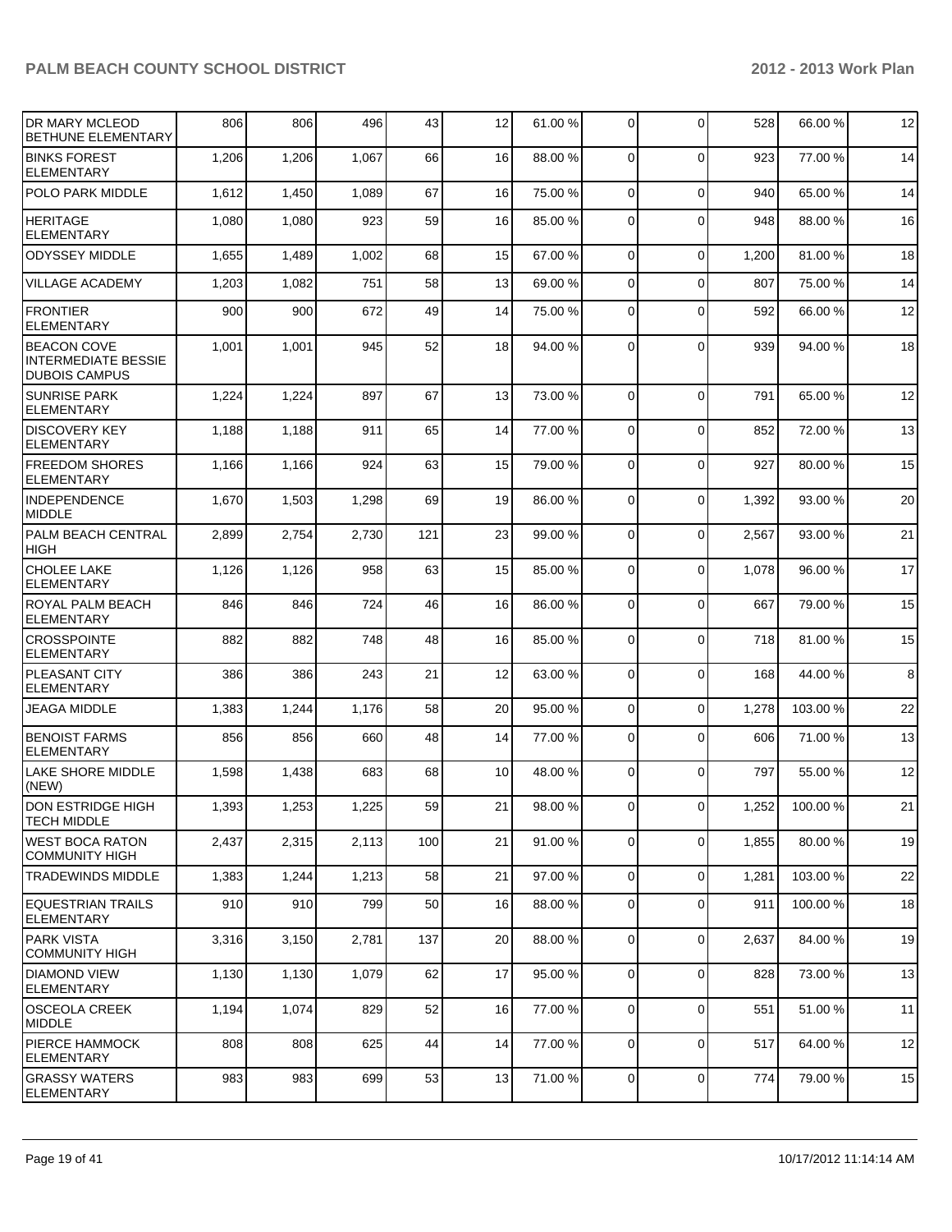| | | | | | | | | | | | |
|---|---|---|---|---|---|---|---|---|---|---|---|
| DR MARY MCLEOD BETHUNE ELEMENTARY | 806 | 806 | 496 | 43 | 12 | 61.00 % | 0 | 0 | 528 | 66.00 % | 12 |
| BINKS FOREST ELEMENTARY | 1,206 | 1,206 | 1,067 | 66 | 16 | 88.00 % | 0 | 0 | 923 | 77.00 % | 14 |
| POLO PARK MIDDLE | 1,612 | 1,450 | 1,089 | 67 | 16 | 75.00 % | 0 | 0 | 940 | 65.00 % | 14 |
| HERITAGE ELEMENTARY | 1,080 | 1,080 | 923 | 59 | 16 | 85.00 % | 0 | 0 | 948 | 88.00 % | 16 |
| ODYSSEY MIDDLE | 1,655 | 1,489 | 1,002 | 68 | 15 | 67.00 % | 0 | 0 | 1,200 | 81.00 % | 18 |
| VILLAGE ACADEMY | 1,203 | 1,082 | 751 | 58 | 13 | 69.00 % | 0 | 0 | 807 | 75.00 % | 14 |
| FRONTIER ELEMENTARY | 900 | 900 | 672 | 49 | 14 | 75.00 % | 0 | 0 | 592 | 66.00 % | 12 |
| BEACON COVE INTERMEDIATE BESSIE DUBOIS CAMPUS | 1,001 | 1,001 | 945 | 52 | 18 | 94.00 % | 0 | 0 | 939 | 94.00 % | 18 |
| SUNRISE PARK ELEMENTARY | 1,224 | 1,224 | 897 | 67 | 13 | 73.00 % | 0 | 0 | 791 | 65.00 % | 12 |
| DISCOVERY KEY ELEMENTARY | 1,188 | 1,188 | 911 | 65 | 14 | 77.00 % | 0 | 0 | 852 | 72.00 % | 13 |
| FREEDOM SHORES ELEMENTARY | 1,166 | 1,166 | 924 | 63 | 15 | 79.00 % | 0 | 0 | 927 | 80.00 % | 15 |
| INDEPENDENCE MIDDLE | 1,670 | 1,503 | 1,298 | 69 | 19 | 86.00 % | 0 | 0 | 1,392 | 93.00 % | 20 |
| PALM BEACH CENTRAL HIGH | 2,899 | 2,754 | 2,730 | 121 | 23 | 99.00 % | 0 | 0 | 2,567 | 93.00 % | 21 |
| CHOLEE LAKE ELEMENTARY | 1,126 | 1,126 | 958 | 63 | 15 | 85.00 % | 0 | 0 | 1,078 | 96.00 % | 17 |
| ROYAL PALM BEACH ELEMENTARY | 846 | 846 | 724 | 46 | 16 | 86.00 % | 0 | 0 | 667 | 79.00 % | 15 |
| CROSSPOINTE ELEMENTARY | 882 | 882 | 748 | 48 | 16 | 85.00 % | 0 | 0 | 718 | 81.00 % | 15 |
| PLEASANT CITY ELEMENTARY | 386 | 386 | 243 | 21 | 12 | 63.00 % | 0 | 0 | 168 | 44.00 % | 8 |
| JEAGA MIDDLE | 1,383 | 1,244 | 1,176 | 58 | 20 | 95.00 % | 0 | 0 | 1,278 | 103.00 % | 22 |
| BENOIST FARMS ELEMENTARY | 856 | 856 | 660 | 48 | 14 | 77.00 % | 0 | 0 | 606 | 71.00 % | 13 |
| LAKE SHORE MIDDLE (NEW) | 1,598 | 1,438 | 683 | 68 | 10 | 48.00 % | 0 | 0 | 797 | 55.00 % | 12 |
| DON ESTRIDGE HIGH TECH MIDDLE | 1,393 | 1,253 | 1,225 | 59 | 21 | 98.00 % | 0 | 0 | 1,252 | 100.00 % | 21 |
| WEST BOCA RATON COMMUNITY HIGH | 2,437 | 2,315 | 2,113 | 100 | 21 | 91.00 % | 0 | 0 | 1,855 | 80.00 % | 19 |
| TRADEWINDS MIDDLE | 1,383 | 1,244 | 1,213 | 58 | 21 | 97.00 % | 0 | 0 | 1,281 | 103.00 % | 22 |
| EQUESTRIAN TRAILS ELEMENTARY | 910 | 910 | 799 | 50 | 16 | 88.00 % | 0 | 0 | 911 | 100.00 % | 18 |
| PARK VISTA COMMUNITY HIGH | 3,316 | 3,150 | 2,781 | 137 | 20 | 88.00 % | 0 | 0 | 2,637 | 84.00 % | 19 |
| DIAMOND VIEW ELEMENTARY | 1,130 | 1,130 | 1,079 | 62 | 17 | 95.00 % | 0 | 0 | 828 | 73.00 % | 13 |
| OSCEOLA CREEK MIDDLE | 1,194 | 1,074 | 829 | 52 | 16 | 77.00 % | 0 | 0 | 551 | 51.00 % | 11 |
| PIERCE HAMMOCK ELEMENTARY | 808 | 808 | 625 | 44 | 14 | 77.00 % | 0 | 0 | 517 | 64.00 % | 12 |
| GRASSY WATERS ELEMENTARY | 983 | 983 | 699 | 53 | 13 | 71.00 % | 0 | 0 | 774 | 79.00 % | 15 |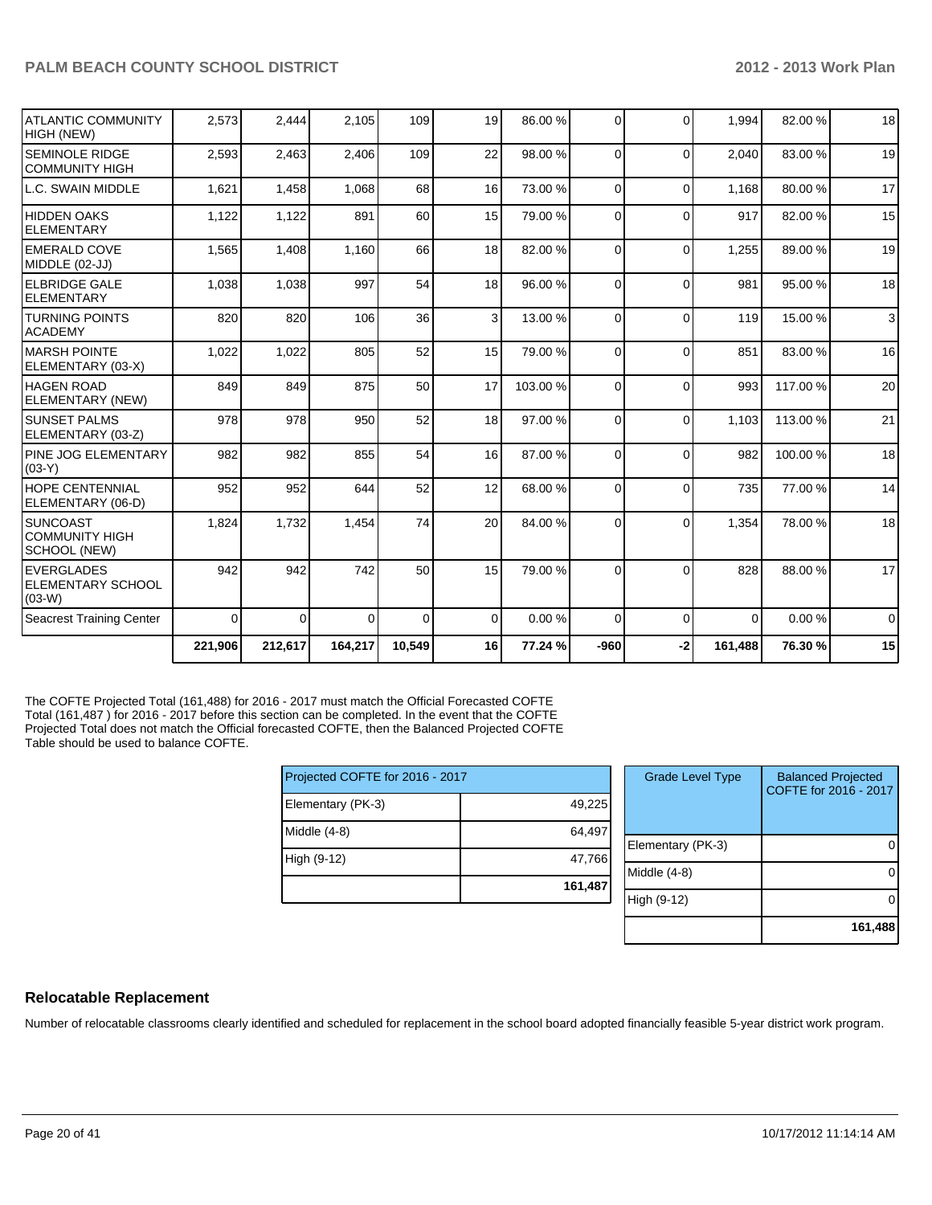| | | | | | | | | | | | |
|---|---|---|---|---|---|---|---|---|---|---|---|
| ATLANTIC COMMUNITY HIGH (NEW) | 2,573 | 2,444 | 2,105 | 109 | 19 | 86.00 % | 0 | 0 | 1,994 | 82.00 % | 18 |
| SEMINOLE RIDGE COMMUNITY HIGH | 2,593 | 2,463 | 2,406 | 109 | 22 | 98.00 % | 0 | 0 | 2,040 | 83.00 % | 19 |
| L.C. SWAIN MIDDLE | 1,621 | 1,458 | 1,068 | 68 | 16 | 73.00 % | 0 | 0 | 1,168 | 80.00 % | 17 |
| HIDDEN OAKS ELEMENTARY | 1,122 | 1,122 | 891 | 60 | 15 | 79.00 % | 0 | 0 | 917 | 82.00 % | 15 |
| EMERALD COVE MIDDLE (02-JJ) | 1,565 | 1,408 | 1,160 | 66 | 18 | 82.00 % | 0 | 0 | 1,255 | 89.00 % | 19 |
| ELBRIDGE GALE ELEMENTARY | 1,038 | 1,038 | 997 | 54 | 18 | 96.00 % | 0 | 0 | 981 | 95.00 % | 18 |
| TURNING POINTS ACADEMY | 820 | 820 | 106 | 36 | 3 | 13.00 % | 0 | 0 | 119 | 15.00 % | 3 |
| MARSH POINTE ELEMENTARY (03-X) | 1,022 | 1,022 | 805 | 52 | 15 | 79.00 % | 0 | 0 | 851 | 83.00 % | 16 |
| HAGEN ROAD ELEMENTARY (NEW) | 849 | 849 | 875 | 50 | 17 | 103.00 % | 0 | 0 | 993 | 117.00 % | 20 |
| SUNSET PALMS ELEMENTARY (03-Z) | 978 | 978 | 950 | 52 | 18 | 97.00 % | 0 | 0 | 1,103 | 113.00 % | 21 |
| PINE JOG ELEMENTARY (03-Y) | 982 | 982 | 855 | 54 | 16 | 87.00 % | 0 | 0 | 982 | 100.00 % | 18 |
| HOPE CENTENNIAL ELEMENTARY (06-D) | 952 | 952 | 644 | 52 | 12 | 68.00 % | 0 | 0 | 735 | 77.00 % | 14 |
| SUNCOAST COMMUNITY HIGH SCHOOL (NEW) | 1,824 | 1,732 | 1,454 | 74 | 20 | 84.00 % | 0 | 0 | 1,354 | 78.00 % | 18 |
| EVERGLADES ELEMENTARY SCHOOL (03-W) | 942 | 942 | 742 | 50 | 15 | 79.00 % | 0 | 0 | 828 | 88.00 % | 17 |
| Seacrest Training Center | 0 | 0 | 0 | 0 | 0 | 0.00 % | 0 | 0 | 0 | 0.00 % | 0 |
| | 221,906 | 212,617 | 164,217 | 10,549 | 16 | 77.24 % | -960 | -2 | 161,488 | 76.30 % | 15 |

The COFTE Projected Total (161,488) for 2016 - 2017 must match the Official Forecasted COFTE Total (161,487 ) for 2016 - 2017 before this section can be completed. In the event that the COFTE Projected Total does not match the Official forecasted COFTE, then the Balanced Projected COFTE Table should be used to balance COFTE.

| Projected COFTE for 2016 - 2017 | |
|---|---|
| Elementary (PK-3) | 49,225 |
| Middle (4-8) | 64,497 |
| High (9-12) | 47,766 |
| | 161,487 |

| Grade Level Type | Balanced Projected COFTE for 2016 - 2017 |
|---|---|
| Elementary (PK-3) | 0 |
| Middle (4-8) | 0 |
| High (9-12) | 0 |
| | 161,488 |

## Relocatable Replacement

Number of relocatable classrooms clearly identified and scheduled for replacement in the school board adopted financially feasible 5-year district work program.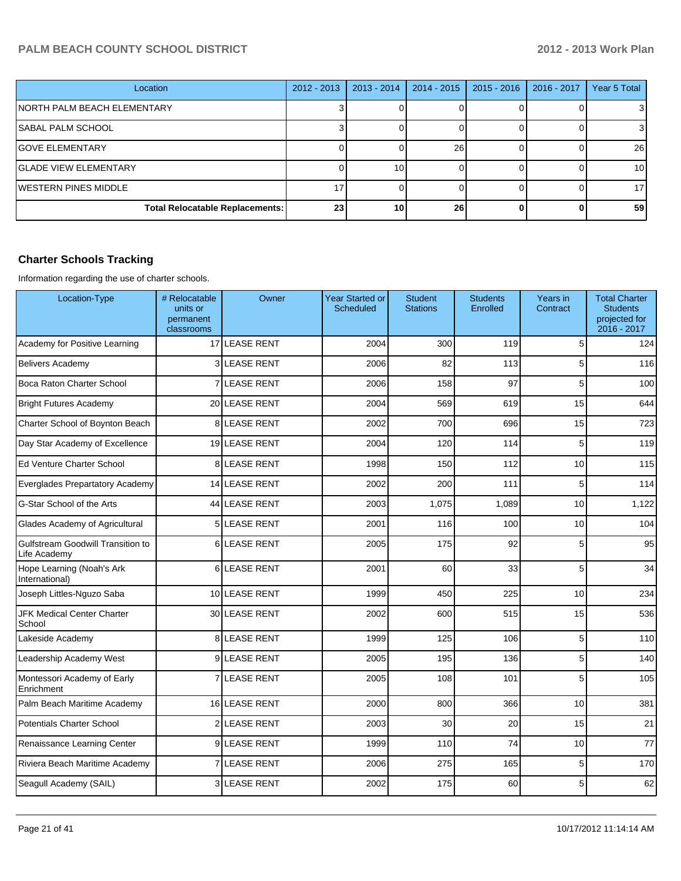| Location | 2012 - 2013 | 2013 - 2014 | 2014 - 2015 | 2015 - 2016 | 2016 - 2017 | Year 5 Total |
|---|---|---|---|---|---|---|
| NORTH PALM BEACH ELEMENTARY | 3 | 0 | 0 | 0 | 0 | 3 |
| SABAL PALM SCHOOL | 3 | 0 | 0 | 0 | 0 | 3 |
| GOVE ELEMENTARY | 0 | 0 | 26 | 0 | 0 | 26 |
| GLADE VIEW ELEMENTARY | 0 | 10 | 0 | 0 | 0 | 10 |
| WESTERN PINES MIDDLE | 17 | 0 | 0 | 0 | 0 | 17 |
| **Total Relocatable Replacements:** | **23** | **10** | **26** | **0** | **0** | **59** |

## Charter Schools Tracking

Information regarding the use of charter schools.

| Location-Type | # Relocatable units or permanent classrooms | Owner | Year Started or Scheduled | Student Stations | Students Enrolled | Years in Contract | Total Charter Students projected for 2016 - 2017 |
|---|---|---|---|---|---|---|---|
| Academy for Positive Learning | 17 | LEASE RENT | 2004 | 300 | 119 | 5 | 124 |
| Belivers Academy | 3 | LEASE RENT | 2006 | 82 | 113 | 5 | 116 |
| Boca Raton Charter School | 7 | LEASE RENT | 2006 | 158 | 97 | 5 | 100 |
| Bright Futures Academy | 20 | LEASE RENT | 2004 | 569 | 619 | 15 | 644 |
| Charter School of Boynton Beach | 8 | LEASE RENT | 2002 | 700 | 696 | 15 | 723 |
| Day Star Academy of Excellence | 19 | LEASE RENT | 2004 | 120 | 114 | 5 | 119 |
| Ed Venture Charter School | 8 | LEASE RENT | 1998 | 150 | 112 | 10 | 115 |
| Everglades Prepartatory Academy | 14 | LEASE RENT | 2002 | 200 | 111 | 5 | 114 |
| G-Star School of the Arts | 44 | LEASE RENT | 2003 | 1,075 | 1,089 | 10 | 1,122 |
| Glades Academy of Agricultural | 5 | LEASE RENT | 2001 | 116 | 100 | 10 | 104 |
| Gulfstream Goodwill Transition to Life Academy | 6 | LEASE RENT | 2005 | 175 | 92 | 5 | 95 |
| Hope Learning (Noah's Ark International) | 6 | LEASE RENT | 2001 | 60 | 33 | 5 | 34 |
| Joseph Littles-Nguzo Saba | 10 | LEASE RENT | 1999 | 450 | 225 | 10 | 234 |
| JFK Medical Center Charter School | 30 | LEASE RENT | 2002 | 600 | 515 | 15 | 536 |
| Lakeside Academy | 8 | LEASE RENT | 1999 | 125 | 106 | 5 | 110 |
| Leadership Academy West | 9 | LEASE RENT | 2005 | 195 | 136 | 5 | 140 |
| Montessori Academy of Early Enrichment | 7 | LEASE RENT | 2005 | 108 | 101 | 5 | 105 |
| Palm Beach Maritime Academy | 16 | LEASE RENT | 2000 | 800 | 366 | 10 | 381 |
| Potentials Charter School | 2 | LEASE RENT | 2003 | 30 | 20 | 15 | 21 |
| Renaissance Learning Center | 9 | LEASE RENT | 1999 | 110 | 74 | 10 | 77 |
| Riviera Beach Maritime Academy | 7 | LEASE RENT | 2006 | 275 | 165 | 5 | 170 |
| Seagull Academy (SAIL) | 3 | LEASE RENT | 2002 | 175 | 60 | 5 | 62 |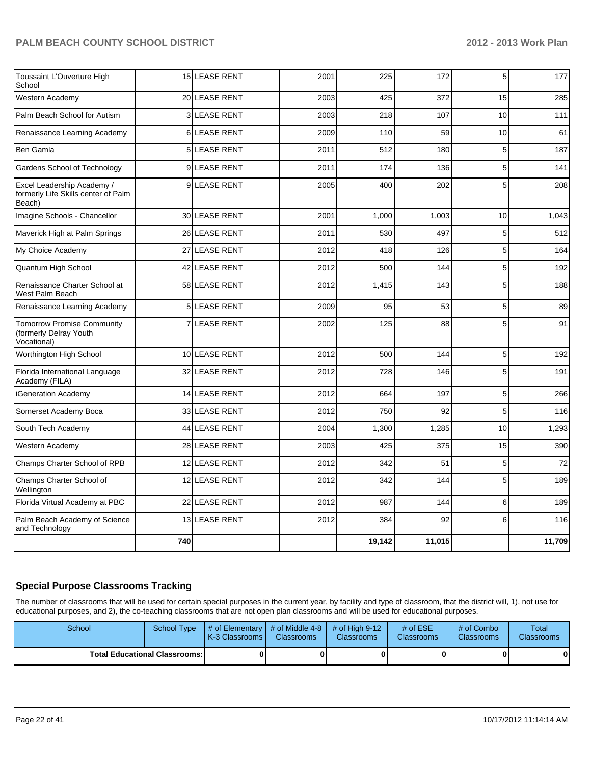| | | | | | | | |
|---|---|---|---|---|---|---|---|
| Toussaint L'Ouverture High School | 15 | LEASE RENT | 2001 | 225 | 172 | 5 | 177 |
| Western Academy | 20 | LEASE RENT | 2003 | 425 | 372 | 15 | 285 |
| Palm Beach School for Autism | 3 | LEASE RENT | 2003 | 218 | 107 | 10 | 111 |
| Renaissance Learning Academy | 6 | LEASE RENT | 2009 | 110 | 59 | 10 | 61 |
| Ben Gamla | 5 | LEASE RENT | 2011 | 512 | 180 | 5 | 187 |
| Gardens School of Technology | 9 | LEASE RENT | 2011 | 174 | 136 | 5 | 141 |
| Excel Leadership Academy / formerly Life Skills center of Palm Beach) | 9 | LEASE RENT | 2005 | 400 | 202 | 5 | 208 |
| Imagine Schools - Chancellor | 30 | LEASE RENT | 2001 | 1,000 | 1,003 | 10 | 1,043 |
| Maverick High at Palm Springs | 26 | LEASE RENT | 2011 | 530 | 497 | 5 | 512 |
| My Choice Academy | 27 | LEASE RENT | 2012 | 418 | 126 | 5 | 164 |
| Quantum High School | 42 | LEASE RENT | 2012 | 500 | 144 | 5 | 192 |
| Renaissance Charter School at West Palm Beach | 58 | LEASE RENT | 2012 | 1,415 | 143 | 5 | 188 |
| Renaissance Learning Academy | 5 | LEASE RENT | 2009 | 95 | 53 | 5 | 89 |
| Tomorrow Promise Community (formerly Delray Youth Vocational) | 7 | LEASE RENT | 2002 | 125 | 88 | 5 | 91 |
| Worthington High School | 10 | LEASE RENT | 2012 | 500 | 144 | 5 | 192 |
| Florida International Language Academy (FILA) | 32 | LEASE RENT | 2012 | 728 | 146 | 5 | 191 |
| iGeneration Academy | 14 | LEASE RENT | 2012 | 664 | 197 | 5 | 266 |
| Somerset Academy Boca | 33 | LEASE RENT | 2012 | 750 | 92 | 5 | 116 |
| South Tech Academy | 44 | LEASE RENT | 2004 | 1,300 | 1,285 | 10 | 1,293 |
| Western Academy | 28 | LEASE RENT | 2003 | 425 | 375 | 15 | 390 |
| Champs Charter School of RPB | 12 | LEASE RENT | 2012 | 342 | 51 | 5 | 72 |
| Champs Charter School of Wellington | 12 | LEASE RENT | 2012 | 342 | 144 | 5 | 189 |
| Florida Virtual Academy at PBC | 22 | LEASE RENT | 2012 | 987 | 144 | 6 | 189 |
| Palm Beach Academy of Science and Technology | 13 | LEASE RENT | 2012 | 384 | 92 | 6 | 116 |
| | **740** | | | **19,142** | **11,015** | | **11,709** |

## Special Purpose Classrooms Tracking

The number of classrooms that will be used for certain special purposes in the current year, by facility and type of classroom, that the district will, 1), not use for educational purposes, and 2), the co-teaching classrooms that are not open plan classrooms and will be used for educational purposes.

| School | School Type | # of Elementary K-3 Classrooms | # of Middle 4-8 Classrooms | # of High 9-12 Classrooms | # of ESE Classrooms | # of Combo Classrooms | Total Classrooms |
|---|---|---|---|---|---|---|---|
| **Total Educational Classrooms:** | | **0** | **0** | **0** | **0** | **0** | **0** |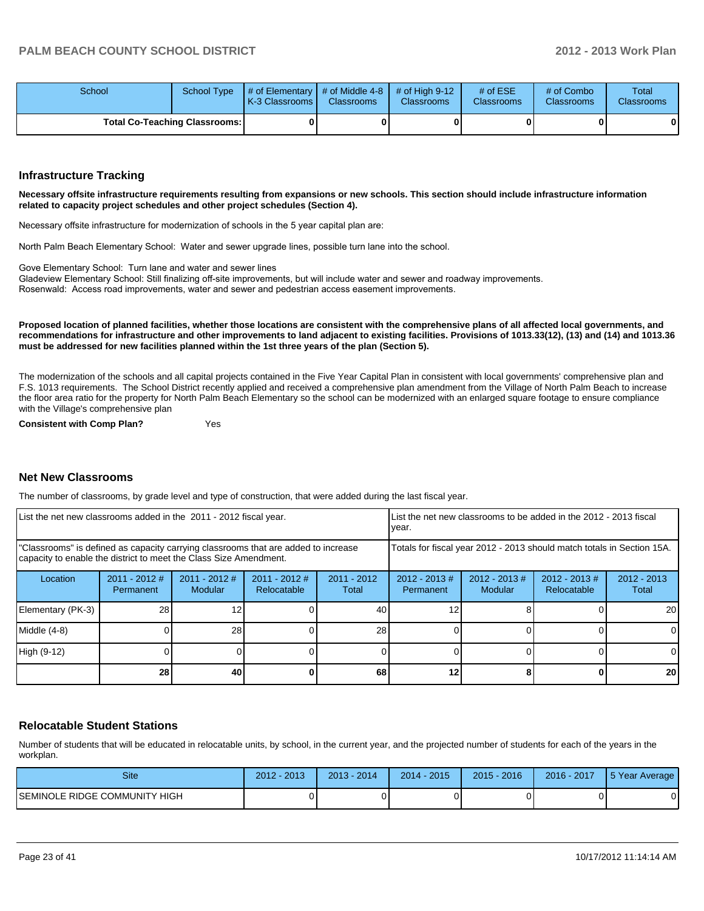| School | School Type | # of Elementary K-3 Classrooms | # of Middle 4-8 Classrooms | # of High 9-12 Classrooms | # of ESE Classrooms | # of Combo Classrooms | Total Classrooms |
|---|---|---|---|---|---|---|---|
| Total Co-Teaching Classrooms: | | 0 | 0 | 0 | 0 | 0 | 0 |

## Infrastructure Tracking

**Necessary offsite infrastructure requirements resulting from expansions or new schools. This section should include infrastructure information related to capacity project schedules and other project schedules (Section 4).**

Necessary offsite infrastructure for modernization of schools in the 5 year capital plan are:

North Palm Beach Elementary School: Water and sewer upgrade lines, possible turn lane into the school.

Gove Elementary School: Turn lane and water and sewer lines
Gladeview Elementary School: Still finalizing off-site improvements, but will include water and sewer and roadway improvements.
Rosenwald: Access road improvements, water and sewer and pedestrian access easement improvements.

**Proposed location of planned facilities, whether those locations are consistent with the comprehensive plans of all affected local governments, and recommendations for infrastructure and other improvements to land adjacent to existing facilities. Provisions of 1013.33(12), (13) and (14) and 1013.36 must be addressed for new facilities planned within the 1st three years of the plan (Section 5).**

The modernization of the schools and all capital projects contained in the Five Year Capital Plan in consistent with local governments' comprehensive plan and F.S. 1013 requirements. The School District recently applied and received a comprehensive plan amendment from the Village of North Palm Beach to increase the floor area ratio for the property for North Palm Beach Elementary so the school can be modernized with an enlarged square footage to ensure compliance with the Village's comprehensive plan

**Consistent with Comp Plan?** Yes

## Net New Classrooms

The number of classrooms, by grade level and type of construction, that were added during the last fiscal year.

| List the net new classrooms added in the 2011 - 2012 fiscal year. | | | | | List the net new classrooms to be added in the 2012 - 2013 fiscal year. | | | |
|---|---|---|---|---|---|---|---|---|
| "Classrooms" is defined as capacity carrying classrooms that are added to increase capacity to enable the district to meet the Class Size Amendment. | | | | | Totals for fiscal year 2012 - 2013 should match totals in Section 15A. | | | |
| Location | 2011 - 2012 # Permanent | 2011 - 2012 # Modular | 2011 - 2012 # Relocatable | 2011 - 2012 Total | 2012 - 2013 # Permanent | 2012 - 2013 # Modular | 2012 - 2013 # Relocatable | 2012 - 2013 Total |
| Elementary (PK-3) | 28 | 12 | 0 | 40 | 12 | 8 | 0 | 20 |
| Middle (4-8) | 0 | 28 | 0 | 28 | 0 | 0 | 0 | 0 |
| High (9-12) | 0 | 0 | 0 | 0 | 0 | 0 | 0 | 0 |
| | **28** | **40** | **0** | **68** | **12** | **8** | **0** | **20** |

## Relocatable Student Stations

Number of students that will be educated in relocatable units, by school, in the current year, and the projected number of students for each of the years in the workplan.

| Site | 2012 - 2013 | 2013 - 2014 | 2014 - 2015 | 2015 - 2016 | 2016 - 2017 | 5 Year Average |
|---|---|---|---|---|---|---|
| SEMINOLE RIDGE COMMUNITY HIGH | 0 | 0 | 0 | 0 | 0 | 0 |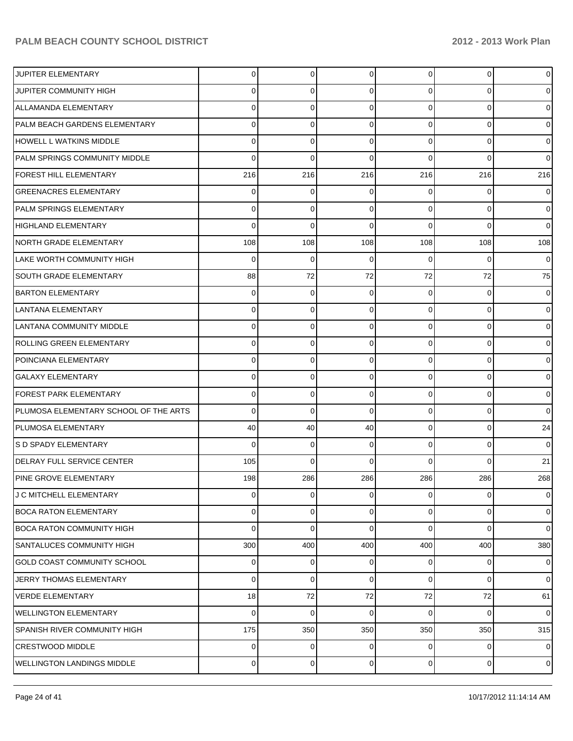| | | | | | | |
|---|---|---|---|---|---|---|
| JUPITER ELEMENTARY | 0 | 0 | 0 | 0 | 0 | 0 |
| JUPITER COMMUNITY HIGH | 0 | 0 | 0 | 0 | 0 | 0 |
| ALLAMANDA ELEMENTARY | 0 | 0 | 0 | 0 | 0 | 0 |
| PALM BEACH GARDENS ELEMENTARY | 0 | 0 | 0 | 0 | 0 | 0 |
| HOWELL L WATKINS MIDDLE | 0 | 0 | 0 | 0 | 0 | 0 |
| PALM SPRINGS COMMUNITY MIDDLE | 0 | 0 | 0 | 0 | 0 | 0 |
| FOREST HILL ELEMENTARY | 216 | 216 | 216 | 216 | 216 | 216 |
| GREENACRES ELEMENTARY | 0 | 0 | 0 | 0 | 0 | 0 |
| PALM SPRINGS ELEMENTARY | 0 | 0 | 0 | 0 | 0 | 0 |
| HIGHLAND ELEMENTARY | 0 | 0 | 0 | 0 | 0 | 0 |
| NORTH GRADE ELEMENTARY | 108 | 108 | 108 | 108 | 108 | 108 |
| LAKE WORTH COMMUNITY HIGH | 0 | 0 | 0 | 0 | 0 | 0 |
| SOUTH GRADE ELEMENTARY | 88 | 72 | 72 | 72 | 72 | 75 |
| BARTON ELEMENTARY | 0 | 0 | 0 | 0 | 0 | 0 |
| LANTANA ELEMENTARY | 0 | 0 | 0 | 0 | 0 | 0 |
| LANTANA COMMUNITY MIDDLE | 0 | 0 | 0 | 0 | 0 | 0 |
| ROLLING GREEN ELEMENTARY | 0 | 0 | 0 | 0 | 0 | 0 |
| POINCIANA ELEMENTARY | 0 | 0 | 0 | 0 | 0 | 0 |
| GALAXY ELEMENTARY | 0 | 0 | 0 | 0 | 0 | 0 |
| FOREST PARK ELEMENTARY | 0 | 0 | 0 | 0 | 0 | 0 |
| PLUMOSA ELEMENTARY SCHOOL OF THE ARTS | 0 | 0 | 0 | 0 | 0 | 0 |
| PLUMOSA ELEMENTARY | 40 | 40 | 40 | 0 | 0 | 24 |
| S D SPADY ELEMENTARY | 0 | 0 | 0 | 0 | 0 | 0 |
| DELRAY FULL SERVICE CENTER | 105 | 0 | 0 | 0 | 0 | 21 |
| PINE GROVE ELEMENTARY | 198 | 286 | 286 | 286 | 286 | 268 |
| J C MITCHELL ELEMENTARY | 0 | 0 | 0 | 0 | 0 | 0 |
| BOCA RATON ELEMENTARY | 0 | 0 | 0 | 0 | 0 | 0 |
| BOCA RATON COMMUNITY HIGH | 0 | 0 | 0 | 0 | 0 | 0 |
| SANTALUCES COMMUNITY HIGH | 300 | 400 | 400 | 400 | 400 | 380 |
| GOLD COAST COMMUNITY SCHOOL | 0 | 0 | 0 | 0 | 0 | 0 |
| JERRY THOMAS ELEMENTARY | 0 | 0 | 0 | 0 | 0 | 0 |
| VERDE ELEMENTARY | 18 | 72 | 72 | 72 | 72 | 61 |
| WELLINGTON ELEMENTARY | 0 | 0 | 0 | 0 | 0 | 0 |
| SPANISH RIVER COMMUNITY HIGH | 175 | 350 | 350 | 350 | 350 | 315 |
| CRESTWOOD MIDDLE | 0 | 0 | 0 | 0 | 0 | 0 |
| WELLINGTON LANDINGS MIDDLE | 0 | 0 | 0 | 0 | 0 | 0 |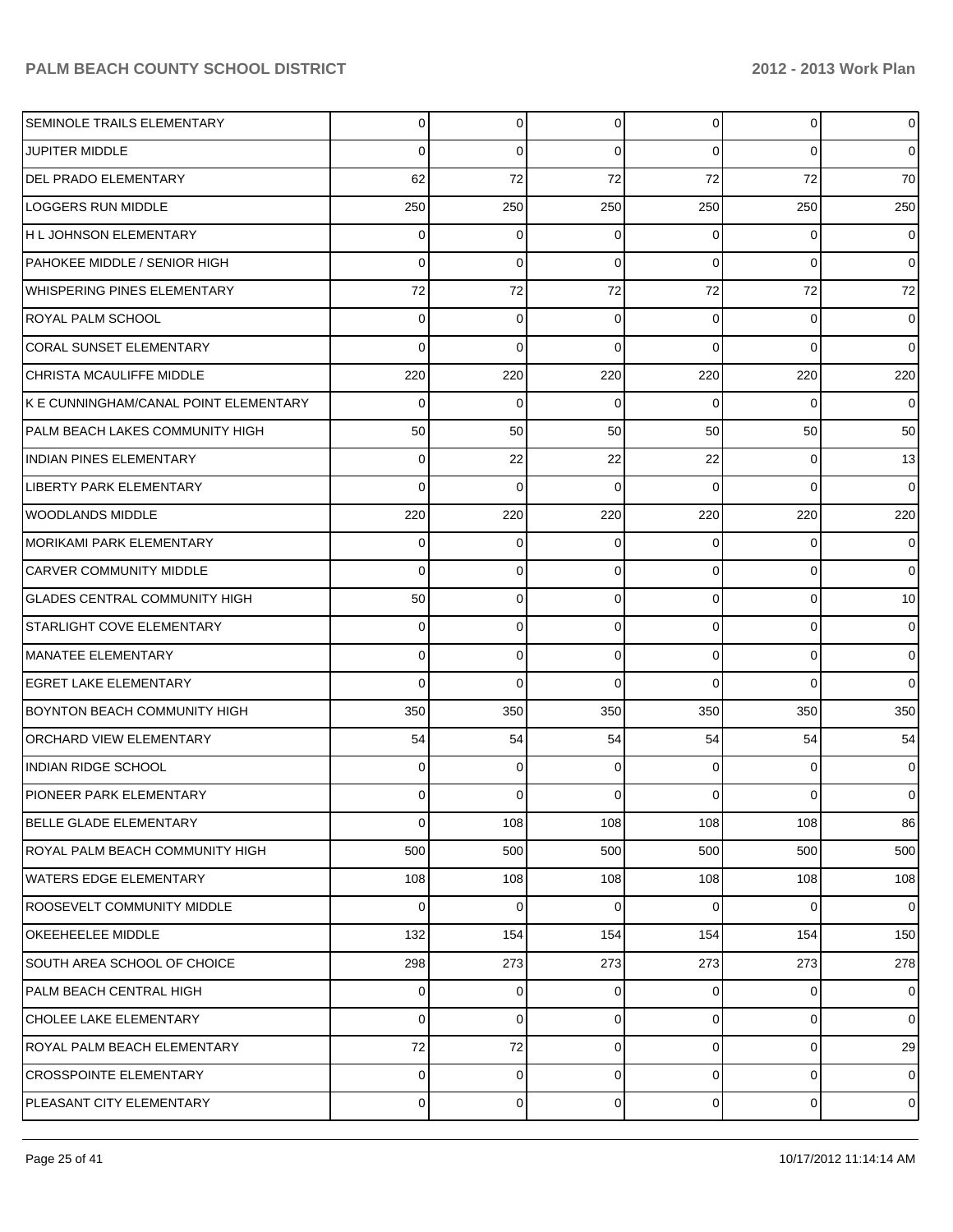| | | | | | | |
|---|---|---|---|---|---|---|
| SEMINOLE TRAILS ELEMENTARY | 0 | 0 | 0 | 0 | 0 | 0 |
| JUPITER MIDDLE | 0 | 0 | 0 | 0 | 0 | 0 |
| DEL PRADO ELEMENTARY | 62 | 72 | 72 | 72 | 72 | 70 |
| LOGGERS RUN MIDDLE | 250 | 250 | 250 | 250 | 250 | 250 |
| H L JOHNSON ELEMENTARY | 0 | 0 | 0 | 0 | 0 | 0 |
| PAHOKEE MIDDLE / SENIOR HIGH | 0 | 0 | 0 | 0 | 0 | 0 |
| WHISPERING PINES ELEMENTARY | 72 | 72 | 72 | 72 | 72 | 72 |
| ROYAL PALM SCHOOL | 0 | 0 | 0 | 0 | 0 | 0 |
| CORAL SUNSET ELEMENTARY | 0 | 0 | 0 | 0 | 0 | 0 |
| CHRISTA MCAULIFFE MIDDLE | 220 | 220 | 220 | 220 | 220 | 220 |
| K E CUNNINGHAM/CANAL POINT ELEMENTARY | 0 | 0 | 0 | 0 | 0 | 0 |
| PALM BEACH LAKES COMMUNITY HIGH | 50 | 50 | 50 | 50 | 50 | 50 |
| INDIAN PINES ELEMENTARY | 0 | 22 | 22 | 22 | 0 | 13 |
| LIBERTY PARK ELEMENTARY | 0 | 0 | 0 | 0 | 0 | 0 |
| WOODLANDS MIDDLE | 220 | 220 | 220 | 220 | 220 | 220 |
| MORIKAMI PARK ELEMENTARY | 0 | 0 | 0 | 0 | 0 | 0 |
| CARVER COMMUNITY MIDDLE | 0 | 0 | 0 | 0 | 0 | 0 |
| GLADES CENTRAL COMMUNITY HIGH | 50 | 0 | 0 | 0 | 0 | 10 |
| STARLIGHT COVE ELEMENTARY | 0 | 0 | 0 | 0 | 0 | 0 |
| MANATEE ELEMENTARY | 0 | 0 | 0 | 0 | 0 | 0 |
| EGRET LAKE ELEMENTARY | 0 | 0 | 0 | 0 | 0 | 0 |
| BOYNTON BEACH COMMUNITY HIGH | 350 | 350 | 350 | 350 | 350 | 350 |
| ORCHARD VIEW ELEMENTARY | 54 | 54 | 54 | 54 | 54 | 54 |
| INDIAN RIDGE SCHOOL | 0 | 0 | 0 | 0 | 0 | 0 |
| PIONEER PARK ELEMENTARY | 0 | 0 | 0 | 0 | 0 | 0 |
| BELLE GLADE ELEMENTARY | 0 | 108 | 108 | 108 | 108 | 86 |
| ROYAL PALM BEACH COMMUNITY HIGH | 500 | 500 | 500 | 500 | 500 | 500 |
| WATERS EDGE ELEMENTARY | 108 | 108 | 108 | 108 | 108 | 108 |
| ROOSEVELT COMMUNITY MIDDLE | 0 | 0 | 0 | 0 | 0 | 0 |
| OKEEHEELEE MIDDLE | 132 | 154 | 154 | 154 | 154 | 150 |
| SOUTH AREA SCHOOL OF CHOICE | 298 | 273 | 273 | 273 | 273 | 278 |
| PALM BEACH CENTRAL HIGH | 0 | 0 | 0 | 0 | 0 | 0 |
| CHOLEE LAKE ELEMENTARY | 0 | 0 | 0 | 0 | 0 | 0 |
| ROYAL PALM BEACH ELEMENTARY | 72 | 72 | 0 | 0 | 0 | 29 |
| CROSSPOINTE ELEMENTARY | 0 | 0 | 0 | 0 | 0 | 0 |
| PLEASANT CITY ELEMENTARY | 0 | 0 | 0 | 0 | 0 | 0 |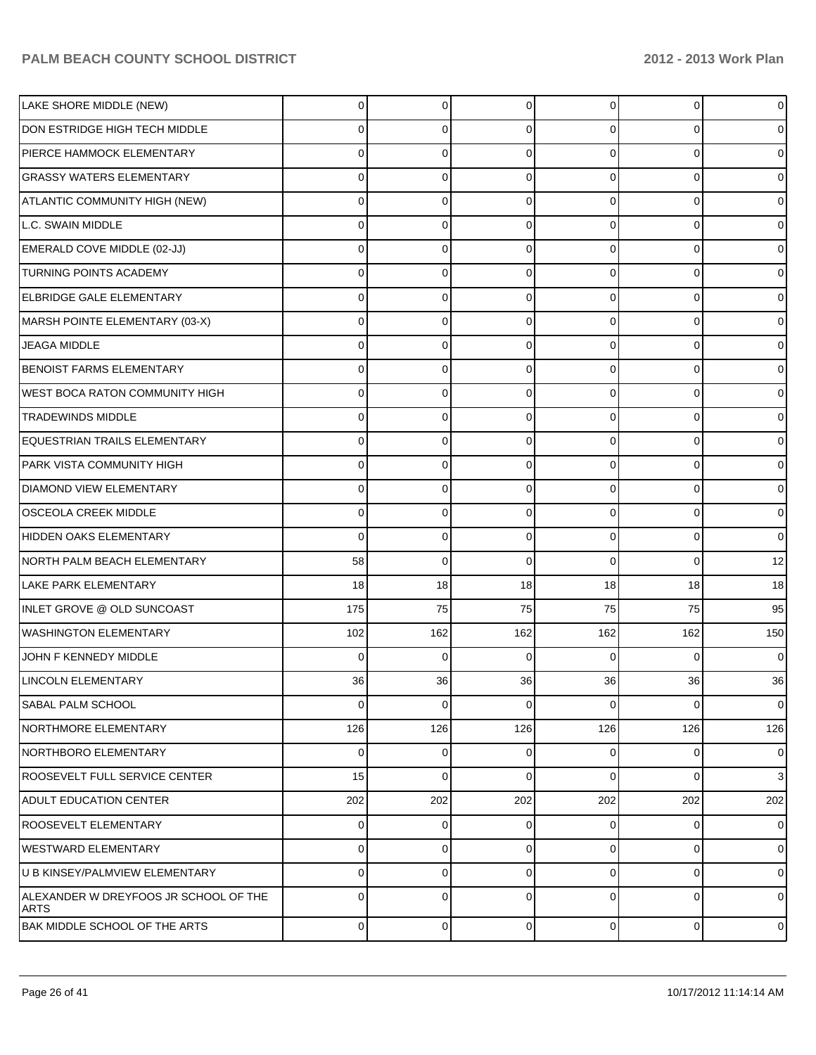| | | | | | | |
|---|---|---|---|---|---|---|
| LAKE SHORE MIDDLE (NEW) | 0 | 0 | 0 | 0 | 0 | 0 |
| DON ESTRIDGE HIGH TECH MIDDLE | 0 | 0 | 0 | 0 | 0 | 0 |
| PIERCE HAMMOCK ELEMENTARY | 0 | 0 | 0 | 0 | 0 | 0 |
| GRASSY WATERS ELEMENTARY | 0 | 0 | 0 | 0 | 0 | 0 |
| ATLANTIC COMMUNITY HIGH (NEW) | 0 | 0 | 0 | 0 | 0 | 0 |
| L.C. SWAIN MIDDLE | 0 | 0 | 0 | 0 | 0 | 0 |
| EMERALD COVE MIDDLE (02-JJ) | 0 | 0 | 0 | 0 | 0 | 0 |
| TURNING POINTS ACADEMY | 0 | 0 | 0 | 0 | 0 | 0 |
| ELBRIDGE GALE ELEMENTARY | 0 | 0 | 0 | 0 | 0 | 0 |
| MARSH POINTE ELEMENTARY (03-X) | 0 | 0 | 0 | 0 | 0 | 0 |
| JEAGA MIDDLE | 0 | 0 | 0 | 0 | 0 | 0 |
| BENOIST FARMS ELEMENTARY | 0 | 0 | 0 | 0 | 0 | 0 |
| WEST BOCA RATON COMMUNITY HIGH | 0 | 0 | 0 | 0 | 0 | 0 |
| TRADEWINDS MIDDLE | 0 | 0 | 0 | 0 | 0 | 0 |
| EQUESTRIAN TRAILS ELEMENTARY | 0 | 0 | 0 | 0 | 0 | 0 |
| PARK VISTA COMMUNITY HIGH | 0 | 0 | 0 | 0 | 0 | 0 |
| DIAMOND VIEW ELEMENTARY | 0 | 0 | 0 | 0 | 0 | 0 |
| OSCEOLA CREEK MIDDLE | 0 | 0 | 0 | 0 | 0 | 0 |
| HIDDEN OAKS ELEMENTARY | 0 | 0 | 0 | 0 | 0 | 0 |
| NORTH PALM BEACH ELEMENTARY | 58 | 0 | 0 | 0 | 0 | 12 |
| LAKE PARK ELEMENTARY | 18 | 18 | 18 | 18 | 18 | 18 |
| INLET GROVE @ OLD SUNCOAST | 175 | 75 | 75 | 75 | 75 | 95 |
| WASHINGTON ELEMENTARY | 102 | 162 | 162 | 162 | 162 | 150 |
| JOHN F KENNEDY MIDDLE | 0 | 0 | 0 | 0 | 0 | 0 |
| LINCOLN ELEMENTARY | 36 | 36 | 36 | 36 | 36 | 36 |
| SABAL PALM SCHOOL | 0 | 0 | 0 | 0 | 0 | 0 |
| NORTHMORE ELEMENTARY | 126 | 126 | 126 | 126 | 126 | 126 |
| NORTHBORO ELEMENTARY | 0 | 0 | 0 | 0 | 0 | 0 |
| ROOSEVELT FULL SERVICE CENTER | 15 | 0 | 0 | 0 | 0 | 3 |
| ADULT EDUCATION CENTER | 202 | 202 | 202 | 202 | 202 | 202 |
| ROOSEVELT ELEMENTARY | 0 | 0 | 0 | 0 | 0 | 0 |
| WESTWARD ELEMENTARY | 0 | 0 | 0 | 0 | 0 | 0 |
| U B KINSEY/PALMVIEW ELEMENTARY | 0 | 0 | 0 | 0 | 0 | 0 |
| ALEXANDER W DREYFOOS JR SCHOOL OF THE ARTS | 0 | 0 | 0 | 0 | 0 | 0 |
| BAK MIDDLE SCHOOL OF THE ARTS | 0 | 0 | 0 | 0 | 0 | 0 |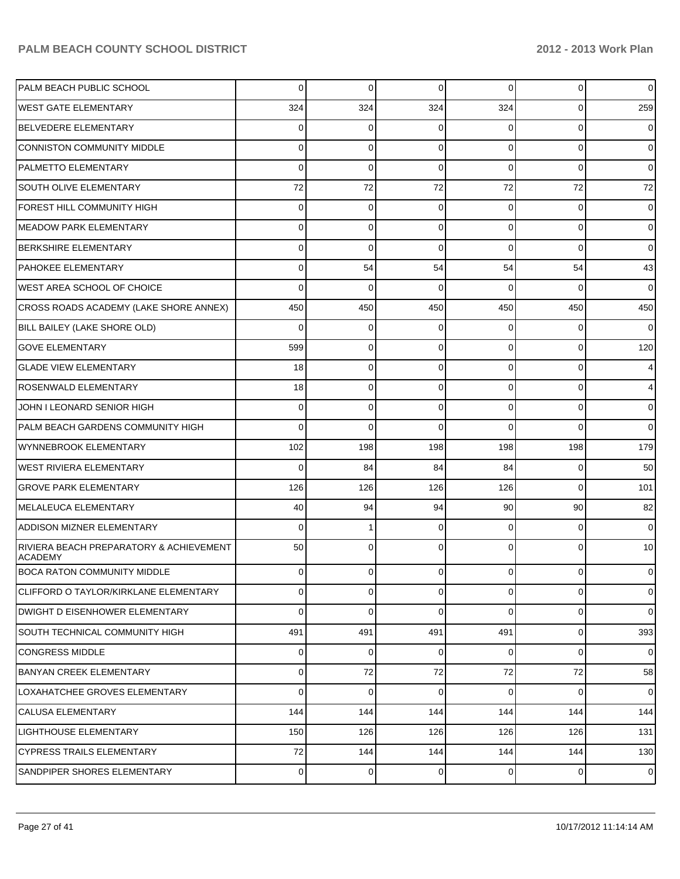| | | | | | | |
|---|---|---|---|---|---|---|
| PALM BEACH PUBLIC SCHOOL | 0 | 0 | 0 | 0 | 0 | 0 |
| WEST GATE ELEMENTARY | 324 | 324 | 324 | 324 | 0 | 259 |
| BELVEDERE ELEMENTARY | 0 | 0 | 0 | 0 | 0 | 0 |
| CONNISTON COMMUNITY MIDDLE | 0 | 0 | 0 | 0 | 0 | 0 |
| PALMETTO ELEMENTARY | 0 | 0 | 0 | 0 | 0 | 0 |
| SOUTH OLIVE ELEMENTARY | 72 | 72 | 72 | 72 | 72 | 72 |
| FOREST HILL COMMUNITY HIGH | 0 | 0 | 0 | 0 | 0 | 0 |
| MEADOW PARK ELEMENTARY | 0 | 0 | 0 | 0 | 0 | 0 |
| BERKSHIRE ELEMENTARY | 0 | 0 | 0 | 0 | 0 | 0 |
| PAHOKEE ELEMENTARY | 0 | 54 | 54 | 54 | 54 | 43 |
| WEST AREA SCHOOL OF CHOICE | 0 | 0 | 0 | 0 | 0 | 0 |
| CROSS ROADS ACADEMY (LAKE SHORE ANNEX) | 450 | 450 | 450 | 450 | 450 | 450 |
| BILL BAILEY (LAKE SHORE OLD) | 0 | 0 | 0 | 0 | 0 | 0 |
| GOVE ELEMENTARY | 599 | 0 | 0 | 0 | 0 | 120 |
| GLADE VIEW ELEMENTARY | 18 | 0 | 0 | 0 | 0 | 4 |
| ROSENWALD ELEMENTARY | 18 | 0 | 0 | 0 | 0 | 4 |
| JOHN I LEONARD SENIOR HIGH | 0 | 0 | 0 | 0 | 0 | 0 |
| PALM BEACH GARDENS COMMUNITY HIGH | 0 | 0 | 0 | 0 | 0 | 0 |
| WYNNEBROOK ELEMENTARY | 102 | 198 | 198 | 198 | 198 | 179 |
| WEST RIVIERA ELEMENTARY | 0 | 84 | 84 | 84 | 0 | 50 |
| GROVE PARK ELEMENTARY | 126 | 126 | 126 | 126 | 0 | 101 |
| MELALEUCA ELEMENTARY | 40 | 94 | 94 | 90 | 90 | 82 |
| ADDISON MIZNER ELEMENTARY | 0 | 1 | 0 | 0 | 0 | 0 |
| RIVIERA BEACH PREPARATORY & ACHIEVEMENT ACADEMY | 50 | 0 | 0 | 0 | 0 | 10 |
| BOCA RATON COMMUNITY MIDDLE | 0 | 0 | 0 | 0 | 0 | 0 |
| CLIFFORD O TAYLOR/KIRKLANE ELEMENTARY | 0 | 0 | 0 | 0 | 0 | 0 |
| DWIGHT D EISENHOWER ELEMENTARY | 0 | 0 | 0 | 0 | 0 | 0 |
| SOUTH TECHNICAL COMMUNITY HIGH | 491 | 491 | 491 | 491 | 0 | 393 |
| CONGRESS MIDDLE | 0 | 0 | 0 | 0 | 0 | 0 |
| BANYAN CREEK ELEMENTARY | 0 | 72 | 72 | 72 | 72 | 58 |
| LOXAHATCHEE GROVES ELEMENTARY | 0 | 0 | 0 | 0 | 0 | 0 |
| CALUSA ELEMENTARY | 144 | 144 | 144 | 144 | 144 | 144 |
| LIGHTHOUSE ELEMENTARY | 150 | 126 | 126 | 126 | 126 | 131 |
| CYPRESS TRAILS ELEMENTARY | 72 | 144 | 144 | 144 | 144 | 130 |
| SANDPIPER SHORES ELEMENTARY | 0 | 0 | 0 | 0 | 0 | 0 |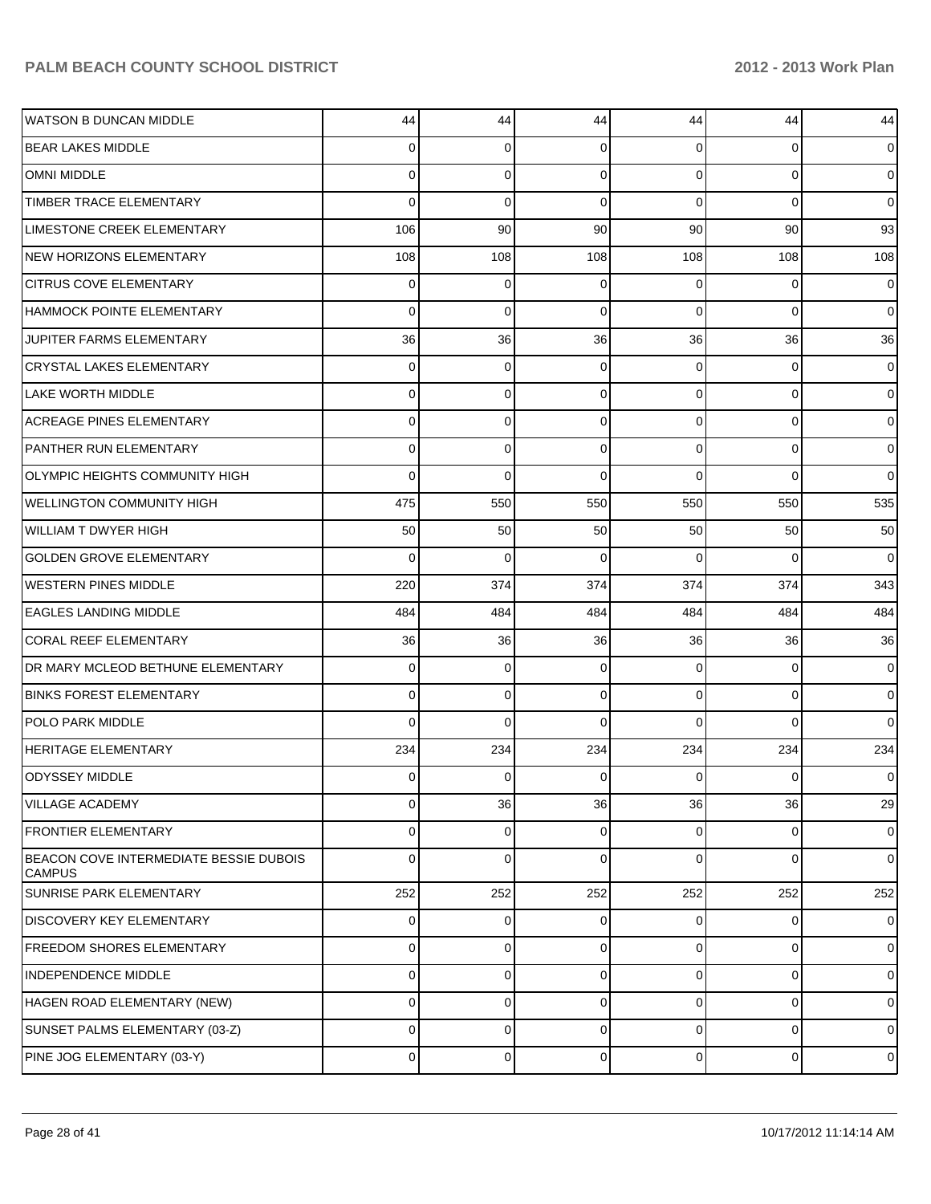| | | | | | | |
|---|---|---|---|---|---|---|
| WATSON B DUNCAN MIDDLE | 44 | 44 | 44 | 44 | 44 | 44 |
| BEAR LAKES MIDDLE | 0 | 0 | 0 | 0 | 0 | 0 |
| OMNI MIDDLE | 0 | 0 | 0 | 0 | 0 | 0 |
| TIMBER TRACE ELEMENTARY | 0 | 0 | 0 | 0 | 0 | 0 |
| LIMESTONE CREEK ELEMENTARY | 106 | 90 | 90 | 90 | 90 | 93 |
| NEW HORIZONS ELEMENTARY | 108 | 108 | 108 | 108 | 108 | 108 |
| CITRUS COVE ELEMENTARY | 0 | 0 | 0 | 0 | 0 | 0 |
| HAMMOCK POINTE ELEMENTARY | 0 | 0 | 0 | 0 | 0 | 0 |
| JUPITER FARMS ELEMENTARY | 36 | 36 | 36 | 36 | 36 | 36 |
| CRYSTAL LAKES ELEMENTARY | 0 | 0 | 0 | 0 | 0 | 0 |
| LAKE WORTH MIDDLE | 0 | 0 | 0 | 0 | 0 | 0 |
| ACREAGE PINES ELEMENTARY | 0 | 0 | 0 | 0 | 0 | 0 |
| PANTHER RUN ELEMENTARY | 0 | 0 | 0 | 0 | 0 | 0 |
| OLYMPIC HEIGHTS COMMUNITY HIGH | 0 | 0 | 0 | 0 | 0 | 0 |
| WELLINGTON COMMUNITY HIGH | 475 | 550 | 550 | 550 | 550 | 535 |
| WILLIAM T DWYER HIGH | 50 | 50 | 50 | 50 | 50 | 50 |
| GOLDEN GROVE ELEMENTARY | 0 | 0 | 0 | 0 | 0 | 0 |
| WESTERN PINES MIDDLE | 220 | 374 | 374 | 374 | 374 | 343 |
| EAGLES LANDING MIDDLE | 484 | 484 | 484 | 484 | 484 | 484 |
| CORAL REEF ELEMENTARY | 36 | 36 | 36 | 36 | 36 | 36 |
| DR MARY MCLEOD BETHUNE ELEMENTARY | 0 | 0 | 0 | 0 | 0 | 0 |
| BINKS FOREST ELEMENTARY | 0 | 0 | 0 | 0 | 0 | 0 |
| POLO PARK MIDDLE | 0 | 0 | 0 | 0 | 0 | 0 |
| HERITAGE ELEMENTARY | 234 | 234 | 234 | 234 | 234 | 234 |
| ODYSSEY MIDDLE | 0 | 0 | 0 | 0 | 0 | 0 |
| VILLAGE ACADEMY | 0 | 36 | 36 | 36 | 36 | 29 |
| FRONTIER ELEMENTARY | 0 | 0 | 0 | 0 | 0 | 0 |
| BEACON COVE INTERMEDIATE BESSIE DUBOIS CAMPUS | 0 | 0 | 0 | 0 | 0 | 0 |
| SUNRISE PARK ELEMENTARY | 252 | 252 | 252 | 252 | 252 | 252 |
| DISCOVERY KEY ELEMENTARY | 0 | 0 | 0 | 0 | 0 | 0 |
| FREEDOM SHORES ELEMENTARY | 0 | 0 | 0 | 0 | 0 | 0 |
| INDEPENDENCE MIDDLE | 0 | 0 | 0 | 0 | 0 | 0 |
| HAGEN ROAD ELEMENTARY (NEW) | 0 | 0 | 0 | 0 | 0 | 0 |
| SUNSET PALMS ELEMENTARY (03-Z) | 0 | 0 | 0 | 0 | 0 | 0 |
| PINE JOG ELEMENTARY (03-Y) | 0 | 0 | 0 | 0 | 0 | 0 |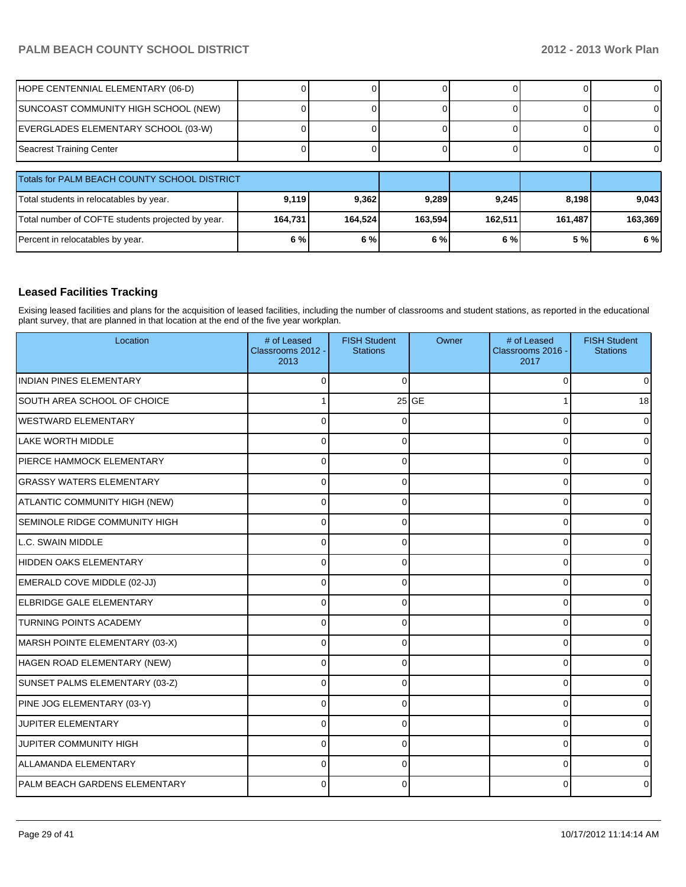| | | | | | | |
|---|---|---|---|---|---|---|
| HOPE CENTENNIAL ELEMENTARY (06-D) | 0 | 0 | 0 | 0 | 0 | 0 |
| SUNCOAST COMMUNITY HIGH SCHOOL (NEW) | 0 | 0 | 0 | 0 | 0 | 0 |
| EVERGLADES ELEMENTARY SCHOOL (03-W) | 0 | 0 | 0 | 0 | 0 | 0 |
| Seacrest Training Center | 0 | 0 | 0 | 0 | 0 | 0 |

| Totals for PALM BEACH COUNTY SCHOOL DISTRICT | | | | | | |
|---|---|---|---|---|---|---|
| Total students in relocatables by year. | **9,119** | **9,362** | **9,289** | **9,245** | **8,198** | **9,043** |
| Total number of COFTE students projected by year. | **164,731** | **164,524** | **163,594** | **162,511** | **161,487** | **163,369** |
| Percent in relocatables by year. | **6 %** | **6 %** | **6 %** | **6 %** | **5 %** | **6 %** |

## Leased Facilities Tracking

Exising leased facilities and plans for the acquisition of leased facilities, including the number of classrooms and student stations, as reported in the educational plant survey, that are planned in that location at the end of the five year workplan.

| Location | # of Leased Classrooms 2012 - 2013 | FISH Student Stations | Owner | # of Leased Classrooms 2016 - 2017 | FISH Student Stations |
|---|---|---|---|---|---|
| INDIAN PINES ELEMENTARY | 0 | 0 | | 0 | 0 |
| SOUTH AREA SCHOOL OF CHOICE | 1 | 25 | GE | 1 | 18 |
| WESTWARD ELEMENTARY | 0 | 0 | | 0 | 0 |
| LAKE WORTH MIDDLE | 0 | 0 | | 0 | 0 |
| PIERCE HAMMOCK ELEMENTARY | 0 | 0 | | 0 | 0 |
| GRASSY WATERS ELEMENTARY | 0 | 0 | | 0 | 0 |
| ATLANTIC COMMUNITY HIGH (NEW) | 0 | 0 | | 0 | 0 |
| SEMINOLE RIDGE COMMUNITY HIGH | 0 | 0 | | 0 | 0 |
| L.C. SWAIN MIDDLE | 0 | 0 | | 0 | 0 |
| HIDDEN OAKS ELEMENTARY | 0 | 0 | | 0 | 0 |
| EMERALD COVE MIDDLE (02-JJ) | 0 | 0 | | 0 | 0 |
| ELBRIDGE GALE ELEMENTARY | 0 | 0 | | 0 | 0 |
| TURNING POINTS ACADEMY | 0 | 0 | | 0 | 0 |
| MARSH POINTE ELEMENTARY (03-X) | 0 | 0 | | 0 | 0 |
| HAGEN ROAD ELEMENTARY (NEW) | 0 | 0 | | 0 | 0 |
| SUNSET PALMS ELEMENTARY (03-Z) | 0 | 0 | | 0 | 0 |
| PINE JOG ELEMENTARY (03-Y) | 0 | 0 | | 0 | 0 |
| JUPITER ELEMENTARY | 0 | 0 | | 0 | 0 |
| JUPITER COMMUNITY HIGH | 0 | 0 | | 0 | 0 |
| ALLAMANDA ELEMENTARY | 0 | 0 | | 0 | 0 |
| PALM BEACH GARDENS ELEMENTARY | 0 | 0 | | 0 | 0 |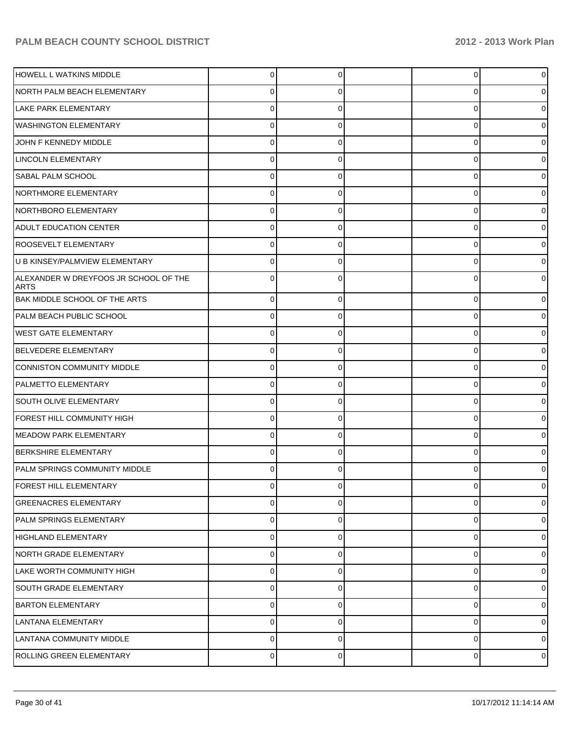| | | | | | |
|---|---|---|---|---|---|
| HOWELL L WATKINS MIDDLE | 0 | 0 | | 0 | 0 |
| NORTH PALM BEACH ELEMENTARY | 0 | 0 | | 0 | 0 |
| LAKE PARK ELEMENTARY | 0 | 0 | | 0 | 0 |
| WASHINGTON ELEMENTARY | 0 | 0 | | 0 | 0 |
| JOHN F KENNEDY MIDDLE | 0 | 0 | | 0 | 0 |
| LINCOLN ELEMENTARY | 0 | 0 | | 0 | 0 |
| SABAL PALM SCHOOL | 0 | 0 | | 0 | 0 |
| NORTHMORE ELEMENTARY | 0 | 0 | | 0 | 0 |
| NORTHBORO ELEMENTARY | 0 | 0 | | 0 | 0 |
| ADULT EDUCATION CENTER | 0 | 0 | | 0 | 0 |
| ROOSEVELT ELEMENTARY | 0 | 0 | | 0 | 0 |
| U B KINSEY/PALMVIEW ELEMENTARY | 0 | 0 | | 0 | 0 |
| ALEXANDER W DREYFOOS JR SCHOOL OF THE ARTS | 0 | 0 | | 0 | 0 |
| BAK MIDDLE SCHOOL OF THE ARTS | 0 | 0 | | 0 | 0 |
| PALM BEACH PUBLIC SCHOOL | 0 | 0 | | 0 | 0 |
| WEST GATE ELEMENTARY | 0 | 0 | | 0 | 0 |
| BELVEDERE ELEMENTARY | 0 | 0 | | 0 | 0 |
| CONNISTON COMMUNITY MIDDLE | 0 | 0 | | 0 | 0 |
| PALMETTO ELEMENTARY | 0 | 0 | | 0 | 0 |
| SOUTH OLIVE ELEMENTARY | 0 | 0 | | 0 | 0 |
| FOREST HILL COMMUNITY HIGH | 0 | 0 | | 0 | 0 |
| MEADOW PARK ELEMENTARY | 0 | 0 | | 0 | 0 |
| BERKSHIRE ELEMENTARY | 0 | 0 | | 0 | 0 |
| PALM SPRINGS COMMUNITY MIDDLE | 0 | 0 | | 0 | 0 |
| FOREST HILL ELEMENTARY | 0 | 0 | | 0 | 0 |
| GREENACRES ELEMENTARY | 0 | 0 | | 0 | 0 |
| PALM SPRINGS ELEMENTARY | 0 | 0 | | 0 | 0 |
| HIGHLAND ELEMENTARY | 0 | 0 | | 0 | 0 |
| NORTH GRADE ELEMENTARY | 0 | 0 | | 0 | 0 |
| LAKE WORTH COMMUNITY HIGH | 0 | 0 | | 0 | 0 |
| SOUTH GRADE ELEMENTARY | 0 | 0 | | 0 | 0 |
| BARTON ELEMENTARY | 0 | 0 | | 0 | 0 |
| LANTANA ELEMENTARY | 0 | 0 | | 0 | 0 |
| LANTANA COMMUNITY MIDDLE | 0 | 0 | | 0 | 0 |
| ROLLING GREEN ELEMENTARY | 0 | 0 | | 0 | 0 |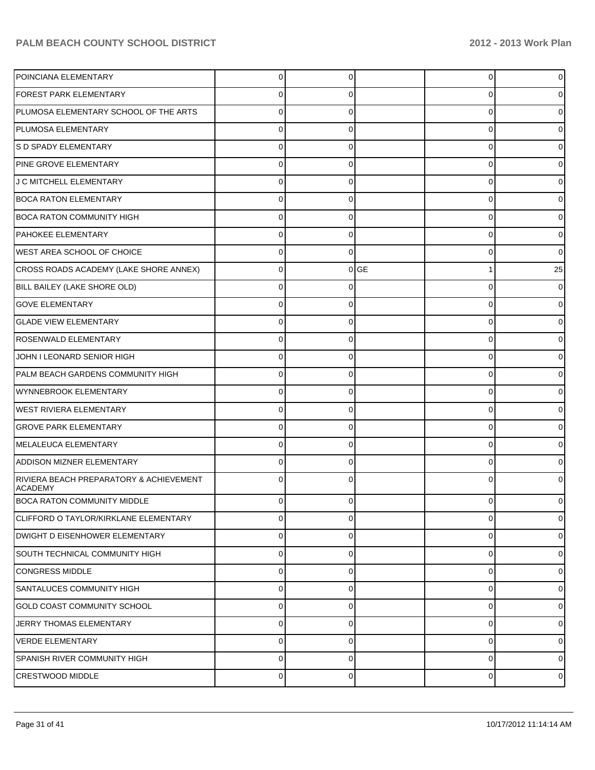| | | | | | |
|---|---|---|---|---|---|
| POINCIANA ELEMENTARY | 0 | 0 | | 0 | 0 |
| FOREST PARK ELEMENTARY | 0 | 0 | | 0 | 0 |
| PLUMOSA ELEMENTARY SCHOOL OF THE ARTS | 0 | 0 | | 0 | 0 |
| PLUMOSA ELEMENTARY | 0 | 0 | | 0 | 0 |
| S D SPADY ELEMENTARY | 0 | 0 | | 0 | 0 |
| PINE GROVE ELEMENTARY | 0 | 0 | | 0 | 0 |
| J C MITCHELL ELEMENTARY | 0 | 0 | | 0 | 0 |
| BOCA RATON ELEMENTARY | 0 | 0 | | 0 | 0 |
| BOCA RATON COMMUNITY HIGH | 0 | 0 | | 0 | 0 |
| PAHOKEE ELEMENTARY | 0 | 0 | | 0 | 0 |
| WEST AREA SCHOOL OF CHOICE | 0 | 0 | | 0 | 0 |
| CROSS ROADS ACADEMY (LAKE SHORE ANNEX) | 0 | 0 | GE | 1 | 25 |
| BILL BAILEY (LAKE SHORE OLD) | 0 | 0 | | 0 | 0 |
| GOVE ELEMENTARY | 0 | 0 | | 0 | 0 |
| GLADE VIEW ELEMENTARY | 0 | 0 | | 0 | 0 |
| ROSENWALD ELEMENTARY | 0 | 0 | | 0 | 0 |
| JOHN I LEONARD SENIOR HIGH | 0 | 0 | | 0 | 0 |
| PALM BEACH GARDENS COMMUNITY HIGH | 0 | 0 | | 0 | 0 |
| WYNNEBROOK ELEMENTARY | 0 | 0 | | 0 | 0 |
| WEST RIVIERA ELEMENTARY | 0 | 0 | | 0 | 0 |
| GROVE PARK ELEMENTARY | 0 | 0 | | 0 | 0 |
| MELALEUCA ELEMENTARY | 0 | 0 | | 0 | 0 |
| ADDISON MIZNER ELEMENTARY | 0 | 0 | | 0 | 0 |
| RIVIERA BEACH PREPARATORY & ACHIEVEMENT ACADEMY | 0 | 0 | | 0 | 0 |
| BOCA RATON COMMUNITY MIDDLE | 0 | 0 | | 0 | 0 |
| CLIFFORD O TAYLOR/KIRKLANE ELEMENTARY | 0 | 0 | | 0 | 0 |
| DWIGHT D EISENHOWER ELEMENTARY | 0 | 0 | | 0 | 0 |
| SOUTH TECHNICAL COMMUNITY HIGH | 0 | 0 | | 0 | 0 |
| CONGRESS MIDDLE | 0 | 0 | | 0 | 0 |
| SANTALUCES COMMUNITY HIGH | 0 | 0 | | 0 | 0 |
| GOLD COAST COMMUNITY SCHOOL | 0 | 0 | | 0 | 0 |
| JERRY THOMAS ELEMENTARY | 0 | 0 | | 0 | 0 |
| VERDE ELEMENTARY | 0 | 0 | | 0 | 0 |
| SPANISH RIVER COMMUNITY HIGH | 0 | 0 | | 0 | 0 |
| CRESTWOOD MIDDLE | 0 | 0 | | 0 | 0 |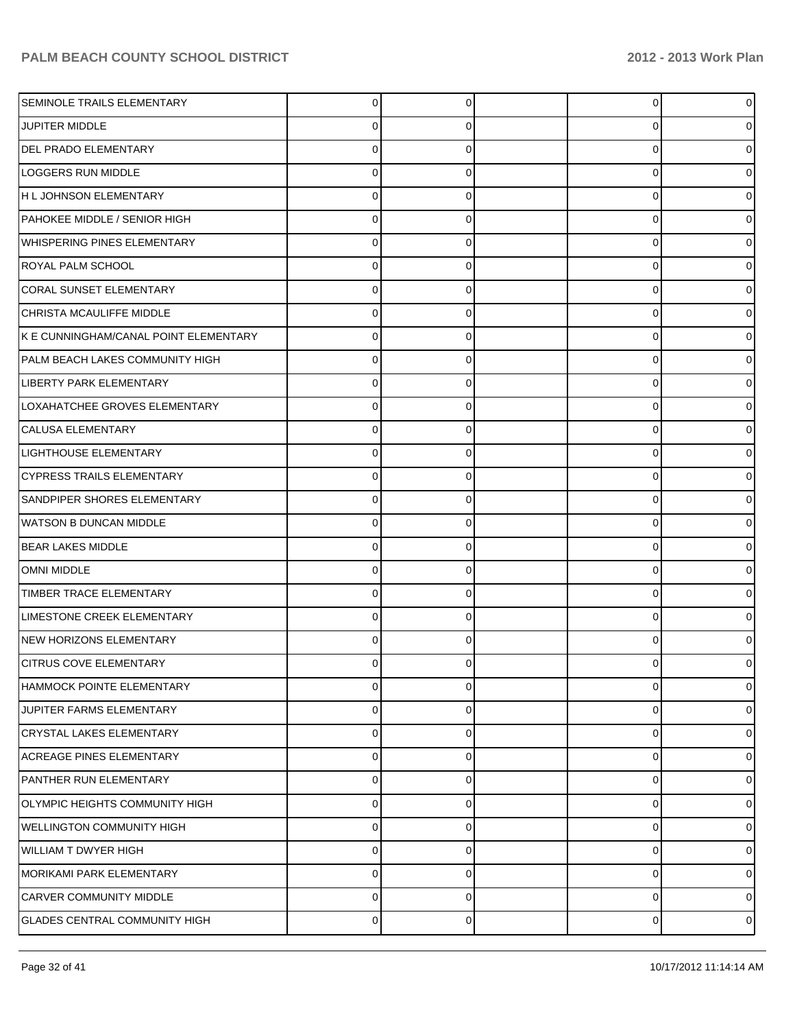| | | | | | |
|---|---|---|---|---|---|
| SEMINOLE TRAILS ELEMENTARY | 0 | 0 | | 0 | 0 |
| JUPITER MIDDLE | 0 | 0 | | 0 | 0 |
| DEL PRADO ELEMENTARY | 0 | 0 | | 0 | 0 |
| LOGGERS RUN MIDDLE | 0 | 0 | | 0 | 0 |
| H L JOHNSON ELEMENTARY | 0 | 0 | | 0 | 0 |
| PAHOKEE MIDDLE / SENIOR HIGH | 0 | 0 | | 0 | 0 |
| WHISPERING PINES ELEMENTARY | 0 | 0 | | 0 | 0 |
| ROYAL PALM SCHOOL | 0 | 0 | | 0 | 0 |
| CORAL SUNSET ELEMENTARY | 0 | 0 | | 0 | 0 |
| CHRISTA MCAULIFFE MIDDLE | 0 | 0 | | 0 | 0 |
| K E CUNNINGHAM/CANAL POINT ELEMENTARY | 0 | 0 | | 0 | 0 |
| PALM BEACH LAKES COMMUNITY HIGH | 0 | 0 | | 0 | 0 |
| LIBERTY PARK ELEMENTARY | 0 | 0 | | 0 | 0 |
| LOXAHATCHEE GROVES ELEMENTARY | 0 | 0 | | 0 | 0 |
| CALUSA ELEMENTARY | 0 | 0 | | 0 | 0 |
| LIGHTHOUSE ELEMENTARY | 0 | 0 | | 0 | 0 |
| CYPRESS TRAILS ELEMENTARY | 0 | 0 | | 0 | 0 |
| SANDPIPER SHORES ELEMENTARY | 0 | 0 | | 0 | 0 |
| WATSON B DUNCAN MIDDLE | 0 | 0 | | 0 | 0 |
| BEAR LAKES MIDDLE | 0 | 0 | | 0 | 0 |
| OMNI MIDDLE | 0 | 0 | | 0 | 0 |
| TIMBER TRACE ELEMENTARY | 0 | 0 | | 0 | 0 |
| LIMESTONE CREEK ELEMENTARY | 0 | 0 | | 0 | 0 |
| NEW HORIZONS ELEMENTARY | 0 | 0 | | 0 | 0 |
| CITRUS COVE ELEMENTARY | 0 | 0 | | 0 | 0 |
| HAMMOCK POINTE ELEMENTARY | 0 | 0 | | 0 | 0 |
| JUPITER FARMS ELEMENTARY | 0 | 0 | | 0 | 0 |
| CRYSTAL LAKES ELEMENTARY | 0 | 0 | | 0 | 0 |
| ACREAGE PINES ELEMENTARY | 0 | 0 | | 0 | 0 |
| PANTHER RUN ELEMENTARY | 0 | 0 | | 0 | 0 |
| OLYMPIC HEIGHTS COMMUNITY HIGH | 0 | 0 | | 0 | 0 |
| WELLINGTON COMMUNITY HIGH | 0 | 0 | | 0 | 0 |
| WILLIAM T DWYER HIGH | 0 | 0 | | 0 | 0 |
| MORIKAMI PARK ELEMENTARY | 0 | 0 | | 0 | 0 |
| CARVER COMMUNITY MIDDLE | 0 | 0 | | 0 | 0 |
| GLADES CENTRAL COMMUNITY HIGH | 0 | 0 | | 0 | 0 |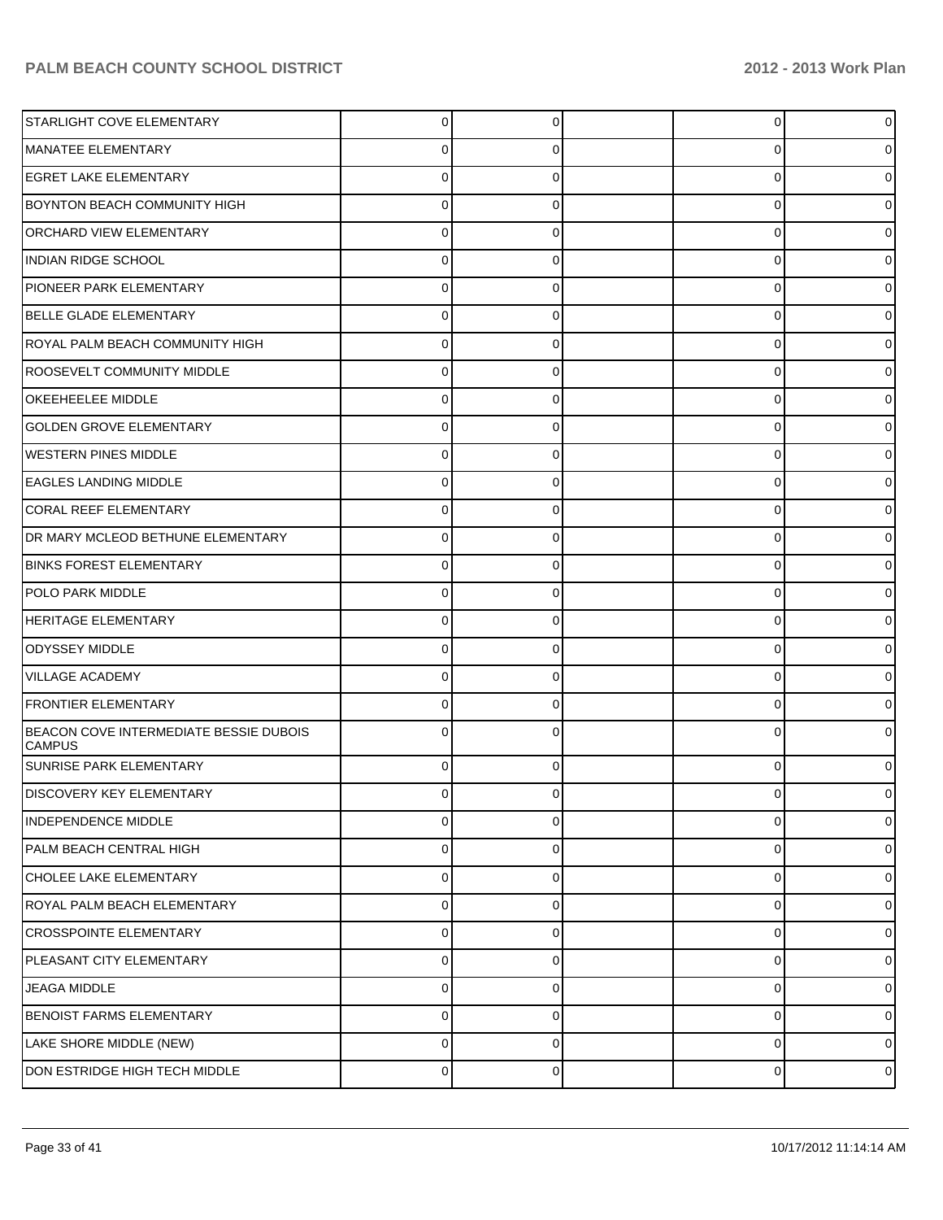| | | | | | |
|---|---|---|---|---|---|
| STARLIGHT COVE ELEMENTARY | 0 | 0 | | 0 | 0 |
| MANATEE ELEMENTARY | 0 | 0 | | 0 | 0 |
| EGRET LAKE ELEMENTARY | 0 | 0 | | 0 | 0 |
| BOYNTON BEACH COMMUNITY HIGH | 0 | 0 | | 0 | 0 |
| ORCHARD VIEW ELEMENTARY | 0 | 0 | | 0 | 0 |
| INDIAN RIDGE SCHOOL | 0 | 0 | | 0 | 0 |
| PIONEER PARK ELEMENTARY | 0 | 0 | | 0 | 0 |
| BELLE GLADE ELEMENTARY | 0 | 0 | | 0 | 0 |
| ROYAL PALM BEACH COMMUNITY HIGH | 0 | 0 | | 0 | 0 |
| ROOSEVELT COMMUNITY MIDDLE | 0 | 0 | | 0 | 0 |
| OKEEHEELEE MIDDLE | 0 | 0 | | 0 | 0 |
| GOLDEN GROVE ELEMENTARY | 0 | 0 | | 0 | 0 |
| WESTERN PINES MIDDLE | 0 | 0 | | 0 | 0 |
| EAGLES LANDING MIDDLE | 0 | 0 | | 0 | 0 |
| CORAL REEF ELEMENTARY | 0 | 0 | | 0 | 0 |
| DR MARY MCLEOD BETHUNE ELEMENTARY | 0 | 0 | | 0 | 0 |
| BINKS FOREST ELEMENTARY | 0 | 0 | | 0 | 0 |
| POLO PARK MIDDLE | 0 | 0 | | 0 | 0 |
| HERITAGE ELEMENTARY | 0 | 0 | | 0 | 0 |
| ODYSSEY MIDDLE | 0 | 0 | | 0 | 0 |
| VILLAGE ACADEMY | 0 | 0 | | 0 | 0 |
| FRONTIER ELEMENTARY | 0 | 0 | | 0 | 0 |
| BEACON COVE INTERMEDIATE BESSIE DUBOIS CAMPUS | 0 | 0 | | 0 | 0 |
| SUNRISE PARK ELEMENTARY | 0 | 0 | | 0 | 0 |
| DISCOVERY KEY ELEMENTARY | 0 | 0 | | 0 | 0 |
| INDEPENDENCE MIDDLE | 0 | 0 | | 0 | 0 |
| PALM BEACH CENTRAL HIGH | 0 | 0 | | 0 | 0 |
| CHOLEE LAKE ELEMENTARY | 0 | 0 | | 0 | 0 |
| ROYAL PALM BEACH ELEMENTARY | 0 | 0 | | 0 | 0 |
| CROSSPOINTE ELEMENTARY | 0 | 0 | | 0 | 0 |
| PLEASANT CITY ELEMENTARY | 0 | 0 | | 0 | 0 |
| JEAGA MIDDLE | 0 | 0 | | 0 | 0 |
| BENOIST FARMS ELEMENTARY | 0 | 0 | | 0 | 0 |
| LAKE SHORE MIDDLE (NEW) | 0 | 0 | | 0 | 0 |
| DON ESTRIDGE HIGH TECH MIDDLE | 0 | 0 | | 0 | 0 |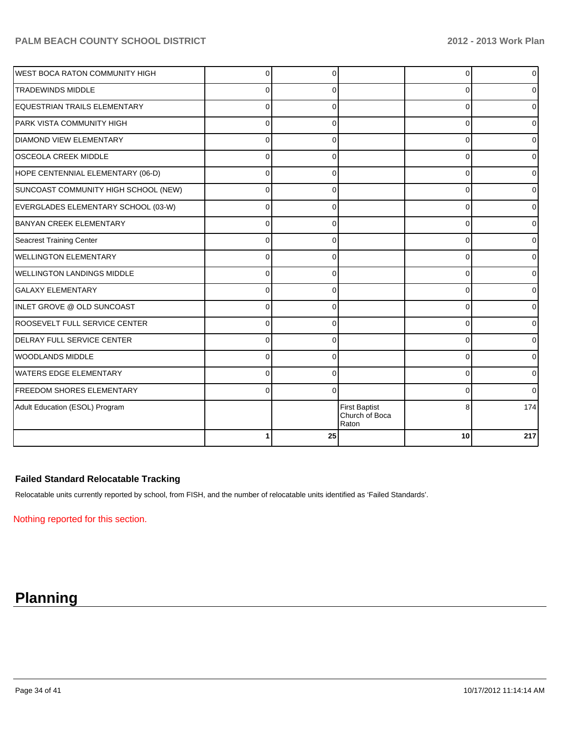| | | | | | |
|---|---|---|---|---|---|
| WEST BOCA RATON COMMUNITY HIGH | 0 | 0 | | 0 | 0 |
| TRADEWINDS MIDDLE | 0 | 0 | | 0 | 0 |
| EQUESTRIAN TRAILS ELEMENTARY | 0 | 0 | | 0 | 0 |
| PARK VISTA COMMUNITY HIGH | 0 | 0 | | 0 | 0 |
| DIAMOND VIEW ELEMENTARY | 0 | 0 | | 0 | 0 |
| OSCEOLA CREEK MIDDLE | 0 | 0 | | 0 | 0 |
| HOPE CENTENNIAL ELEMENTARY (06-D) | 0 | 0 | | 0 | 0 |
| SUNCOAST COMMUNITY HIGH SCHOOL (NEW) | 0 | 0 | | 0 | 0 |
| EVERGLADES ELEMENTARY SCHOOL (03-W) | 0 | 0 | | 0 | 0 |
| BANYAN CREEK ELEMENTARY | 0 | 0 | | 0 | 0 |
| Seacrest Training Center | 0 | 0 | | 0 | 0 |
| WELLINGTON ELEMENTARY | 0 | 0 | | 0 | 0 |
| WELLINGTON LANDINGS MIDDLE | 0 | 0 | | 0 | 0 |
| GALAXY ELEMENTARY | 0 | 0 | | 0 | 0 |
| INLET GROVE @ OLD SUNCOAST | 0 | 0 | | 0 | 0 |
| ROOSEVELT FULL SERVICE CENTER | 0 | 0 | | 0 | 0 |
| DELRAY FULL SERVICE CENTER | 0 | 0 | | 0 | 0 |
| WOODLANDS MIDDLE | 0 | 0 | | 0 | 0 |
| WATERS EDGE ELEMENTARY | 0 | 0 | | 0 | 0 |
| FREEDOM SHORES ELEMENTARY | 0 | 0 | | 0 | 0 |
| Adult Education (ESOL) Program | | | First Baptist Church of Boca Raton | 8 | 174 |
| | **1** | **25** | | **10** | **217** |

### Failed Standard Relocatable Tracking

Relocatable units currently reported by school, from FISH, and the number of relocatable units identified as 'Failed Standards'.

Nothing reported for this section.

# Planning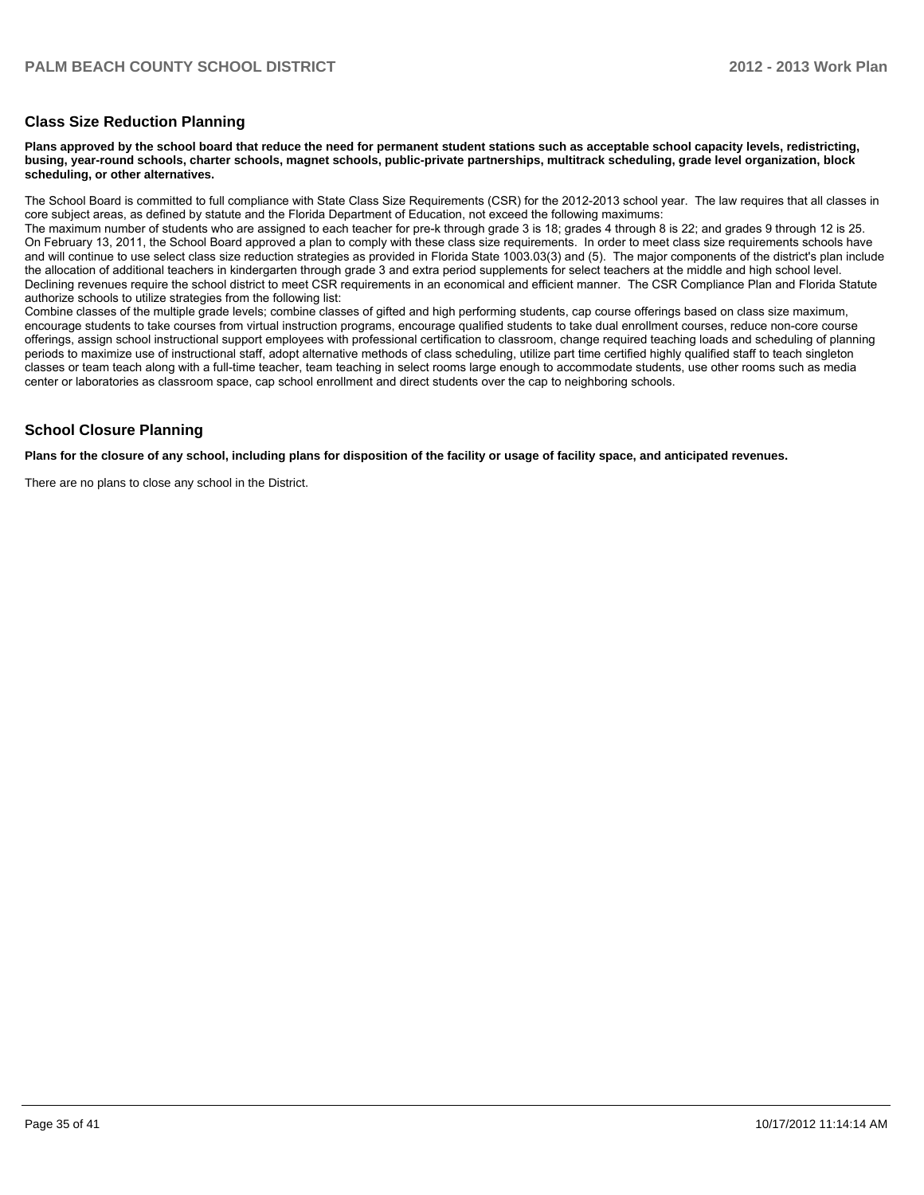## Class Size Reduction Planning

**Plans approved by the school board that reduce the need for permanent student stations such as acceptable school capacity levels, redistricting, busing, year-round schools, charter schools, magnet schools, public-private partnerships, multitrack scheduling, grade level organization, block scheduling, or other alternatives.**

The School Board is committed to full compliance with State Class Size Requirements (CSR) for the 2012-2013 school year. The law requires that all classes in core subject areas, as defined by statute and the Florida Department of Education, not exceed the following maximums:
The maximum number of students who are assigned to each teacher for pre-k through grade 3 is 18; grades 4 through 8 is 22; and grades 9 through 12 is 25.
On February 13, 2011, the School Board approved a plan to comply with these class size requirements. In order to meet class size requirements schools have and will continue to use select class size reduction strategies as provided in Florida State 1003.03(3) and (5). The major components of the district's plan include the allocation of additional teachers in kindergarten through grade 3 and extra period supplements for select teachers at the middle and high school level.
Declining revenues require the school district to meet CSR requirements in an economical and efficient manner. The CSR Compliance Plan and Florida Statute authorize schools to utilize strategies from the following list:
Combine classes of the multiple grade levels; combine classes of gifted and high performing students, cap course offerings based on class size maximum, encourage students to take courses from virtual instruction programs, encourage qualified students to take dual enrollment courses, reduce non-core course offerings, assign school instructional support employees with professional certification to classroom, change required teaching loads and scheduling of planning periods to maximize use of instructional staff, adopt alternative methods of class scheduling, utilize part time certified highly qualified staff to teach singleton classes or team teach along with a full-time teacher, team teaching in select rooms large enough to accommodate students, use other rooms such as media center or laboratories as classroom space, cap school enrollment and direct students over the cap to neighboring schools.

## School Closure Planning

**Plans for the closure of any school, including plans for disposition of the facility or usage of facility space, and anticipated revenues.**

There are no plans to close any school in the District.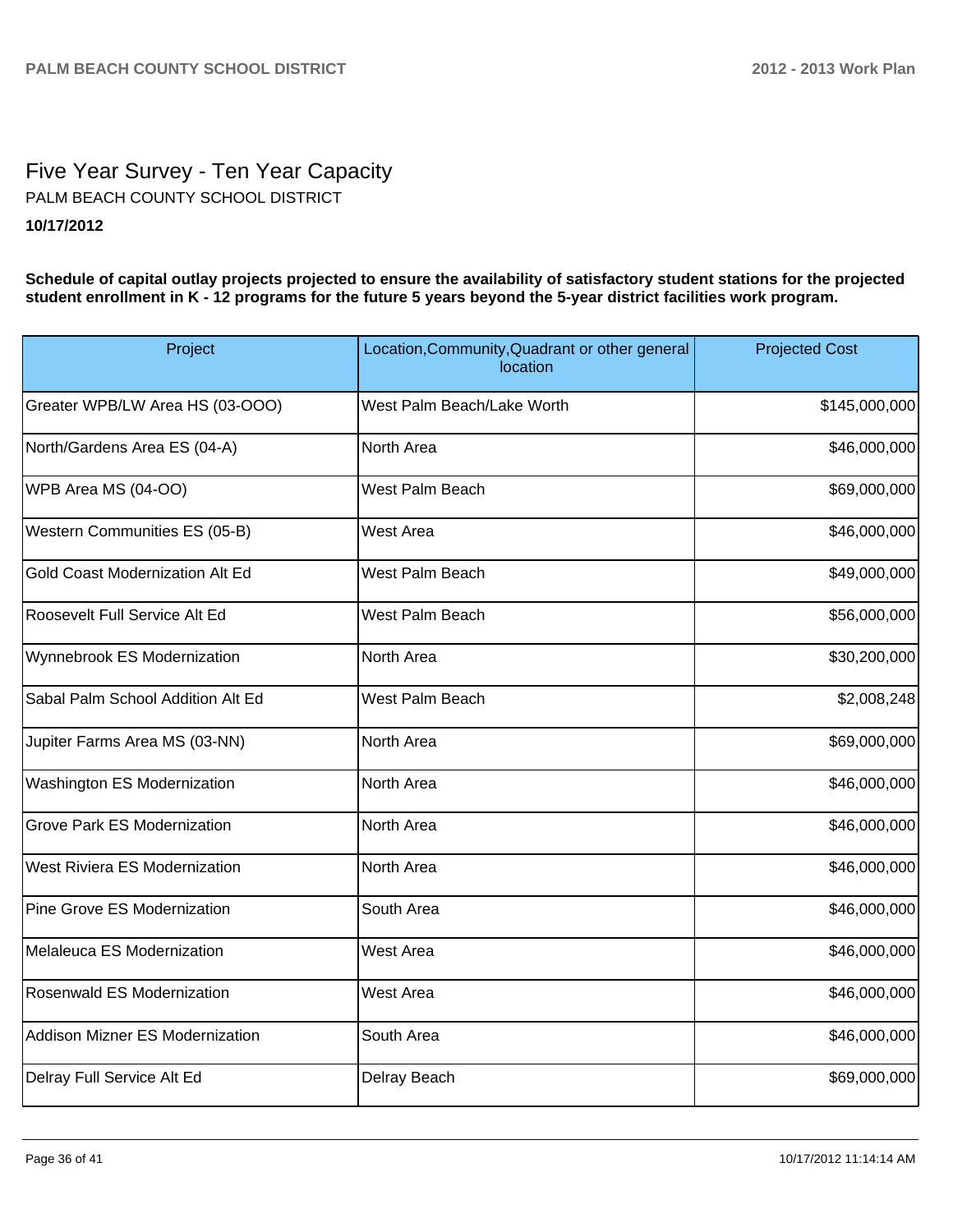# Five Year Survey - Ten Year Capacity

PALM BEACH COUNTY SCHOOL DISTRICT

**10/17/2012**

**Schedule of capital outlay projects projected to ensure the availability of satisfactory student stations for the projected student enrollment in K - 12 programs for the future 5 years beyond the 5-year district facilities work program.**

| Project | Location,Community,Quadrant or other general location | Projected Cost |
|---|---|---|
| Greater WPB/LW Area HS (03-OOO) | West Palm Beach/Lake Worth | $145,000,000 |
| North/Gardens Area ES (04-A) | North Area | $46,000,000 |
| WPB Area MS (04-OO) | West Palm Beach | $69,000,000 |
| Western Communities ES (05-B) | West Area | $46,000,000 |
| Gold Coast Modernization Alt Ed | West Palm Beach | $49,000,000 |
| Roosevelt Full Service Alt Ed | West Palm Beach | $56,000,000 |
| Wynnebrook ES Modernization | North Area | $30,200,000 |
| Sabal Palm School Addition Alt Ed | West Palm Beach | $2,008,248 |
| Jupiter Farms Area MS (03-NN) | North Area | $69,000,000 |
| Washington ES Modernization | North Area | $46,000,000 |
| Grove Park ES Modernization | North Area | $46,000,000 |
| West Riviera ES Modernization | North Area | $46,000,000 |
| Pine Grove ES Modernization | South Area | $46,000,000 |
| Melaleuca ES Modernization | West Area | $46,000,000 |
| Rosenwald ES Modernization | West Area | $46,000,000 |
| Addison Mizner ES Modernization | South Area | $46,000,000 |
| Delray Full Service Alt Ed | Delray Beach | $69,000,000 |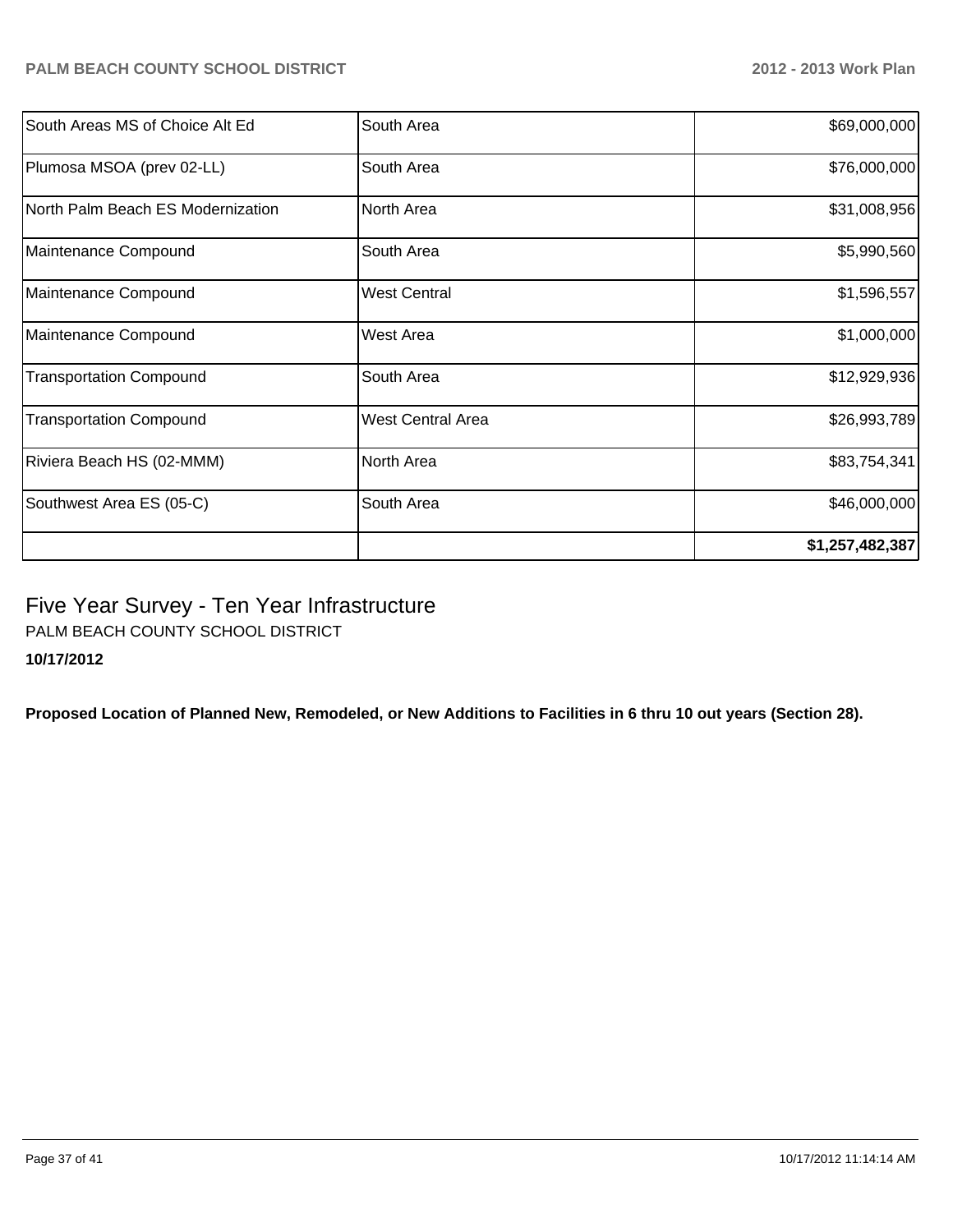| | | |
|---|---|---|
| South Areas MS of Choice Alt Ed | South Area | $69,000,000 |
| Plumosa MSOA (prev 02-LL) | South Area | $76,000,000 |
| North Palm Beach ES Modernization | North Area | $31,008,956 |
| Maintenance Compound | South Area | $5,990,560 |
| Maintenance Compound | West Central | $1,596,557 |
| Maintenance Compound | West Area | $1,000,000 |
| Transportation Compound | South Area | $12,929,936 |
| Transportation Compound | West Central Area | $26,993,789 |
| Riviera Beach HS (02-MMM) | North Area | $83,754,341 |
| Southwest Area ES (05-C) | South Area | $46,000,000 |
| | | **$1,257,482,387** |

# Five Year Survey - Ten Year Infrastructure

PALM BEACH COUNTY SCHOOL DISTRICT

**10/17/2012**

**Proposed Location of Planned New, Remodeled, or New Additions to Facilities in 6 thru 10 out years (Section 28).**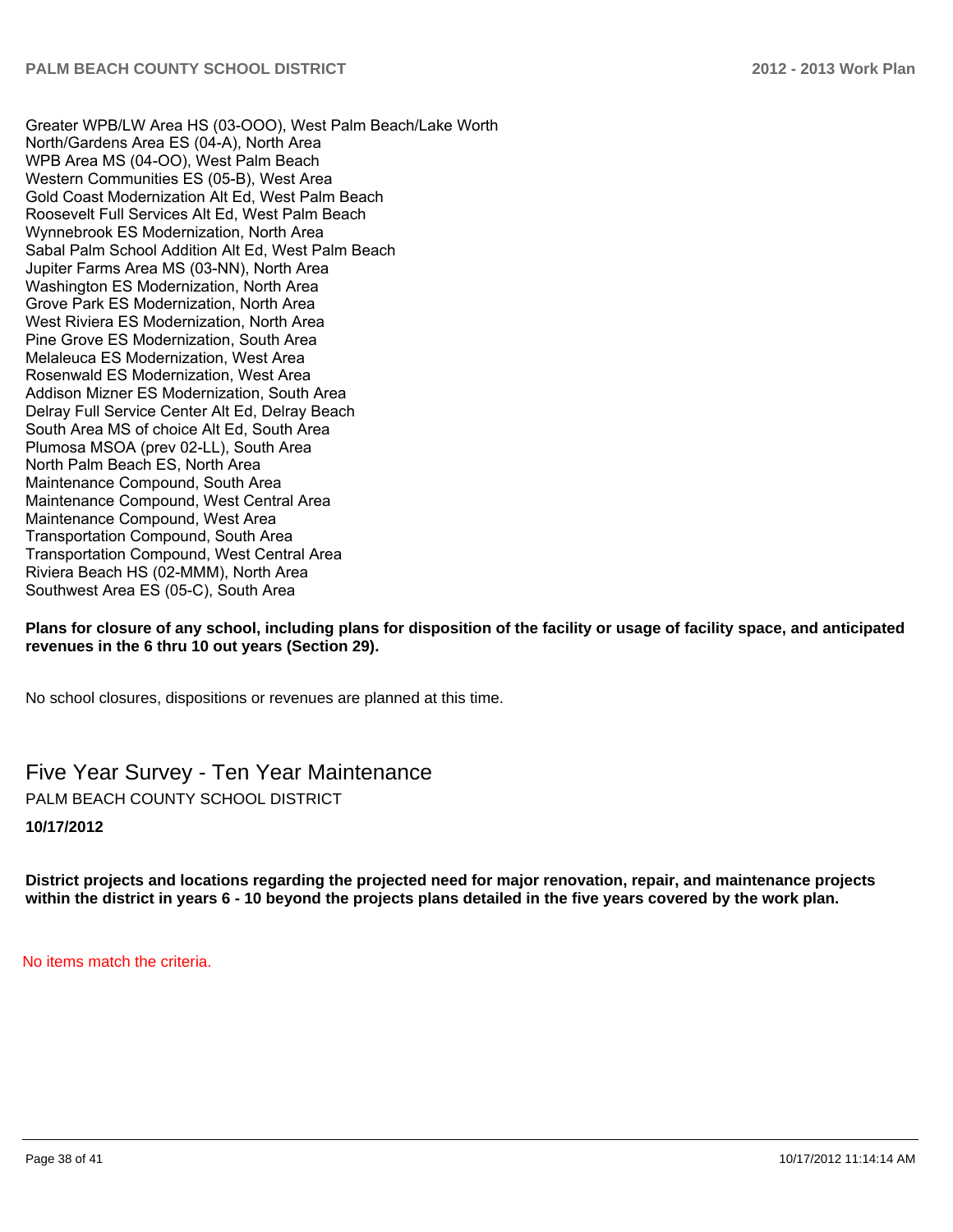Greater WPB/LW Area HS (03-OOO), West Palm Beach/Lake Worth
North/Gardens Area ES (04-A), North Area
WPB Area MS (04-OO), West Palm Beach
Western Communities ES (05-B), West Area
Gold Coast Modernization Alt Ed, West Palm Beach
Roosevelt Full Services Alt Ed, West Palm Beach
Wynnebrook ES Modernization, North Area
Sabal Palm School Addition Alt Ed, West Palm Beach
Jupiter Farms Area MS (03-NN), North Area
Washington ES Modernization, North Area
Grove Park ES Modernization, North Area
West Riviera ES Modernization, North Area
Pine Grove ES Modernization, South Area
Melaleuca ES Modernization, West Area
Rosenwald ES Modernization, West Area
Addison Mizner ES Modernization, South Area
Delray Full Service Center Alt Ed, Delray Beach
South Area MS of choice Alt Ed, South Area
Plumosa MSOA (prev 02-LL), South Area
North Palm Beach ES, North Area
Maintenance Compound, South Area
Maintenance Compound, West Central Area
Maintenance Compound, West Area
Transportation Compound, South Area
Transportation Compound, West Central Area
Riviera Beach HS (02-MMM), North Area
Southwest Area ES (05-C), South Area

**Plans for closure of any school, including plans for disposition of the facility or usage of facility space, and anticipated revenues in the 6 thru 10 out years (Section 29).**

No school closures, dispositions or revenues are planned at this time.

# Five Year Survey - Ten Year Maintenance

PALM BEACH COUNTY SCHOOL DISTRICT

**10/17/2012**

**District projects and locations regarding the projected need for major renovation, repair, and maintenance projects within the district in years 6 - 10 beyond the projects plans detailed in the five years covered by the work plan.**

No items match the criteria.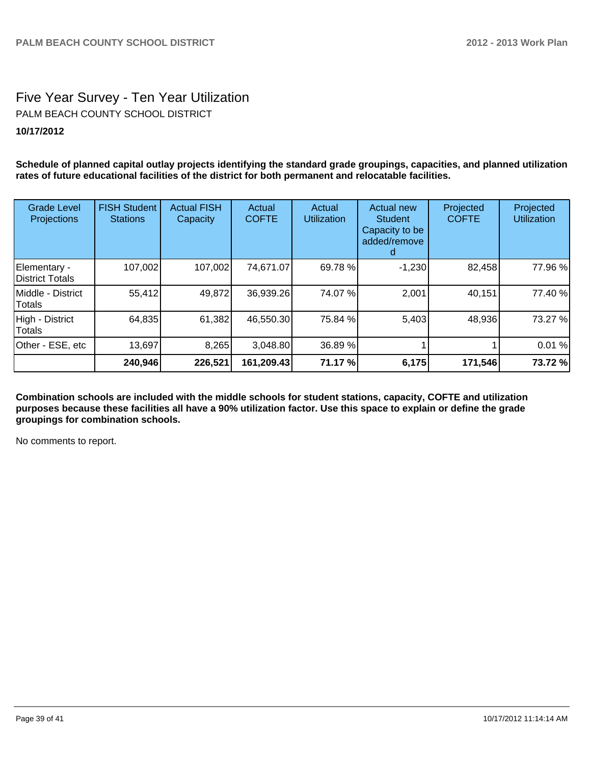# Five Year Survey - Ten Year Utilization

PALM BEACH COUNTY SCHOOL DISTRICT

**10/17/2012**

**Schedule of planned capital outlay projects identifying the standard grade groupings, capacities, and planned utilization rates of future educational facilities of the district for both permanent and relocatable facilities.**

| Grade Level Projections | FISH Student Stations | Actual FISH Capacity | Actual COFTE | Actual Utilization | Actual new Student Capacity to be added/removed | Projected COFTE | Projected Utilization |
|---|---|---|---|---|---|---|---|
| Elementary - District Totals | 107,002 | 107,002 | 74,671.07 | 69.78 % | -1,230 | 82,458 | 77.96 % |
| Middle - District Totals | 55,412 | 49,872 | 36,939.26 | 74.07 % | 2,001 | 40,151 | 77.40 % |
| High - District Totals | 64,835 | 61,382 | 46,550.30 | 75.84 % | 5,403 | 48,936 | 73.27 % |
| Other - ESE, etc | 13,697 | 8,265 | 3,048.80 | 36.89 % | 1 | 1 | 0.01 % |
| | **240,946** | **226,521** | **161,209.43** | **71.17 %** | **6,175** | **171,546** | **73.72 %** |

**Combination schools are included with the middle schools for student stations, capacity, COFTE and utilization purposes because these facilities all have a 90% utilization factor. Use this space to explain or define the grade groupings for combination schools.**

No comments to report.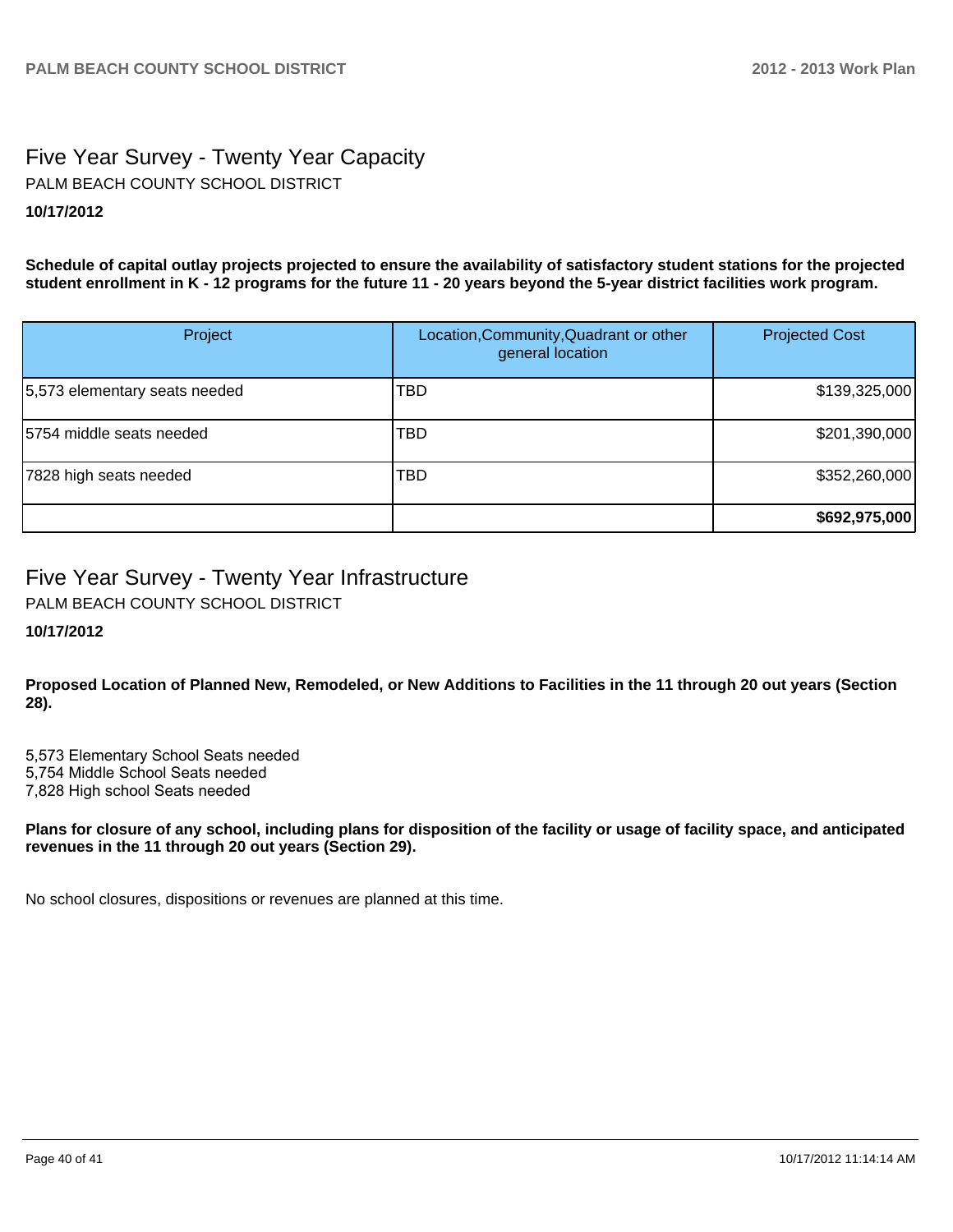# Five Year Survey - Twenty Year Capacity

PALM BEACH COUNTY SCHOOL DISTRICT

**10/17/2012**

**Schedule of capital outlay projects projected to ensure the availability of satisfactory student stations for the projected student enrollment in K - 12 programs for the future 11 - 20 years beyond the 5-year district facilities work program.**

| Project | Location,Community,Quadrant or other general location | Projected Cost |
|---|---|---|
| 5,573 elementary seats needed | TBD | $139,325,000 |
| 5754 middle seats needed | TBD | $201,390,000 |
| 7828 high seats needed | TBD | $352,260,000 |
| | | **$692,975,000** |

# Five Year Survey - Twenty Year Infrastructure

PALM BEACH COUNTY SCHOOL DISTRICT

**10/17/2012**

**Proposed Location of Planned New, Remodeled, or New Additions to Facilities in the 11 through 20 out years (Section 28).**

5,573 Elementary School Seats needed
5,754 Middle School Seats needed
7,828 High school Seats needed

**Plans for closure of any school, including plans for disposition of the facility or usage of facility space, and anticipated revenues in the 11 through 20 out years (Section 29).**

No school closures, dispositions or revenues are planned at this time.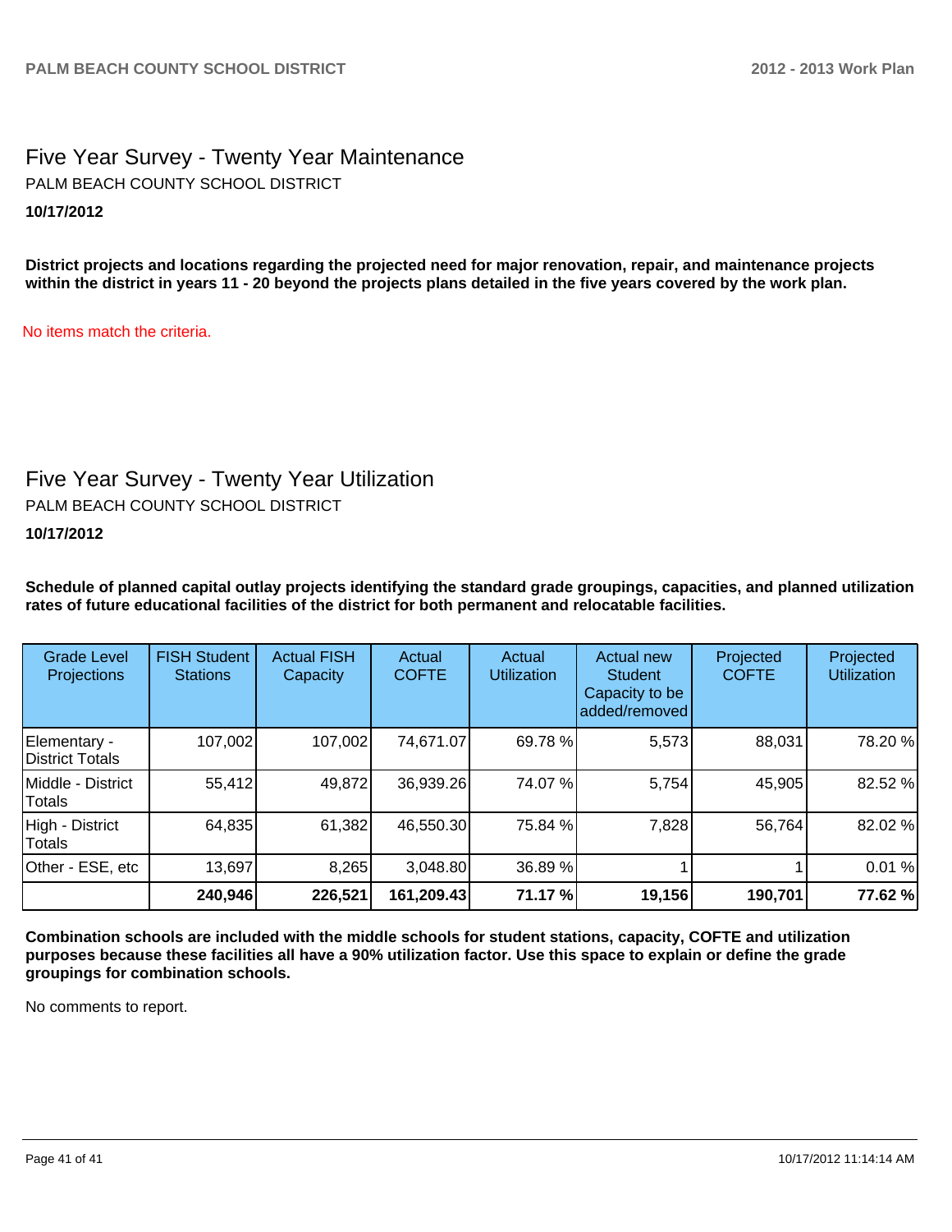# Five Year Survey - Twenty Year Maintenance

PALM BEACH COUNTY SCHOOL DISTRICT

**10/17/2012**

**District projects and locations regarding the projected need for major renovation, repair, and maintenance projects within the district in years 11 - 20 beyond the projects plans detailed in the five years covered by the work plan.**

No items match the criteria.

# Five Year Survey - Twenty Year Utilization

PALM BEACH COUNTY SCHOOL DISTRICT

**10/17/2012**

**Schedule of planned capital outlay projects identifying the standard grade groupings, capacities, and planned utilization rates of future educational facilities of the district for both permanent and relocatable facilities.**

| Grade Level Projections | FISH Student Stations | Actual FISH Capacity | Actual COFTE | Actual Utilization | Actual new Student Capacity to be added/removed | Projected COFTE | Projected Utilization |
|---|---|---|---|---|---|---|---|
| Elementary - District Totals | 107,002 | 107,002 | 74,671.07 | 69.78 % | 5,573 | 88,031 | 78.20 % |
| Middle - District Totals | 55,412 | 49,872 | 36,939.26 | 74.07 % | 5,754 | 45,905 | 82.52 % |
| High - District Totals | 64,835 | 61,382 | 46,550.30 | 75.84 % | 7,828 | 56,764 | 82.02 % |
| Other - ESE, etc | 13,697 | 8,265 | 3,048.80 | 36.89 % | 1 | 1 | 0.01 % |
| | **240,946** | **226,521** | **161,209.43** | **71.17 %** | **19,156** | **190,701** | **77.62 %** |

**Combination schools are included with the middle schools for student stations, capacity, COFTE and utilization purposes because these facilities all have a 90% utilization factor. Use this space to explain or define the grade groupings for combination schools.**

No comments to report.